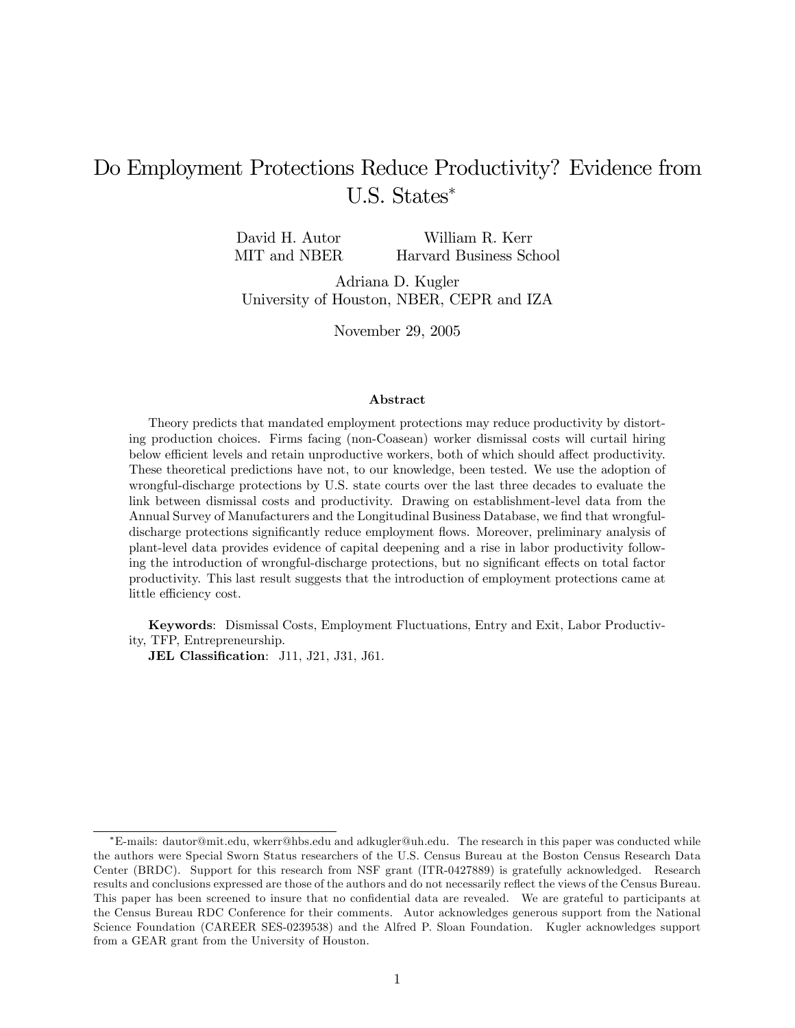# Do Employment Protections Reduce Productivity? Evidence from U.S. States*

David H. Autor
MIT and NBER

William R. Kerr
Harvard Business School

Adriana D. Kugler
University of Houston, NBER, CEPR and IZA

November 29, 2005

### Abstract

Theory predicts that mandated employment protections may reduce productivity by distorting production choices. Firms facing (non-Coasean) worker dismissal costs will curtail hiring below efficient levels and retain unproductive workers, both of which should affect productivity. These theoretical predictions have not, to our knowledge, been tested. We use the adoption of wrongful-discharge protections by U.S. state courts over the last three decades to evaluate the link between dismissal costs and productivity. Drawing on establishment-level data from the Annual Survey of Manufacturers and the Longitudinal Business Database, we find that wrongful-discharge protections significantly reduce employment flows. Moreover, preliminary analysis of plant-level data provides evidence of capital deepening and a rise in labor productivity following the introduction of wrongful-discharge protections, but no significant effects on total factor productivity. This last result suggests that the introduction of employment protections came at little efficiency cost.

**Keywords**: Dismissal Costs, Employment Fluctuations, Entry and Exit, Labor Productivity, TFP, Entrepreneurship.
**JEL Classification**: J11, J21, J31, J61.

*E-mails: dautor@mit.edu, wkerr@hbs.edu and adkugler@uh.edu. The research in this paper was conducted while the authors were Special Sworn Status researchers of the U.S. Census Bureau at the Boston Census Research Data Center (BRDC). Support for this research from NSF grant (ITR-0427889) is gratefully acknowledged. Research results and conclusions expressed are those of the authors and do not necessarily reflect the views of the Census Bureau. This paper has been screened to insure that no confidential data are revealed. We are grateful to participants at the Census Bureau RDC Conference for their comments. Autor acknowledges generous support from the National Science Foundation (CAREER SES-0239538) and the Alfred P. Sloan Foundation. Kugler acknowledges support from a GEAR grant from the University of Houston.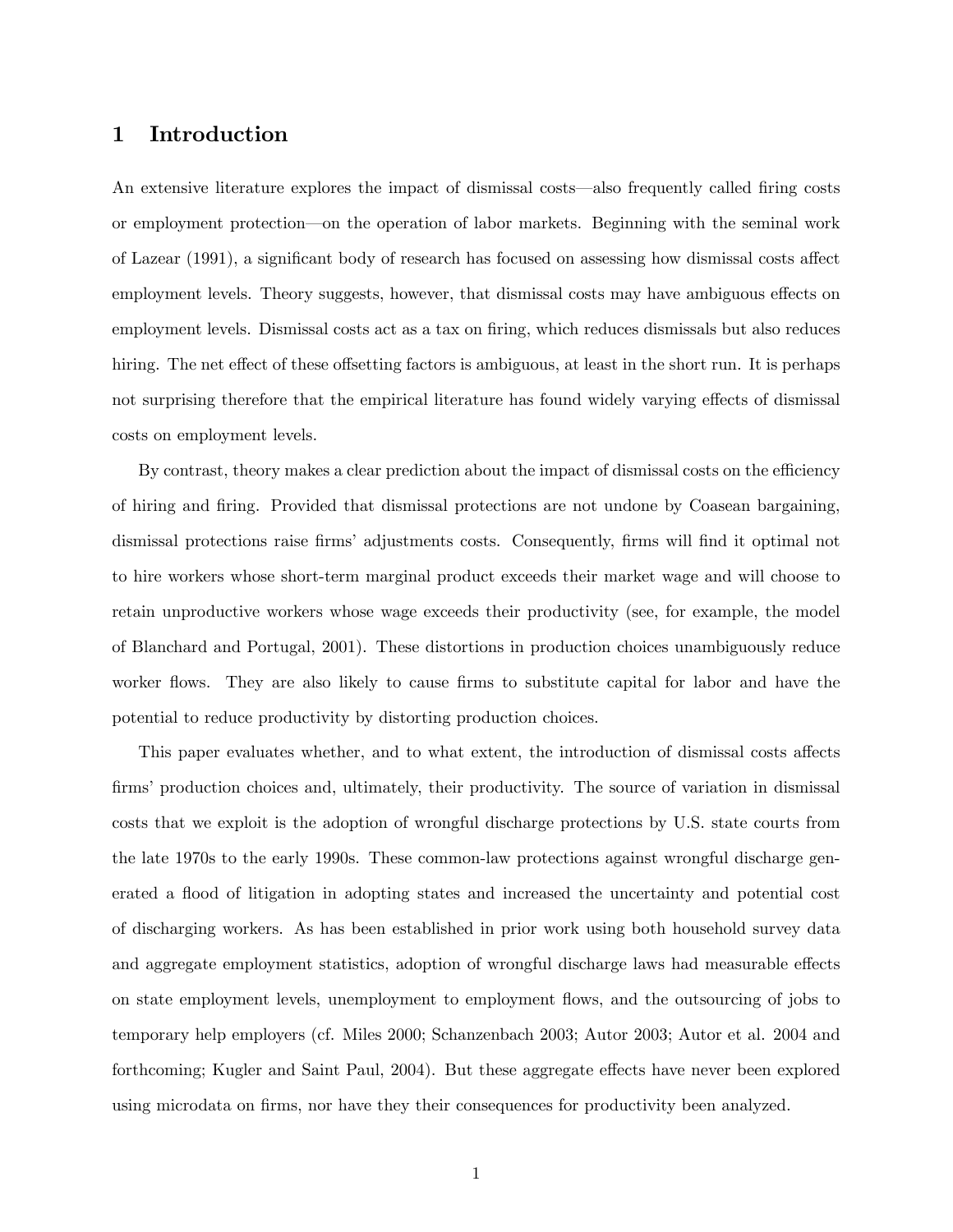# 1 Introduction

An extensive literature explores the impact of dismissal costs—also frequently called firing costs or employment protection—on the operation of labor markets. Beginning with the seminal work of Lazear (1991), a significant body of research has focused on assessing how dismissal costs affect employment levels. Theory suggests, however, that dismissal costs may have ambiguous effects on employment levels. Dismissal costs act as a tax on firing, which reduces dismissals but also reduces hiring. The net effect of these offsetting factors is ambiguous, at least in the short run. It is perhaps not surprising therefore that the empirical literature has found widely varying effects of dismissal costs on employment levels.

By contrast, theory makes a clear prediction about the impact of dismissal costs on the efficiency of hiring and firing. Provided that dismissal protections are not undone by Coasean bargaining, dismissal protections raise firms' adjustments costs. Consequently, firms will find it optimal not to hire workers whose short-term marginal product exceeds their market wage and will choose to retain unproductive workers whose wage exceeds their productivity (see, for example, the model of Blanchard and Portugal, 2001). These distortions in production choices unambiguously reduce worker flows. They are also likely to cause firms to substitute capital for labor and have the potential to reduce productivity by distorting production choices.

This paper evaluates whether, and to what extent, the introduction of dismissal costs affects firms' production choices and, ultimately, their productivity. The source of variation in dismissal costs that we exploit is the adoption of wrongful discharge protections by U.S. state courts from the late 1970s to the early 1990s. These common-law protections against wrongful discharge generated a flood of litigation in adopting states and increased the uncertainty and potential cost of discharging workers. As has been established in prior work using both household survey data and aggregate employment statistics, adoption of wrongful discharge laws had measurable effects on state employment levels, unemployment to employment flows, and the outsourcing of jobs to temporary help employers (cf. Miles 2000; Schanzenbach 2003; Autor 2003; Autor et al. 2004 and forthcoming; Kugler and Saint Paul, 2004). But these aggregate effects have never been explored using microdata on firms, nor have they their consequences for productivity been analyzed.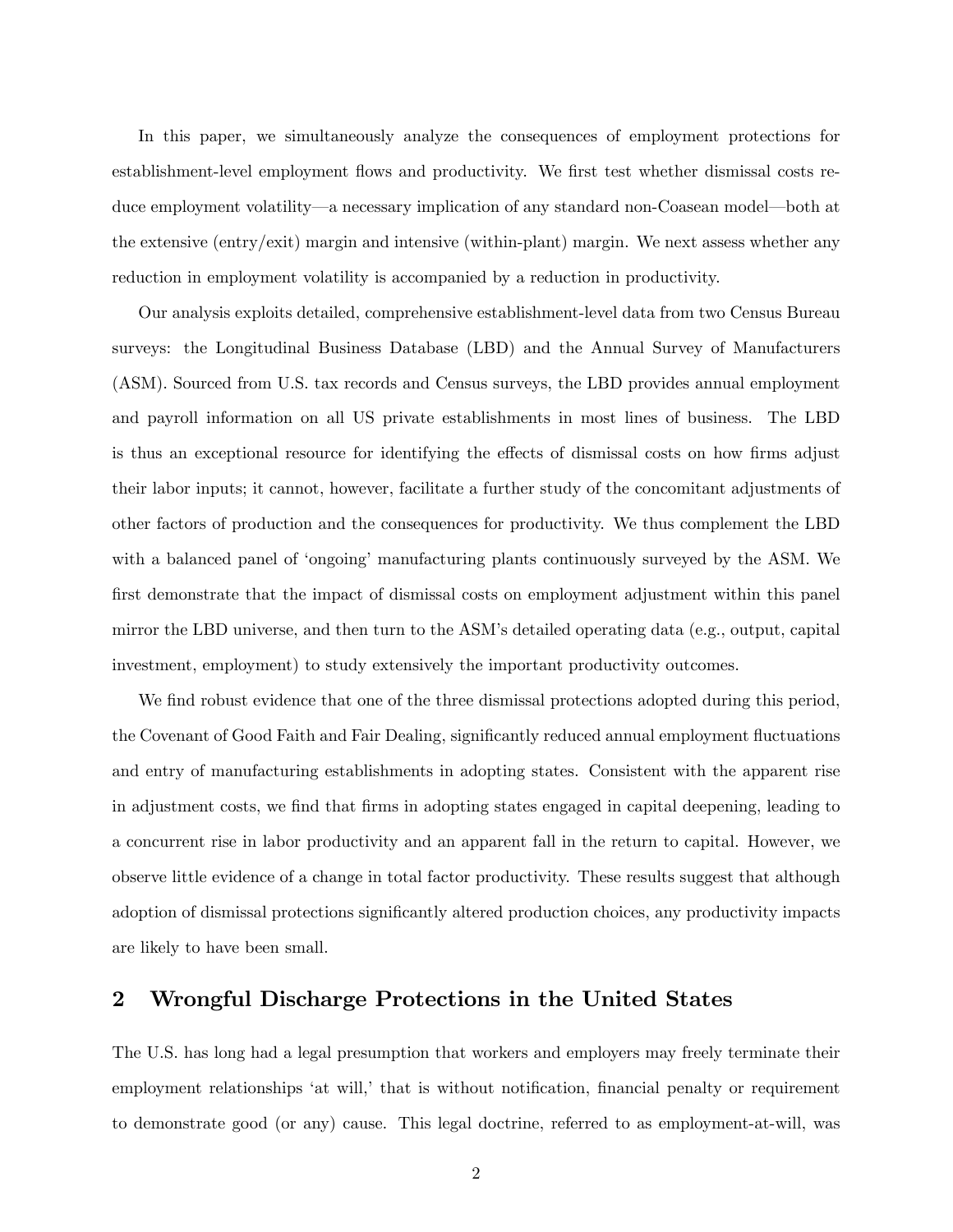In this paper, we simultaneously analyze the consequences of employment protections for establishment-level employment flows and productivity. We first test whether dismissal costs reduce employment volatility—a necessary implication of any standard non-Coasean model—both at the extensive (entry/exit) margin and intensive (within-plant) margin. We next assess whether any reduction in employment volatility is accompanied by a reduction in productivity.

Our analysis exploits detailed, comprehensive establishment-level data from two Census Bureau surveys: the Longitudinal Business Database (LBD) and the Annual Survey of Manufacturers (ASM). Sourced from U.S. tax records and Census surveys, the LBD provides annual employment and payroll information on all US private establishments in most lines of business. The LBD is thus an exceptional resource for identifying the effects of dismissal costs on how firms adjust their labor inputs; it cannot, however, facilitate a further study of the concomitant adjustments of other factors of production and the consequences for productivity. We thus complement the LBD with a balanced panel of 'ongoing' manufacturing plants continuously surveyed by the ASM. We first demonstrate that the impact of dismissal costs on employment adjustment within this panel mirror the LBD universe, and then turn to the ASM's detailed operating data (e.g., output, capital investment, employment) to study extensively the important productivity outcomes.

We find robust evidence that one of the three dismissal protections adopted during this period, the Covenant of Good Faith and Fair Dealing, significantly reduced annual employment fluctuations and entry of manufacturing establishments in adopting states. Consistent with the apparent rise in adjustment costs, we find that firms in adopting states engaged in capital deepening, leading to a concurrent rise in labor productivity and an apparent fall in the return to capital. However, we observe little evidence of a change in total factor productivity. These results suggest that although adoption of dismissal protections significantly altered production choices, any productivity impacts are likely to have been small.

## 2 Wrongful Discharge Protections in the United States

The U.S. has long had a legal presumption that workers and employers may freely terminate their employment relationships 'at will,' that is without notification, financial penalty or requirement to demonstrate good (or any) cause. This legal doctrine, referred to as employment-at-will, was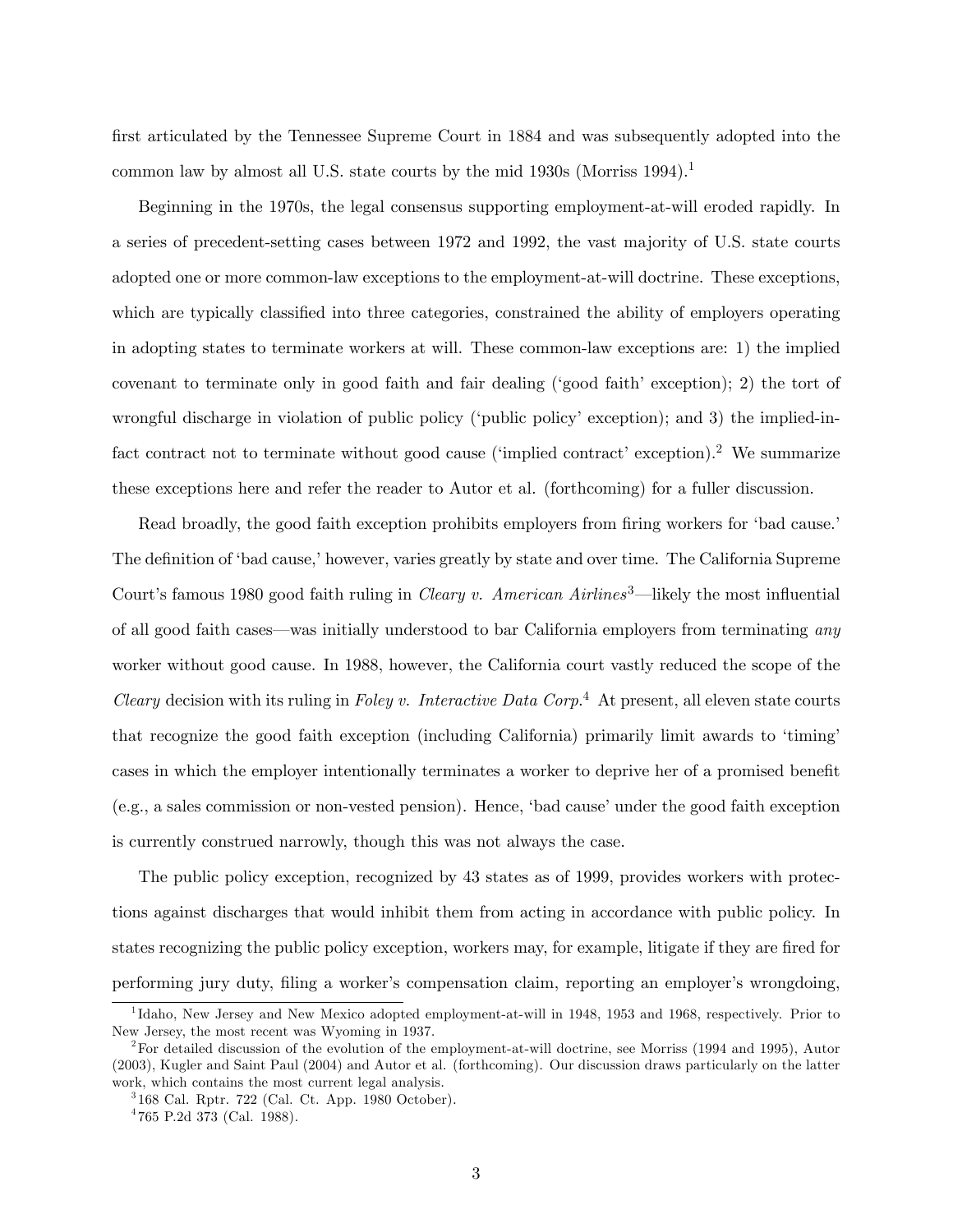first articulated by the Tennessee Supreme Court in 1884 and was subsequently adopted into the common law by almost all U.S. state courts by the mid 1930s (Morriss 1994).[1]

Beginning in the 1970s, the legal consensus supporting employment-at-will eroded rapidly. In a series of precedent-setting cases between 1972 and 1992, the vast majority of U.S. state courts adopted one or more common-law exceptions to the employment-at-will doctrine. These exceptions, which are typically classified into three categories, constrained the ability of employers operating in adopting states to terminate workers at will. These common-law exceptions are: 1) the implied covenant to terminate only in good faith and fair dealing ('good faith' exception); 2) the tort of wrongful discharge in violation of public policy ('public policy' exception); and 3) the implied-in-fact contract not to terminate without good cause ('implied contract' exception).[2] We summarize these exceptions here and refer the reader to Autor et al. (forthcoming) for a fuller discussion.

Read broadly, the good faith exception prohibits employers from firing workers for 'bad cause.' The definition of 'bad cause,' however, varies greatly by state and over time. The California Supreme Court's famous 1980 good faith ruling in *Cleary v. American Airlines*[3]—likely the most influential of all good faith cases—was initially understood to bar California employers from terminating *any* worker without good cause. In 1988, however, the California court vastly reduced the scope of the *Cleary* decision with its ruling in *Foley v. Interactive Data Corp.*[4] At present, all eleven state courts that recognize the good faith exception (including California) primarily limit awards to 'timing' cases in which the employer intentionally terminates a worker to deprive her of a promised benefit (e.g., a sales commission or non-vested pension). Hence, 'bad cause' under the good faith exception is currently construed narrowly, though this was not always the case.

The public policy exception, recognized by 43 states as of 1999, provides workers with protections against discharges that would inhibit them from acting in accordance with public policy. In states recognizing the public policy exception, workers may, for example, litigate if they are fired for performing jury duty, filing a worker's compensation claim, reporting an employer's wrongdoing,

[1] Idaho, New Jersey and New Mexico adopted employment-at-will in 1948, 1953 and 1968, respectively. Prior to New Jersey, the most recent was Wyoming in 1937.

[2] For detailed discussion of the evolution of the employment-at-will doctrine, see Morriss (1994 and 1995), Autor (2003), Kugler and Saint Paul (2004) and Autor et al. (forthcoming). Our discussion draws particularly on the latter work, which contains the most current legal analysis.

[3] 168 Cal. Rptr. 722 (Cal. Ct. App. 1980 October).

[4] 765 P.2d 373 (Cal. 1988).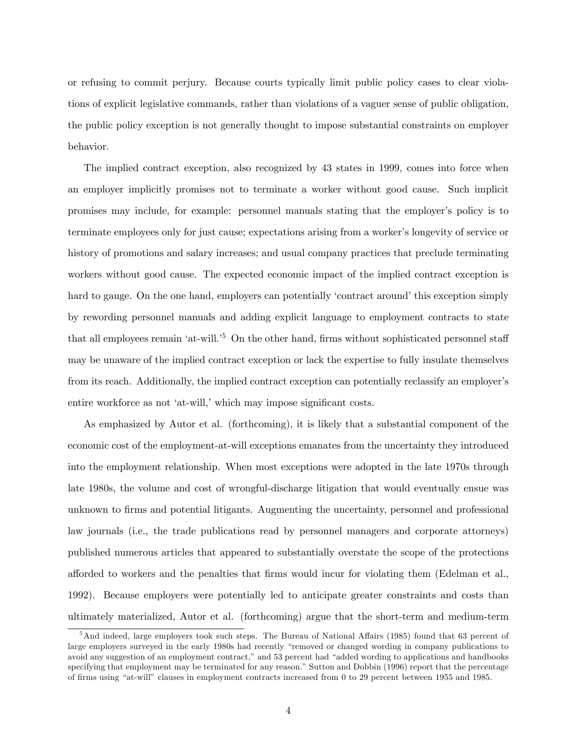or refusing to commit perjury. Because courts typically limit public policy cases to clear violations of explicit legislative commands, rather than violations of a vaguer sense of public obligation, the public policy exception is not generally thought to impose substantial constraints on employer behavior.

The implied contract exception, also recognized by 43 states in 1999, comes into force when an employer implicitly promises not to terminate a worker without good cause. Such implicit promises may include, for example: personnel manuals stating that the employer's policy is to terminate employees only for just cause; expectations arising from a worker's longevity of service or history of promotions and salary increases; and usual company practices that preclude terminating workers without good cause. The expected economic impact of the implied contract exception is hard to gauge. On the one hand, employers can potentially 'contract around' this exception simply by rewording personnel manuals and adding explicit language to employment contracts to state that all employees remain 'at-will.'[5] On the other hand, firms without sophisticated personnel staff may be unaware of the implied contract exception or lack the expertise to fully insulate themselves from its reach. Additionally, the implied contract exception can potentially reclassify an employer's entire workforce as not 'at-will,' which may impose significant costs.

As emphasized by Autor et al. (forthcoming), it is likely that a substantial component of the economic cost of the employment-at-will exceptions emanates from the uncertainty they introduced into the employment relationship. When most exceptions were adopted in the late 1970s through late 1980s, the volume and cost of wrongful-discharge litigation that would eventually ensue was unknown to firms and potential litigants. Augmenting the uncertainty, personnel and professional law journals (i.e., the trade publications read by personnel managers and corporate attorneys) published numerous articles that appeared to substantially overstate the scope of the protections afforded to workers and the penalties that firms would incur for violating them (Edelman et al., 1992). Because employers were potentially led to anticipate greater constraints and costs than ultimately materialized, Autor et al. (forthcoming) argue that the short-term and medium-term

[5] And indeed, large employers took such steps. The Bureau of National Affairs (1985) found that 63 percent of large employers surveyed in the early 1980s had recently "removed or changed wording in company publications to avoid any suggestion of an employment contract," and 53 percent had "added wording to applications and handbooks specifying that employment may be terminated for any reason." Sutton and Dobbin (1996) report that the percentage of firms using "at-will" clauses in employment contracts increased from 0 to 29 percent between 1955 and 1985.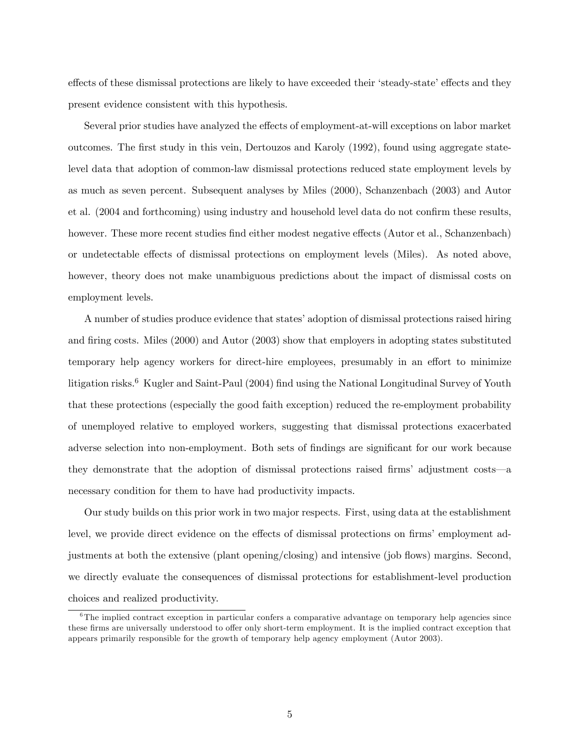effects of these dismissal protections are likely to have exceeded their 'steady-state' effects and they present evidence consistent with this hypothesis.

Several prior studies have analyzed the effects of employment-at-will exceptions on labor market outcomes. The first study in this vein, Dertouzos and Karoly (1992), found using aggregate state-level data that adoption of common-law dismissal protections reduced state employment levels by as much as seven percent. Subsequent analyses by Miles (2000), Schanzenbach (2003) and Autor et al. (2004 and forthcoming) using industry and household level data do not confirm these results, however. These more recent studies find either modest negative effects (Autor et al., Schanzenbach) or undetectable effects of dismissal protections on employment levels (Miles). As noted above, however, theory does not make unambiguous predictions about the impact of dismissal costs on employment levels.

A number of studies produce evidence that states' adoption of dismissal protections raised hiring and firing costs. Miles (2000) and Autor (2003) show that employers in adopting states substituted temporary help agency workers for direct-hire employees, presumably in an effort to minimize litigation risks.[6] Kugler and Saint-Paul (2004) find using the National Longitudinal Survey of Youth that these protections (especially the good faith exception) reduced the re-employment probability of unemployed relative to employed workers, suggesting that dismissal protections exacerbated adverse selection into non-employment. Both sets of findings are significant for our work because they demonstrate that the adoption of dismissal protections raised firms' adjustment costs—a necessary condition for them to have had productivity impacts.

Our study builds on this prior work in two major respects. First, using data at the establishment level, we provide direct evidence on the effects of dismissal protections on firms' employment adjustments at both the extensive (plant opening/closing) and intensive (job flows) margins. Second, we directly evaluate the consequences of dismissal protections for establishment-level production choices and realized productivity.

[6] The implied contract exception in particular confers a comparative advantage on temporary help agencies since these firms are universally understood to offer only short-term employment. It is the implied contract exception that appears primarily responsible for the growth of temporary help agency employment (Autor 2003).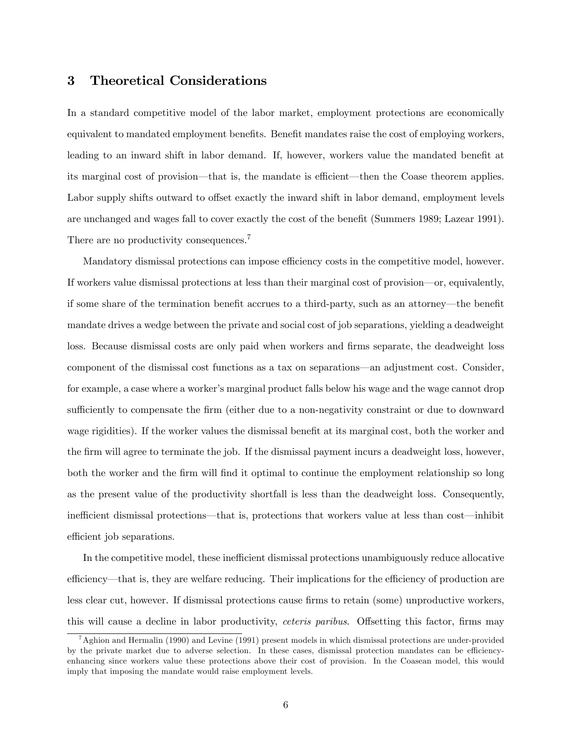## 3 Theoretical Considerations

In a standard competitive model of the labor market, employment protections are economically equivalent to mandated employment benefits. Benefit mandates raise the cost of employing workers, leading to an inward shift in labor demand. If, however, workers value the mandated benefit at its marginal cost of provision—that is, the mandate is efficient—then the Coase theorem applies. Labor supply shifts outward to offset exactly the inward shift in labor demand, employment levels are unchanged and wages fall to cover exactly the cost of the benefit (Summers 1989; Lazear 1991). There are no productivity consequences.[7]

Mandatory dismissal protections can impose efficiency costs in the competitive model, however. If workers value dismissal protections at less than their marginal cost of provision—or, equivalently, if some share of the termination benefit accrues to a third-party, such as an attorney—the benefit mandate drives a wedge between the private and social cost of job separations, yielding a deadweight loss. Because dismissal costs are only paid when workers and firms separate, the deadweight loss component of the dismissal cost functions as a tax on separations—an adjustment cost. Consider, for example, a case where a worker's marginal product falls below his wage and the wage cannot drop sufficiently to compensate the firm (either due to a non-negativity constraint or due to downward wage rigidities). If the worker values the dismissal benefit at its marginal cost, both the worker and the firm will agree to terminate the job. If the dismissal payment incurs a deadweight loss, however, both the worker and the firm will find it optimal to continue the employment relationship so long as the present value of the productivity shortfall is less than the deadweight loss. Consequently, inefficient dismissal protections—that is, protections that workers value at less than cost—inhibit efficient job separations.

In the competitive model, these inefficient dismissal protections unambiguously reduce allocative efficiency—that is, they are welfare reducing. Their implications for the efficiency of production are less clear cut, however. If dismissal protections cause firms to retain (some) unproductive workers, this will cause a decline in labor productivity, *ceteris paribus*. Offsetting this factor, firms may

[7] Aghion and Hermalin (1990) and Levine (1991) present models in which dismissal protections are under-provided by the private market due to adverse selection. In these cases, dismissal protection mandates can be efficiency-enhancing since workers value these protections above their cost of provision. In the Coasean model, this would imply that imposing the mandate would raise employment levels.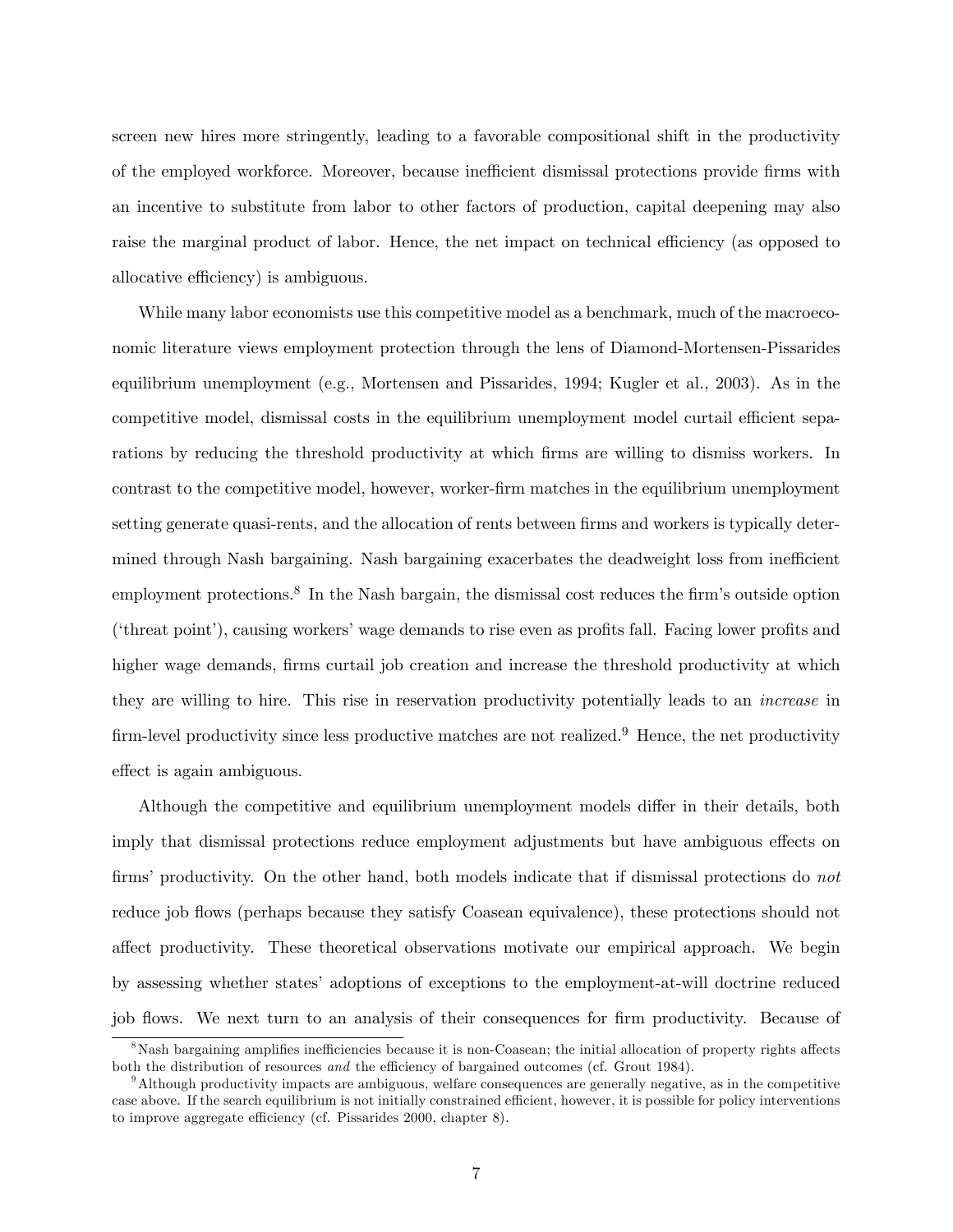screen new hires more stringently, leading to a favorable compositional shift in the productivity of the employed workforce. Moreover, because inefficient dismissal protections provide firms with an incentive to substitute from labor to other factors of production, capital deepening may also raise the marginal product of labor. Hence, the net impact on technical efficiency (as opposed to allocative efficiency) is ambiguous.

While many labor economists use this competitive model as a benchmark, much of the macroeconomic literature views employment protection through the lens of Diamond-Mortensen-Pissarides equilibrium unemployment (e.g., Mortensen and Pissarides, 1994; Kugler et al., 2003). As in the competitive model, dismissal costs in the equilibrium unemployment model curtail efficient separations by reducing the threshold productivity at which firms are willing to dismiss workers. In contrast to the competitive model, however, worker-firm matches in the equilibrium unemployment setting generate quasi-rents, and the allocation of rents between firms and workers is typically determined through Nash bargaining. Nash bargaining exacerbates the deadweight loss from inefficient employment protections.[8] In the Nash bargain, the dismissal cost reduces the firm's outside option ('threat point'), causing workers' wage demands to rise even as profits fall. Facing lower profits and higher wage demands, firms curtail job creation and increase the threshold productivity at which they are willing to hire. This rise in reservation productivity potentially leads to an *increase* in firm-level productivity since less productive matches are not realized.[9] Hence, the net productivity effect is again ambiguous.

Although the competitive and equilibrium unemployment models differ in their details, both imply that dismissal protections reduce employment adjustments but have ambiguous effects on firms' productivity. On the other hand, both models indicate that if dismissal protections do *not* reduce job flows (perhaps because they satisfy Coasean equivalence), these protections should not affect productivity. These theoretical observations motivate our empirical approach. We begin by assessing whether states' adoptions of exceptions to the employment-at-will doctrine reduced job flows. We next turn to an analysis of their consequences for firm productivity. Because of

[8] Nash bargaining amplifies inefficiencies because it is non-Coasean; the initial allocation of property rights affects both the distribution of resources *and* the efficiency of bargained outcomes (cf. Grout 1984).

[9] Although productivity impacts are ambiguous, welfare consequences are generally negative, as in the competitive case above. If the search equilibrium is not initially constrained efficient, however, it is possible for policy interventions to improve aggregate efficiency (cf. Pissarides 2000, chapter 8).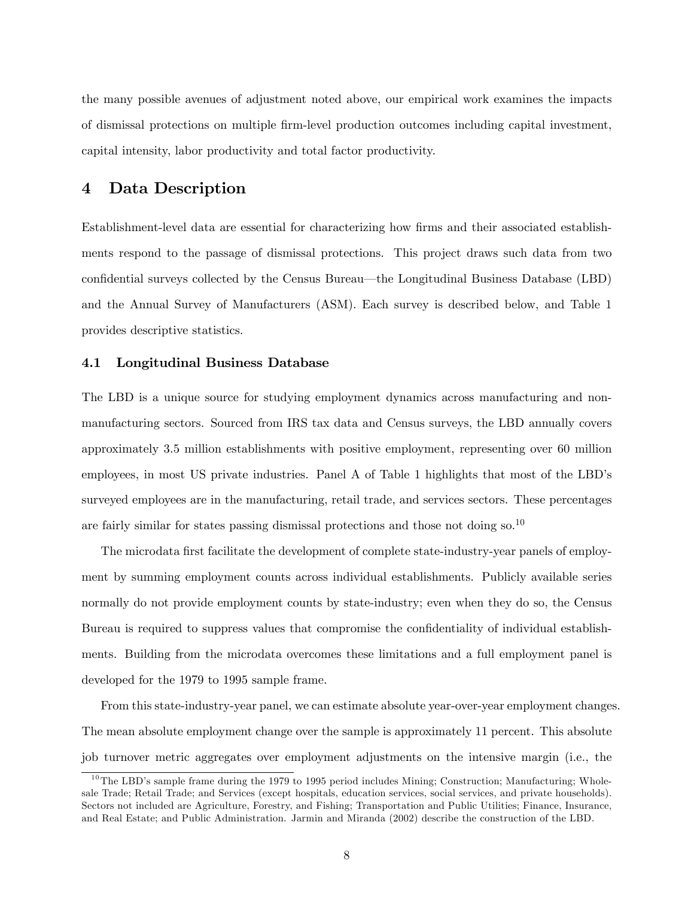the many possible avenues of adjustment noted above, our empirical work examines the impacts of dismissal protections on multiple firm-level production outcomes including capital investment, capital intensity, labor productivity and total factor productivity.

# 4 Data Description

Establishment-level data are essential for characterizing how firms and their associated establishments respond to the passage of dismissal protections. This project draws such data from two confidential surveys collected by the Census Bureau—the Longitudinal Business Database (LBD) and the Annual Survey of Manufacturers (ASM). Each survey is described below, and Table 1 provides descriptive statistics.

## 4.1 Longitudinal Business Database

The LBD is a unique source for studying employment dynamics across manufacturing and non-manufacturing sectors. Sourced from IRS tax data and Census surveys, the LBD annually covers approximately 3.5 million establishments with positive employment, representing over 60 million employees, in most US private industries. Panel A of Table 1 highlights that most of the LBD's surveyed employees are in the manufacturing, retail trade, and services sectors. These percentages are fairly similar for states passing dismissal protections and those not doing so.[10]

The microdata first facilitate the development of complete state-industry-year panels of employment by summing employment counts across individual establishments. Publicly available series normally do not provide employment counts by state-industry; even when they do so, the Census Bureau is required to suppress values that compromise the confidentiality of individual establishments. Building from the microdata overcomes these limitations and a full employment panel is developed for the 1979 to 1995 sample frame.

From this state-industry-year panel, we can estimate absolute year-over-year employment changes. The mean absolute employment change over the sample is approximately 11 percent. This absolute job turnover metric aggregates over employment adjustments on the intensive margin (i.e., the

[10] The LBD's sample frame during the 1979 to 1995 period includes Mining; Construction; Manufacturing; Wholesale Trade; Retail Trade; and Services (except hospitals, education services, social services, and private households). Sectors not included are Agriculture, Forestry, and Fishing; Transportation and Public Utilities; Finance, Insurance, and Real Estate; and Public Administration. Jarmin and Miranda (2002) describe the construction of the LBD.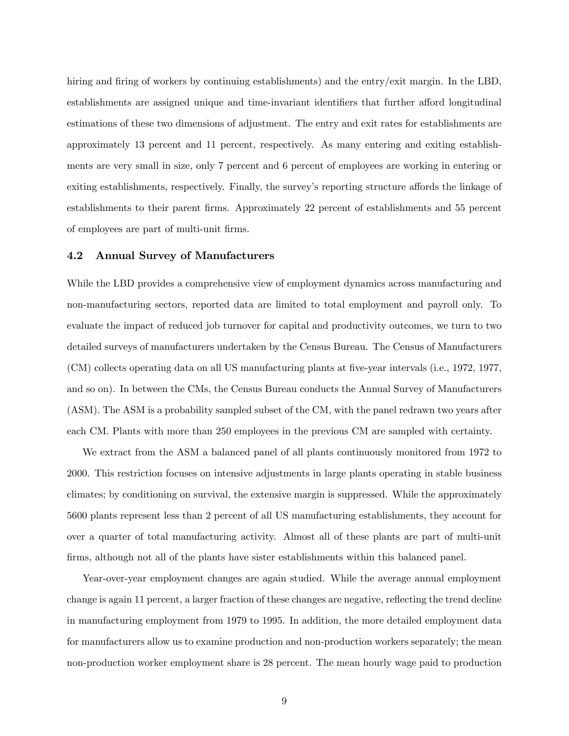hiring and firing of workers by continuing establishments) and the entry/exit margin. In the LBD, establishments are assigned unique and time-invariant identifiers that further afford longitudinal estimations of these two dimensions of adjustment. The entry and exit rates for establishments are approximately 13 percent and 11 percent, respectively. As many entering and exiting establishments are very small in size, only 7 percent and 6 percent of employees are working in entering or exiting establishments, respectively. Finally, the survey's reporting structure affords the linkage of establishments to their parent firms. Approximately 22 percent of establishments and 55 percent of employees are part of multi-unit firms.

### 4.2 Annual Survey of Manufacturers

While the LBD provides a comprehensive view of employment dynamics across manufacturing and non-manufacturing sectors, reported data are limited to total employment and payroll only. To evaluate the impact of reduced job turnover for capital and productivity outcomes, we turn to two detailed surveys of manufacturers undertaken by the Census Bureau. The Census of Manufacturers (CM) collects operating data on all US manufacturing plants at five-year intervals (i.e., 1972, 1977, and so on). In between the CMs, the Census Bureau conducts the Annual Survey of Manufacturers (ASM). The ASM is a probability sampled subset of the CM, with the panel redrawn two years after each CM. Plants with more than 250 employees in the previous CM are sampled with certainty.

We extract from the ASM a balanced panel of all plants continuously monitored from 1972 to 2000. This restriction focuses on intensive adjustments in large plants operating in stable business climates; by conditioning on survival, the extensive margin is suppressed. While the approximately 5600 plants represent less than 2 percent of all US manufacturing establishments, they account for over a quarter of total manufacturing activity. Almost all of these plants are part of multi-unit firms, although not all of the plants have sister establishments within this balanced panel.

Year-over-year employment changes are again studied. While the average annual employment change is again 11 percent, a larger fraction of these changes are negative, reflecting the trend decline in manufacturing employment from 1979 to 1995. In addition, the more detailed employment data for manufacturers allow us to examine production and non-production workers separately; the mean non-production worker employment share is 28 percent. The mean hourly wage paid to production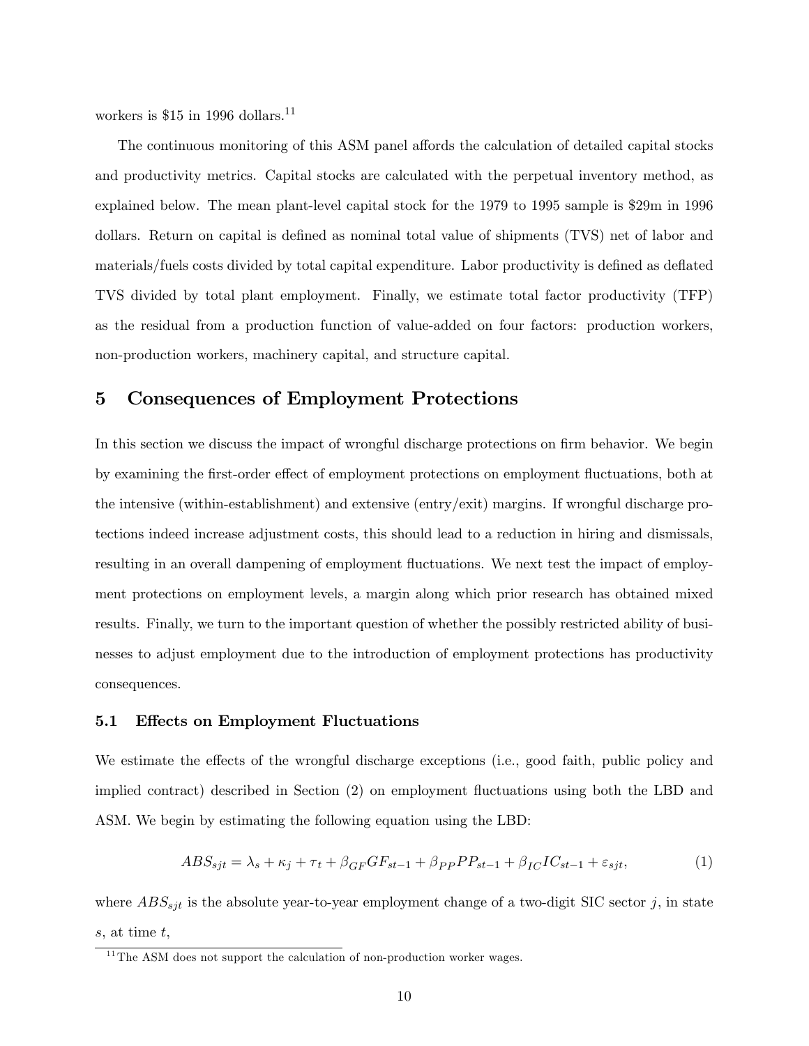workers is \$15 in 1996 dollars.[11]

The continuous monitoring of this ASM panel affords the calculation of detailed capital stocks and productivity metrics. Capital stocks are calculated with the perpetual inventory method, as explained below. The mean plant-level capital stock for the 1979 to 1995 sample is \$29m in 1996 dollars. Return on capital is defined as nominal total value of shipments (TVS) net of labor and materials/fuels costs divided by total capital expenditure. Labor productivity is defined as deflated TVS divided by total plant employment. Finally, we estimate total factor productivity (TFP) as the residual from a production function of value-added on four factors: production workers, non-production workers, machinery capital, and structure capital.

# 5 Consequences of Employment Protections

In this section we discuss the impact of wrongful discharge protections on firm behavior. We begin by examining the first-order effect of employment protections on employment fluctuations, both at the intensive (within-establishment) and extensive (entry/exit) margins. If wrongful discharge protections indeed increase adjustment costs, this should lead to a reduction in hiring and dismissals, resulting in an overall dampening of employment fluctuations. We next test the impact of employment protections on employment levels, a margin along which prior research has obtained mixed results. Finally, we turn to the important question of whether the possibly restricted ability of businesses to adjust employment due to the introduction of employment protections has productivity consequences.

## 5.1 Effects on Employment Fluctuations

We estimate the effects of the wrongful discharge exceptions (i.e., good faith, public policy and implied contract) described in Section (2) on employment fluctuations using both the LBD and ASM. We begin by estimating the following equation using the LBD:

$$ABS_{sjt} = \lambda_s + \kappa_j + \tau_t + \beta_{GF} GF_{st-1} + \beta_{PP} PP_{st-1} + \beta_{IC} IC_{st-1} + \varepsilon_{sjt}, \qquad (1)$$

where $ABS_{sjt}$ is the absolute year-to-year employment change of a two-digit SIC sector $j$, in state $s$, at time $t$,

[11] The ASM does not support the calculation of non-production worker wages.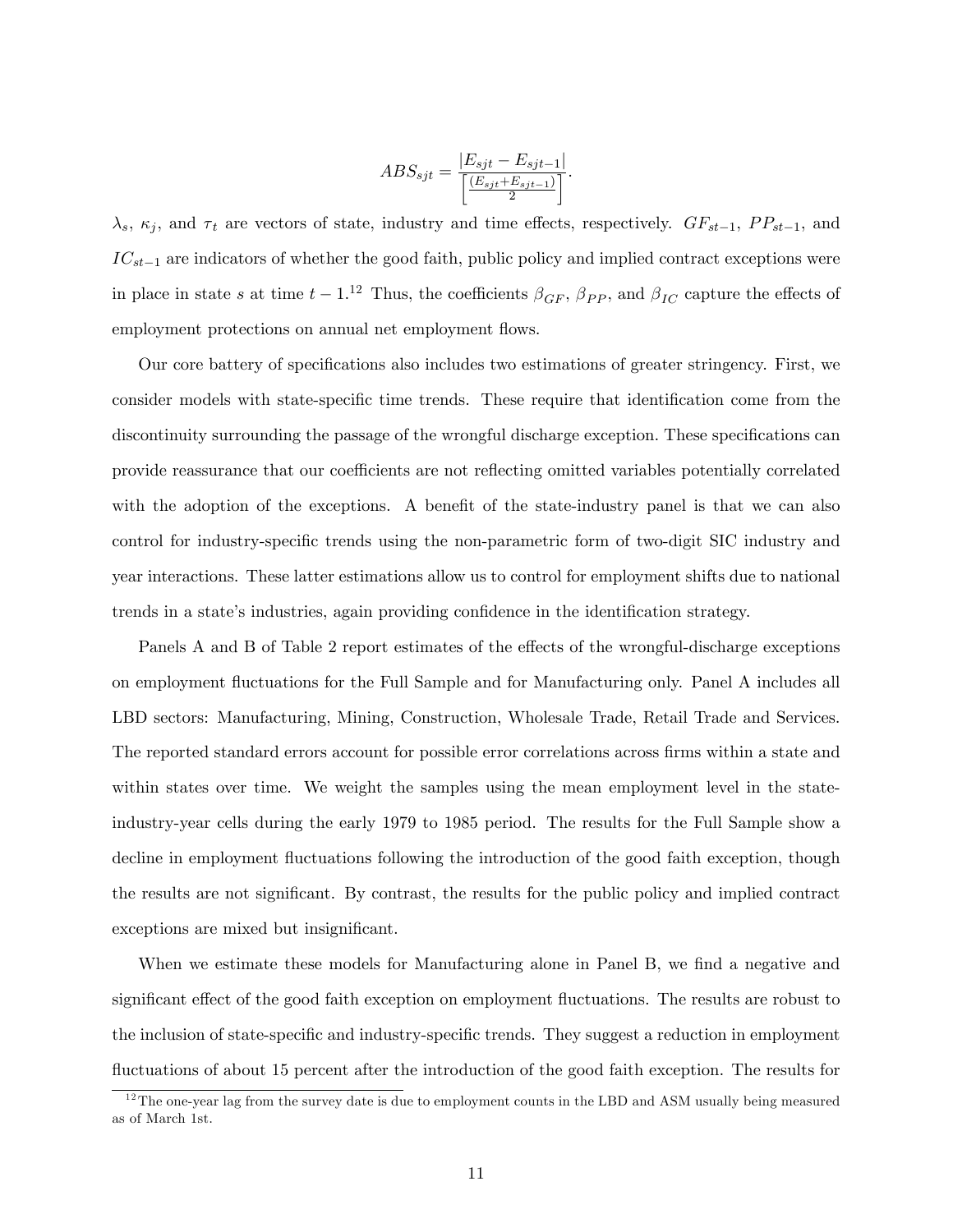$$ABS_{sjt} = \frac{|E_{sjt} - E_{sjt-1}|}{\left[\frac{(E_{sjt}+E_{sjt-1})}{2}\right]}.$$

$\lambda_s$, $\kappa_j$, and $\tau_t$ are vectors of state, industry and time effects, respectively. $GF_{st-1}$, $PP_{st-1}$, and $IC_{st-1}$ are indicators of whether the good faith, public policy and implied contract exceptions were in place in state $s$ at time $t-1$.[12] Thus, the coefficients $\beta_{GF}$, $\beta_{PP}$, and $\beta_{IC}$ capture the effects of employment protections on annual net employment flows.

Our core battery of specifications also includes two estimations of greater stringency. First, we consider models with state-specific time trends. These require that identification come from the discontinuity surrounding the passage of the wrongful discharge exception. These specifications can provide reassurance that our coefficients are not reflecting omitted variables potentially correlated with the adoption of the exceptions. A benefit of the state-industry panel is that we can also control for industry-specific trends using the non-parametric form of two-digit SIC industry and year interactions. These latter estimations allow us to control for employment shifts due to national trends in a state's industries, again providing confidence in the identification strategy.

Panels A and B of Table 2 report estimates of the effects of the wrongful-discharge exceptions on employment fluctuations for the Full Sample and for Manufacturing only. Panel A includes all LBD sectors: Manufacturing, Mining, Construction, Wholesale Trade, Retail Trade and Services. The reported standard errors account for possible error correlations across firms within a state and within states over time. We weight the samples using the mean employment level in the state-industry-year cells during the early 1979 to 1985 period. The results for the Full Sample show a decline in employment fluctuations following the introduction of the good faith exception, though the results are not significant. By contrast, the results for the public policy and implied contract exceptions are mixed but insignificant.

When we estimate these models for Manufacturing alone in Panel B, we find a negative and significant effect of the good faith exception on employment fluctuations. The results are robust to the inclusion of state-specific and industry-specific trends. They suggest a reduction in employment fluctuations of about 15 percent after the introduction of the good faith exception. The results for

[12] The one-year lag from the survey date is due to employment counts in the LBD and ASM usually being measured as of March 1st.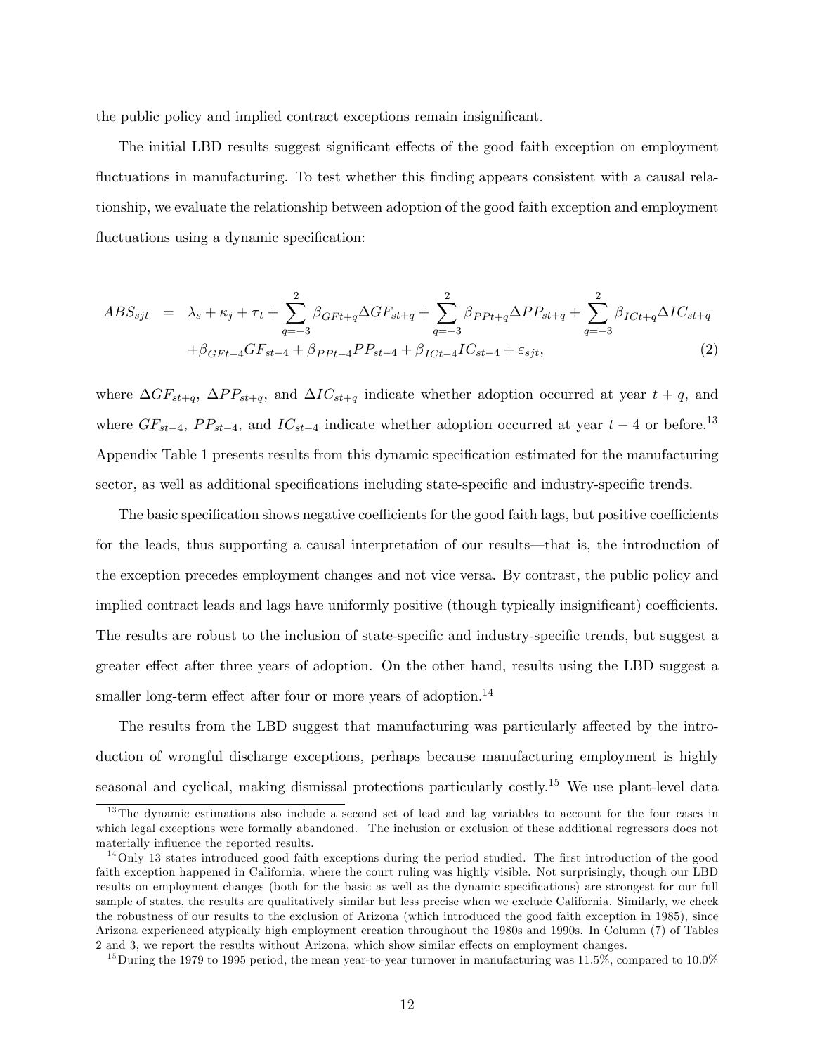the public policy and implied contract exceptions remain insignificant.

The initial LBD results suggest significant effects of the good faith exception on employment fluctuations in manufacturing. To test whether this finding appears consistent with a causal relationship, we evaluate the relationship between adoption of the good faith exception and employment fluctuations using a dynamic specification:

$$
\begin{aligned}
ABS_{sjt} \;=\;& \lambda_s + \kappa_j + \tau_t + \sum_{q=-3}^{2} \beta_{GFt+q} \Delta GF_{st+q} + \sum_{q=-3}^{2} \beta_{PPt+q} \Delta PP_{st+q} + \sum_{q=-3}^{2} \beta_{ICt+q} \Delta IC_{st+q} \\
& + \beta_{GFt-4} GF_{st-4} + \beta_{PPt-4} PP_{st-4} + \beta_{ICt-4} IC_{st-4} + \varepsilon_{sjt}, \qquad (2)
\end{aligned}
$$

where $\Delta GF_{st+q}$, $\Delta PP_{st+q}$, and $\Delta IC_{st+q}$ indicate whether adoption occurred at year $t+q$, and where $GF_{st-4}$, $PP_{st-4}$, and $IC_{st-4}$ indicate whether adoption occurred at year $t-4$ or before.[13] Appendix Table 1 presents results from this dynamic specification estimated for the manufacturing sector, as well as additional specifications including state-specific and industry-specific trends.

The basic specification shows negative coefficients for the good faith lags, but positive coefficients for the leads, thus supporting a causal interpretation of our results—that is, the introduction of the exception precedes employment changes and not vice versa. By contrast, the public policy and implied contract leads and lags have uniformly positive (though typically insignificant) coefficients. The results are robust to the inclusion of state-specific and industry-specific trends, but suggest a greater effect after three years of adoption. On the other hand, results using the LBD suggest a smaller long-term effect after four or more years of adoption.[14]

The results from the LBD suggest that manufacturing was particularly affected by the introduction of wrongful discharge exceptions, perhaps because manufacturing employment is highly seasonal and cyclical, making dismissal protections particularly costly.[15] We use plant-level data

[13] The dynamic estimations also include a second set of lead and lag variables to account for the four cases in which legal exceptions were formally abandoned. The inclusion or exclusion of these additional regressors does not materially influence the reported results.

[14] Only 13 states introduced good faith exceptions during the period studied. The first introduction of the good faith exception happened in California, where the court ruling was highly visible. Not surprisingly, though our LBD results on employment changes (both for the basic as well as the dynamic specifications) are strongest for our full sample of states, the results are qualitatively similar but less precise when we exclude California. Similarly, we check the robustness of our results to the exclusion of Arizona (which introduced the good faith exception in 1985), since Arizona experienced atypically high employment creation throughout the 1980s and 1990s. In Column (7) of Tables 2 and 3, we report the results without Arizona, which show similar effects on employment changes.

[15] During the 1979 to 1995 period, the mean year-to-year turnover in manufacturing was 11.5%, compared to 10.0%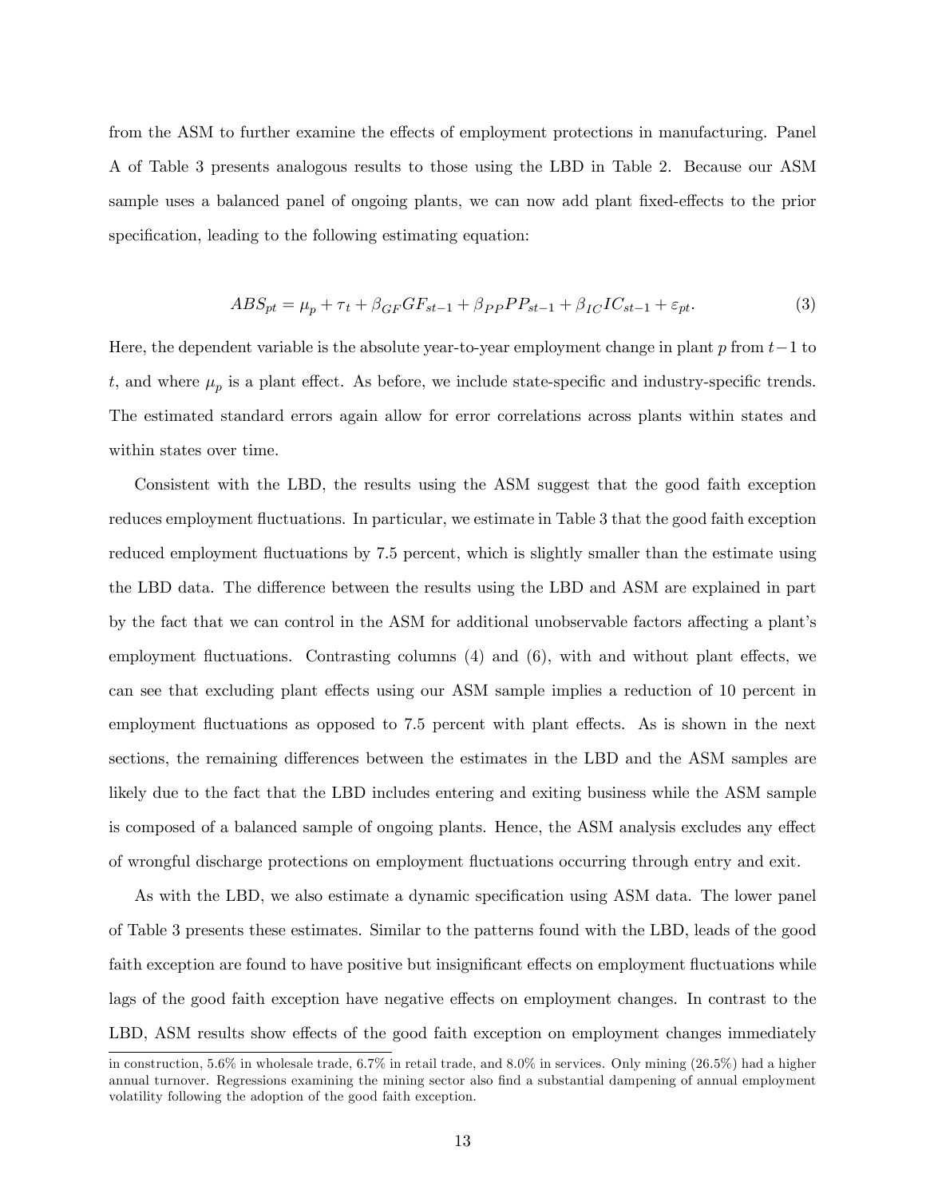from the ASM to further examine the effects of employment protections in manufacturing. Panel A of Table 3 presents analogous results to those using the LBD in Table 2. Because our ASM sample uses a balanced panel of ongoing plants, we can now add plant fixed-effects to the prior specification, leading to the following estimating equation:

$$ABS_{pt} = \mu_p + \tau_t + \beta_{GF} GF_{st-1} + \beta_{PP} PP_{st-1} + \beta_{IC} IC_{st-1} + \varepsilon_{pt}. \tag{3}$$

Here, the dependent variable is the absolute year-to-year employment change in plant $p$ from $t-1$ to $t$, and where $\mu_p$ is a plant effect. As before, we include state-specific and industry-specific trends. The estimated standard errors again allow for error correlations across plants within states and within states over time.

Consistent with the LBD, the results using the ASM suggest that the good faith exception reduces employment fluctuations. In particular, we estimate in Table 3 that the good faith exception reduced employment fluctuations by 7.5 percent, which is slightly smaller than the estimate using the LBD data. The difference between the results using the LBD and ASM are explained in part by the fact that we can control in the ASM for additional unobservable factors affecting a plant's employment fluctuations. Contrasting columns (4) and (6), with and without plant effects, we can see that excluding plant effects using our ASM sample implies a reduction of 10 percent in employment fluctuations as opposed to 7.5 percent with plant effects. As is shown in the next sections, the remaining differences between the estimates in the LBD and the ASM samples are likely due to the fact that the LBD includes entering and exiting business while the ASM sample is composed of a balanced sample of ongoing plants. Hence, the ASM analysis excludes any effect of wrongful discharge protections on employment fluctuations occurring through entry and exit.

As with the LBD, we also estimate a dynamic specification using ASM data. The lower panel of Table 3 presents these estimates. Similar to the patterns found with the LBD, leads of the good faith exception are found to have positive but insignificant effects on employment fluctuations while lags of the good faith exception have negative effects on employment changes. In contrast to the LBD, ASM results show effects of the good faith exception on employment changes immediately

in construction, 5.6% in wholesale trade, 6.7% in retail trade, and 8.0% in services. Only mining (26.5%) had a higher annual turnover. Regressions examining the mining sector also find a substantial dampening of annual employment volatility following the adoption of the good faith exception.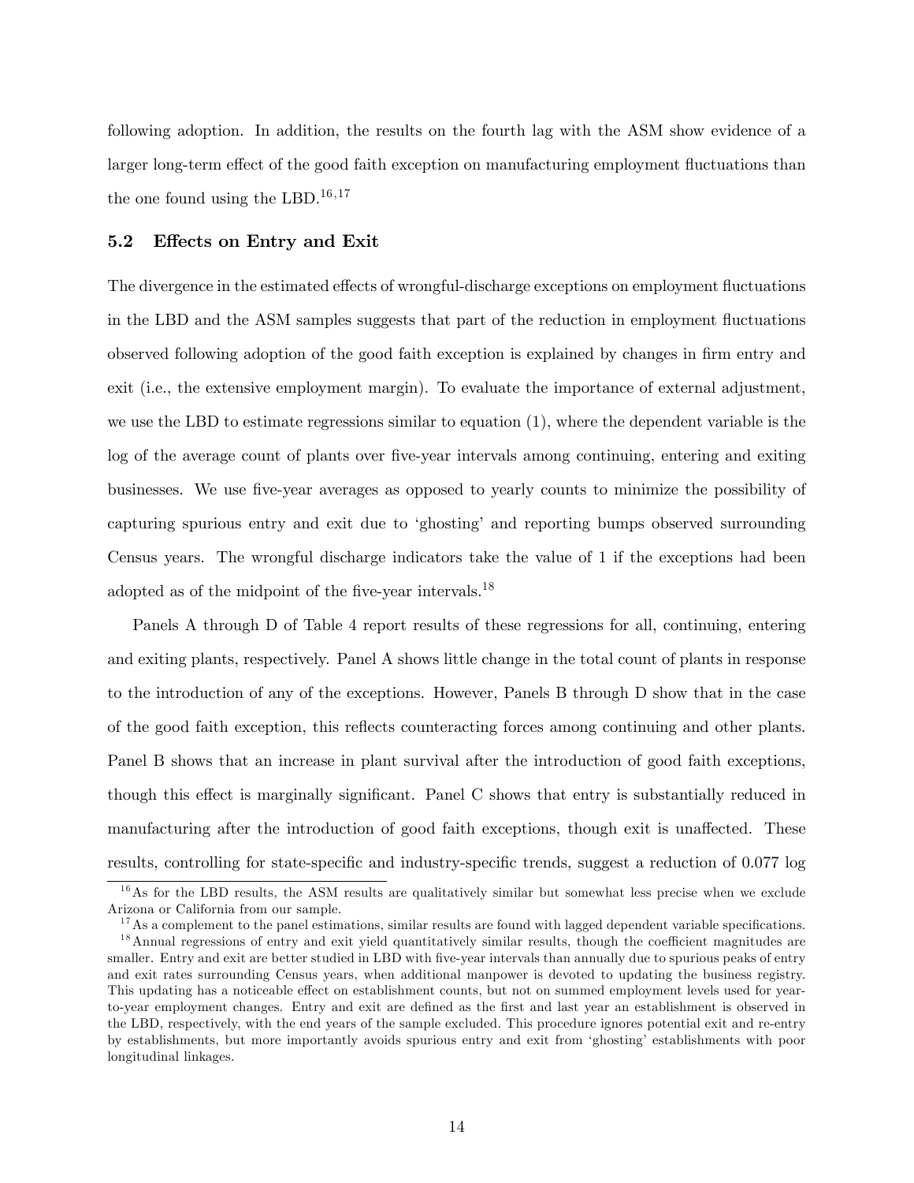following adoption. In addition, the results on the fourth lag with the ASM show evidence of a larger long-term effect of the good faith exception on manufacturing employment fluctuations than the one found using the LBD.[16,17]

### 5.2 Effects on Entry and Exit

The divergence in the estimated effects of wrongful-discharge exceptions on employment fluctuations in the LBD and the ASM samples suggests that part of the reduction in employment fluctuations observed following adoption of the good faith exception is explained by changes in firm entry and exit (i.e., the extensive employment margin). To evaluate the importance of external adjustment, we use the LBD to estimate regressions similar to equation (1), where the dependent variable is the log of the average count of plants over five-year intervals among continuing, entering and exiting businesses. We use five-year averages as opposed to yearly counts to minimize the possibility of capturing spurious entry and exit due to 'ghosting' and reporting bumps observed surrounding Census years. The wrongful discharge indicators take the value of 1 if the exceptions had been adopted as of the midpoint of the five-year intervals.[18]

Panels A through D of Table 4 report results of these regressions for all, continuing, entering and exiting plants, respectively. Panel A shows little change in the total count of plants in response to the introduction of any of the exceptions. However, Panels B through D show that in the case of the good faith exception, this reflects counteracting forces among continuing and other plants. Panel B shows that an increase in plant survival after the introduction of good faith exceptions, though this effect is marginally significant. Panel C shows that entry is substantially reduced in manufacturing after the introduction of good faith exceptions, though exit is unaffected. These results, controlling for state-specific and industry-specific trends, suggest a reduction of 0.077 log

[16] As for the LBD results, the ASM results are qualitatively similar but somewhat less precise when we exclude Arizona or California from our sample.

[17] As a complement to the panel estimations, similar results are found with lagged dependent variable specifications.

[18] Annual regressions of entry and exit yield quantitatively similar results, though the coefficient magnitudes are smaller. Entry and exit are better studied in LBD with five-year intervals than annually due to spurious peaks of entry and exit rates surrounding Census years, when additional manpower is devoted to updating the business registry. This updating has a noticeable effect on establishment counts, but not on summed employment levels used for year-to-year employment changes. Entry and exit are defined as the first and last year an establishment is observed in the LBD, respectively, with the end years of the sample excluded. This procedure ignores potential exit and re-entry by establishments, but more importantly avoids spurious entry and exit from 'ghosting' establishments with poor longitudinal linkages.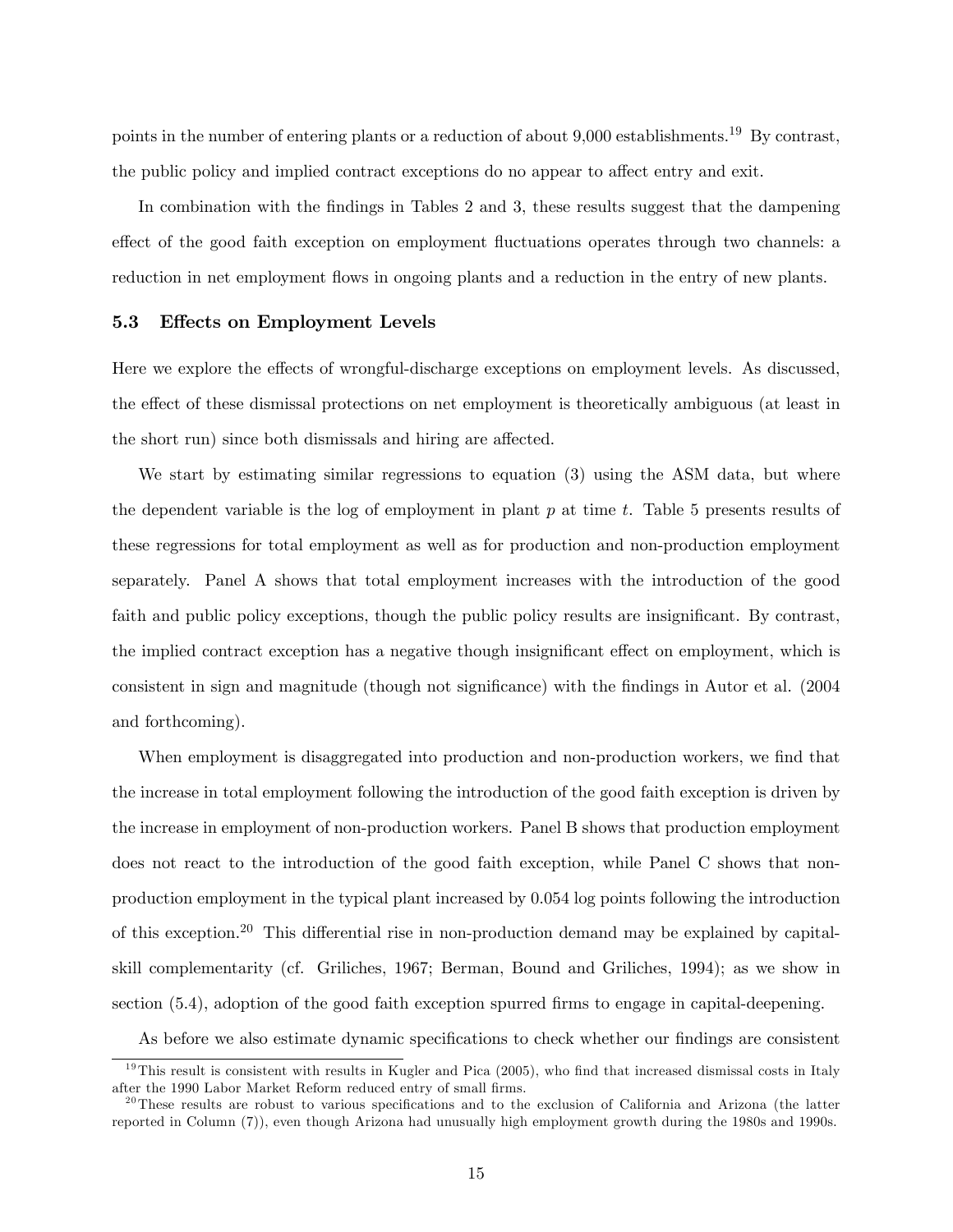points in the number of entering plants or a reduction of about 9,000 establishments.[19] By contrast, the public policy and implied contract exceptions do no appear to affect entry and exit.

In combination with the findings in Tables 2 and 3, these results suggest that the dampening effect of the good faith exception on employment fluctuations operates through two channels: a reduction in net employment flows in ongoing plants and a reduction in the entry of new plants.

### 5.3 Effects on Employment Levels

Here we explore the effects of wrongful-discharge exceptions on employment levels. As discussed, the effect of these dismissal protections on net employment is theoretically ambiguous (at least in the short run) since both dismissals and hiring are affected.

We start by estimating similar regressions to equation (3) using the ASM data, but where the dependent variable is the log of employment in plant $p$ at time $t$. Table 5 presents results of these regressions for total employment as well as for production and non-production employment separately. Panel A shows that total employment increases with the introduction of the good faith and public policy exceptions, though the public policy results are insignificant. By contrast, the implied contract exception has a negative though insignificant effect on employment, which is consistent in sign and magnitude (though not significance) with the findings in Autor et al. (2004 and forthcoming).

When employment is disaggregated into production and non-production workers, we find that the increase in total employment following the introduction of the good faith exception is driven by the increase in employment of non-production workers. Panel B shows that production employment does not react to the introduction of the good faith exception, while Panel C shows that non-production employment in the typical plant increased by 0.054 log points following the introduction of this exception.[20] This differential rise in non-production demand may be explained by capital-skill complementarity (cf. Griliches, 1967; Berman, Bound and Griliches, 1994); as we show in section (5.4), adoption of the good faith exception spurred firms to engage in capital-deepening.

As before we also estimate dynamic specifications to check whether our findings are consistent

[19] This result is consistent with results in Kugler and Pica (2005), who find that increased dismissal costs in Italy after the 1990 Labor Market Reform reduced entry of small firms.

[20] These results are robust to various specifications and to the exclusion of California and Arizona (the latter reported in Column (7)), even though Arizona had unusually high employment growth during the 1980s and 1990s.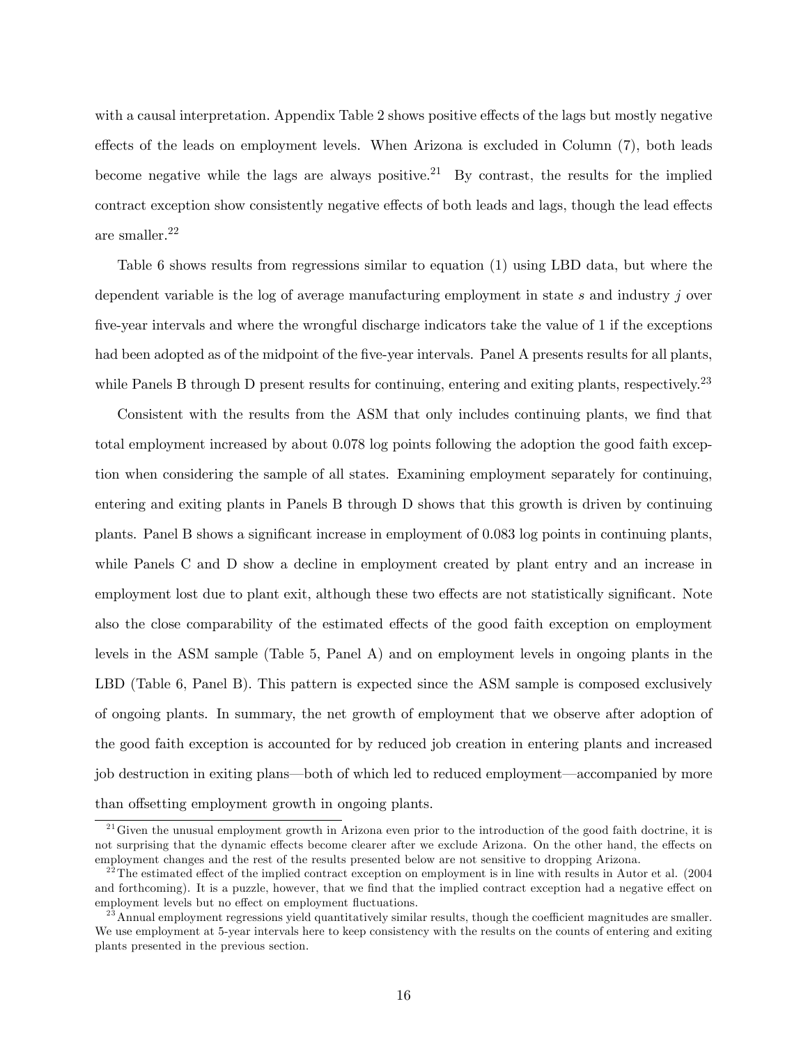with a causal interpretation. Appendix Table 2 shows positive effects of the lags but mostly negative effects of the leads on employment levels. When Arizona is excluded in Column (7), both leads become negative while the lags are always positive.[21] By contrast, the results for the implied contract exception show consistently negative effects of both leads and lags, though the lead effects are smaller.[22]

Table 6 shows results from regressions similar to equation (1) using LBD data, but where the dependent variable is the log of average manufacturing employment in state $s$ and industry $j$ over five-year intervals and where the wrongful discharge indicators take the value of 1 if the exceptions had been adopted as of the midpoint of the five-year intervals. Panel A presents results for all plants, while Panels B through D present results for continuing, entering and exiting plants, respectively.[23]

Consistent with the results from the ASM that only includes continuing plants, we find that total employment increased by about 0.078 log points following the adoption the good faith exception when considering the sample of all states. Examining employment separately for continuing, entering and exiting plants in Panels B through D shows that this growth is driven by continuing plants. Panel B shows a significant increase in employment of 0.083 log points in continuing plants, while Panels C and D show a decline in employment created by plant entry and an increase in employment lost due to plant exit, although these two effects are not statistically significant. Note also the close comparability of the estimated effects of the good faith exception on employment levels in the ASM sample (Table 5, Panel A) and on employment levels in ongoing plants in the LBD (Table 6, Panel B). This pattern is expected since the ASM sample is composed exclusively of ongoing plants. In summary, the net growth of employment that we observe after adoption of the good faith exception is accounted for by reduced job creation in entering plants and increased job destruction in exiting plans—both of which led to reduced employment—accompanied by more than offsetting employment growth in ongoing plants.

---

[21] Given the unusual employment growth in Arizona even prior to the introduction of the good faith doctrine, it is not surprising that the dynamic effects become clearer after we exclude Arizona. On the other hand, the effects on employment changes and the rest of the results presented below are not sensitive to dropping Arizona.

[22] The estimated effect of the implied contract exception on employment is in line with results in Autor et al. (2004 and forthcoming). It is a puzzle, however, that we find that the implied contract exception had a negative effect on employment levels but no effect on employment fluctuations.

[23] Annual employment regressions yield quantitatively similar results, though the coefficient magnitudes are smaller. We use employment at 5-year intervals here to keep consistency with the results on the counts of entering and exiting plants presented in the previous section.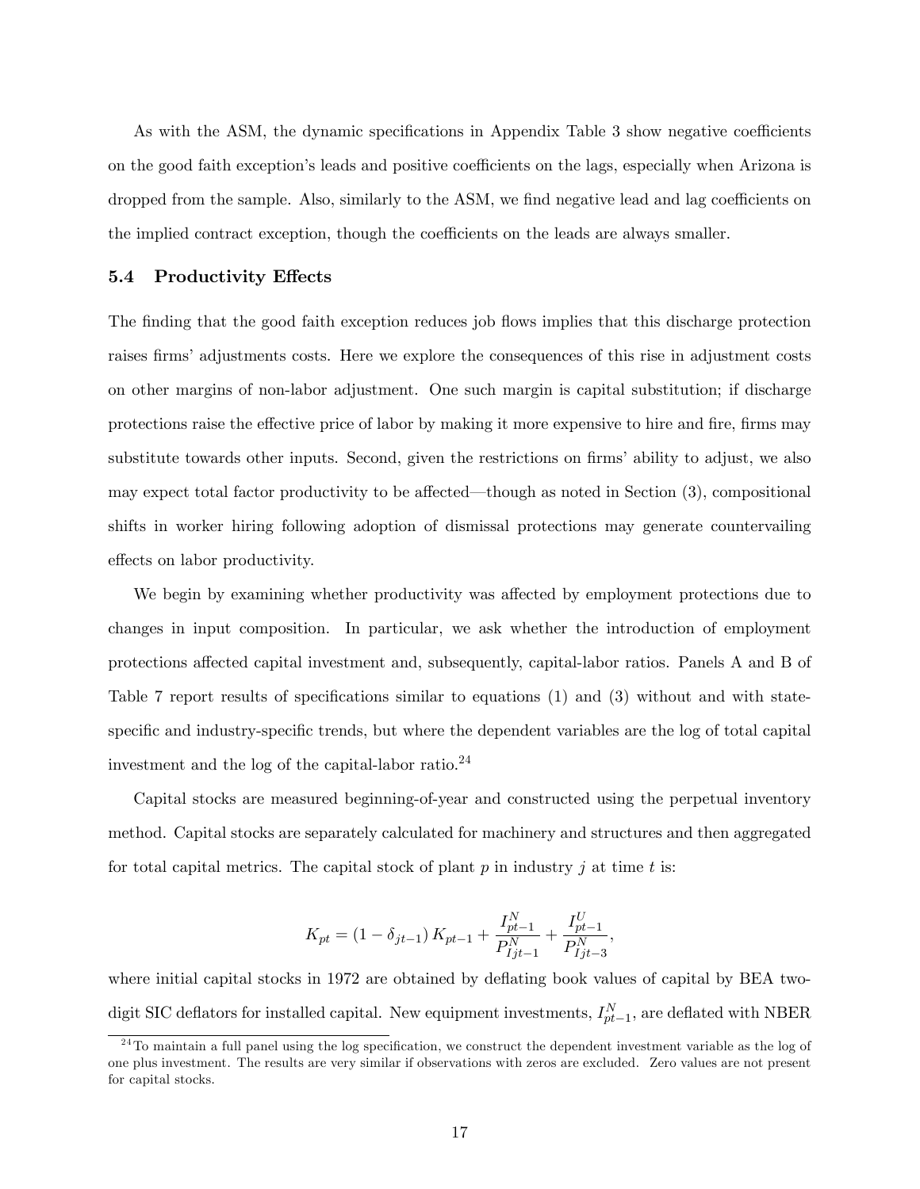As with the ASM, the dynamic specifications in Appendix Table 3 show negative coefficients on the good faith exception's leads and positive coefficients on the lags, especially when Arizona is dropped from the sample. Also, similarly to the ASM, we find negative lead and lag coefficients on the implied contract exception, though the coefficients on the leads are always smaller.

### 5.4 Productivity Effects

The finding that the good faith exception reduces job flows implies that this discharge protection raises firms' adjustments costs. Here we explore the consequences of this rise in adjustment costs on other margins of non-labor adjustment. One such margin is capital substitution; if discharge protections raise the effective price of labor by making it more expensive to hire and fire, firms may substitute towards other inputs. Second, given the restrictions on firms' ability to adjust, we also may expect total factor productivity to be affected—though as noted in Section (3), compositional shifts in worker hiring following adoption of dismissal protections may generate countervailing effects on labor productivity.

We begin by examining whether productivity was affected by employment protections due to changes in input composition. In particular, we ask whether the introduction of employment protections affected capital investment and, subsequently, capital-labor ratios. Panels A and B of Table 7 report results of specifications similar to equations (1) and (3) without and with state-specific and industry-specific trends, but where the dependent variables are the log of total capital investment and the log of the capital-labor ratio.[24]

Capital stocks are measured beginning-of-year and constructed using the perpetual inventory method. Capital stocks are separately calculated for machinery and structures and then aggregated for total capital metrics. The capital stock of plant $p$ in industry $j$ at time $t$ is:

$$K_{pt} = (1 - \delta_{jt-1}) K_{pt-1} + \frac{I^N_{pt-1}}{P^N_{Ijt-1}} + \frac{I^U_{pt-1}}{P^N_{Ijt-3}},$$

where initial capital stocks in 1972 are obtained by deflating book values of capital by BEA two-digit SIC deflators for installed capital. New equipment investments, $I^N_{pt-1}$, are deflated with NBER

[24] To maintain a full panel using the log specification, we construct the dependent investment variable as the log of one plus investment. The results are very similar if observations with zeros are excluded. Zero values are not present for capital stocks.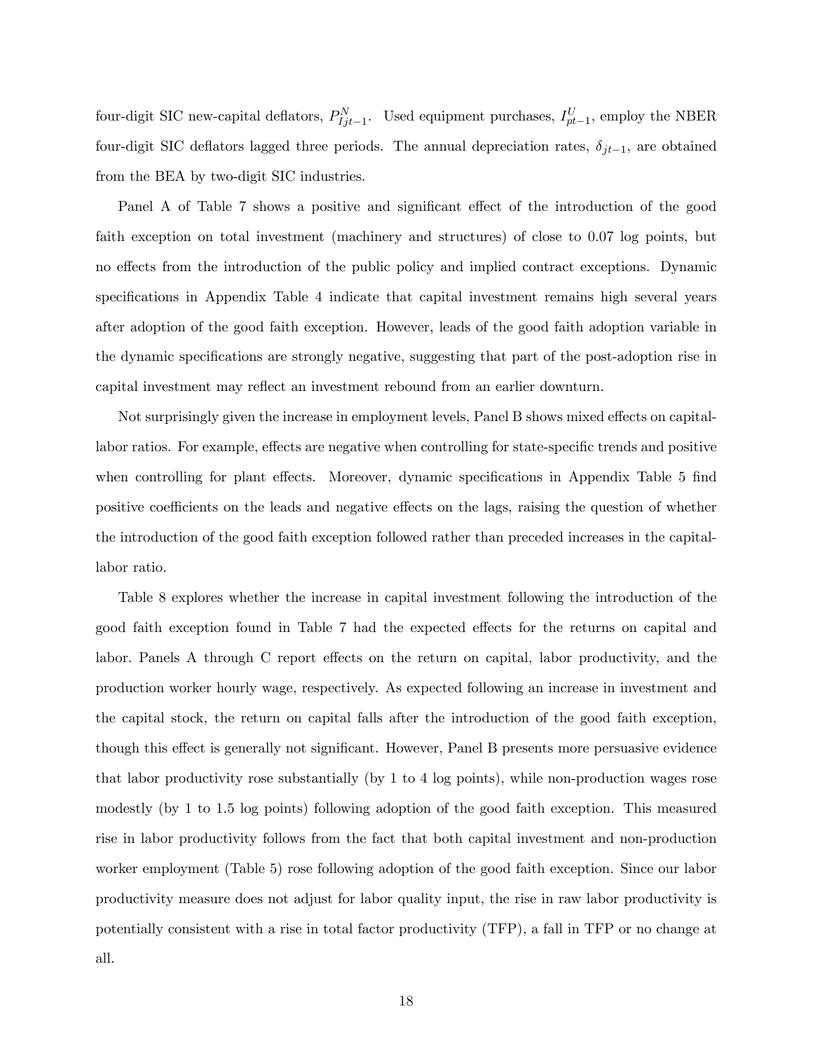four-digit SIC new-capital deflators, $P^N_{Ijt-1}$. Used equipment purchases, $I^U_{pt-1}$, employ the NBER four-digit SIC deflators lagged three periods. The annual depreciation rates, $\delta_{jt-1}$, are obtained from the BEA by two-digit SIC industries.

Panel A of Table 7 shows a positive and significant effect of the introduction of the good faith exception on total investment (machinery and structures) of close to 0.07 log points, but no effects from the introduction of the public policy and implied contract exceptions. Dynamic specifications in Appendix Table 4 indicate that capital investment remains high several years after adoption of the good faith exception. However, leads of the good faith adoption variable in the dynamic specifications are strongly negative, suggesting that part of the post-adoption rise in capital investment may reflect an investment rebound from an earlier downturn.

Not surprisingly given the increase in employment levels, Panel B shows mixed effects on capital-labor ratios. For example, effects are negative when controlling for state-specific trends and positive when controlling for plant effects. Moreover, dynamic specifications in Appendix Table 5 find positive coefficients on the leads and negative effects on the lags, raising the question of whether the introduction of the good faith exception followed rather than preceded increases in the capital-labor ratio.

Table 8 explores whether the increase in capital investment following the introduction of the good faith exception found in Table 7 had the expected effects for the returns on capital and labor. Panels A through C report effects on the return on capital, labor productivity, and the production worker hourly wage, respectively. As expected following an increase in investment and the capital stock, the return on capital falls after the introduction of the good faith exception, though this effect is generally not significant. However, Panel B presents more persuasive evidence that labor productivity rose substantially (by 1 to 4 log points), while non-production wages rose modestly (by 1 to 1.5 log points) following adoption of the good faith exception. This measured rise in labor productivity follows from the fact that both capital investment and non-production worker employment (Table 5) rose following adoption of the good faith exception. Since our labor productivity measure does not adjust for labor quality input, the rise in raw labor productivity is potentially consistent with a rise in total factor productivity (TFP), a fall in TFP or no change at all.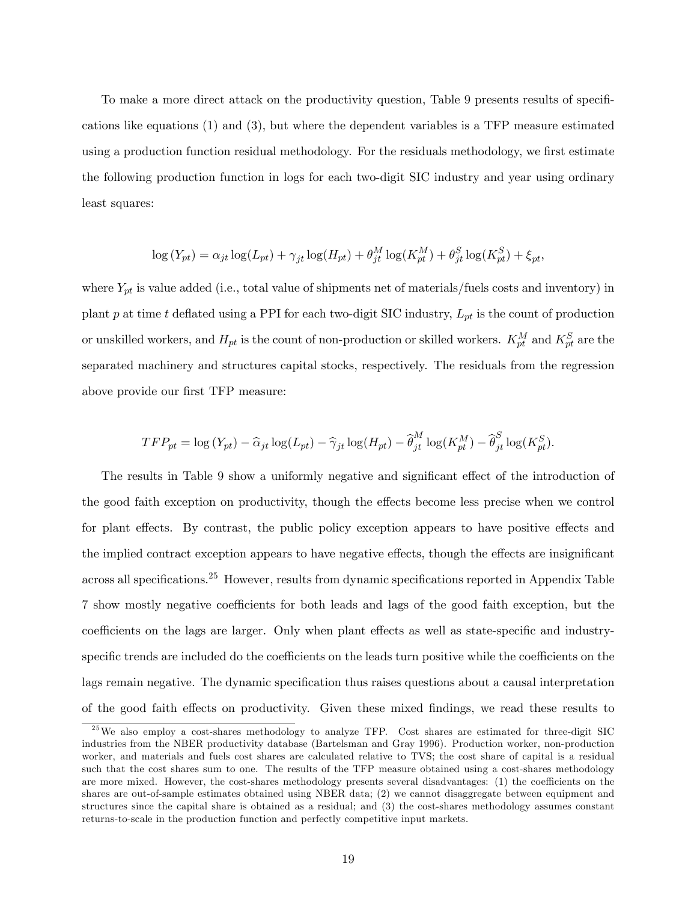To make a more direct attack on the productivity question, Table 9 presents results of specifications like equations (1) and (3), but where the dependent variables is a TFP measure estimated using a production function residual methodology. For the residuals methodology, we first estimate the following production function in logs for each two-digit SIC industry and year using ordinary least squares:

$$\log(Y_{pt}) = \alpha_{jt}\log(L_{pt}) + \gamma_{jt}\log(H_{pt}) + \theta^M_{jt}\log(K^M_{pt}) + \theta^S_{jt}\log(K^S_{pt}) + \xi_{pt},$$

where $Y_{pt}$ is value added (i.e., total value of shipments net of materials/fuels costs and inventory) in plant $p$ at time $t$ deflated using a PPI for each two-digit SIC industry, $L_{pt}$ is the count of production or unskilled workers, and $H_{pt}$ is the count of non-production or skilled workers. $K^M_{pt}$ and $K^S_{pt}$ are the separated machinery and structures capital stocks, respectively. The residuals from the regression above provide our first TFP measure:

$$TFP_{pt} = \log(Y_{pt}) - \widehat{\alpha}_{jt}\log(L_{pt}) - \widehat{\gamma}_{jt}\log(H_{pt}) - \widehat{\theta}^M_{jt}\log(K^M_{pt}) - \widehat{\theta}^S_{jt}\log(K^S_{pt}).$$

The results in Table 9 show a uniformly negative and significant effect of the introduction of the good faith exception on productivity, though the effects become less precise when we control for plant effects. By contrast, the public policy exception appears to have positive effects and the implied contract exception appears to have negative effects, though the effects are insignificant across all specifications.[25] However, results from dynamic specifications reported in Appendix Table 7 show mostly negative coefficients for both leads and lags of the good faith exception, but the coefficients on the lags are larger. Only when plant effects as well as state-specific and industry-specific trends are included do the coefficients on the leads turn positive while the coefficients on the lags remain negative. The dynamic specification thus raises questions about a causal interpretation of the good faith effects on productivity. Given these mixed findings, we read these results to

[25] We also employ a cost-shares methodology to analyze TFP. Cost shares are estimated for three-digit SIC industries from the NBER productivity database (Bartelsman and Gray 1996). Production worker, non-production worker, and materials and fuels cost shares are calculated relative to TVS; the cost share of capital is a residual such that the cost shares sum to one. The results of the TFP measure obtained using a cost-shares methodology are more mixed. However, the cost-shares methodology presents several disadvantages: (1) the coefficients on the shares are out-of-sample estimates obtained using NBER data; (2) we cannot disaggregate between equipment and structures since the capital share is obtained as a residual; and (3) the cost-shares methodology assumes constant returns-to-scale in the production function and perfectly competitive input markets.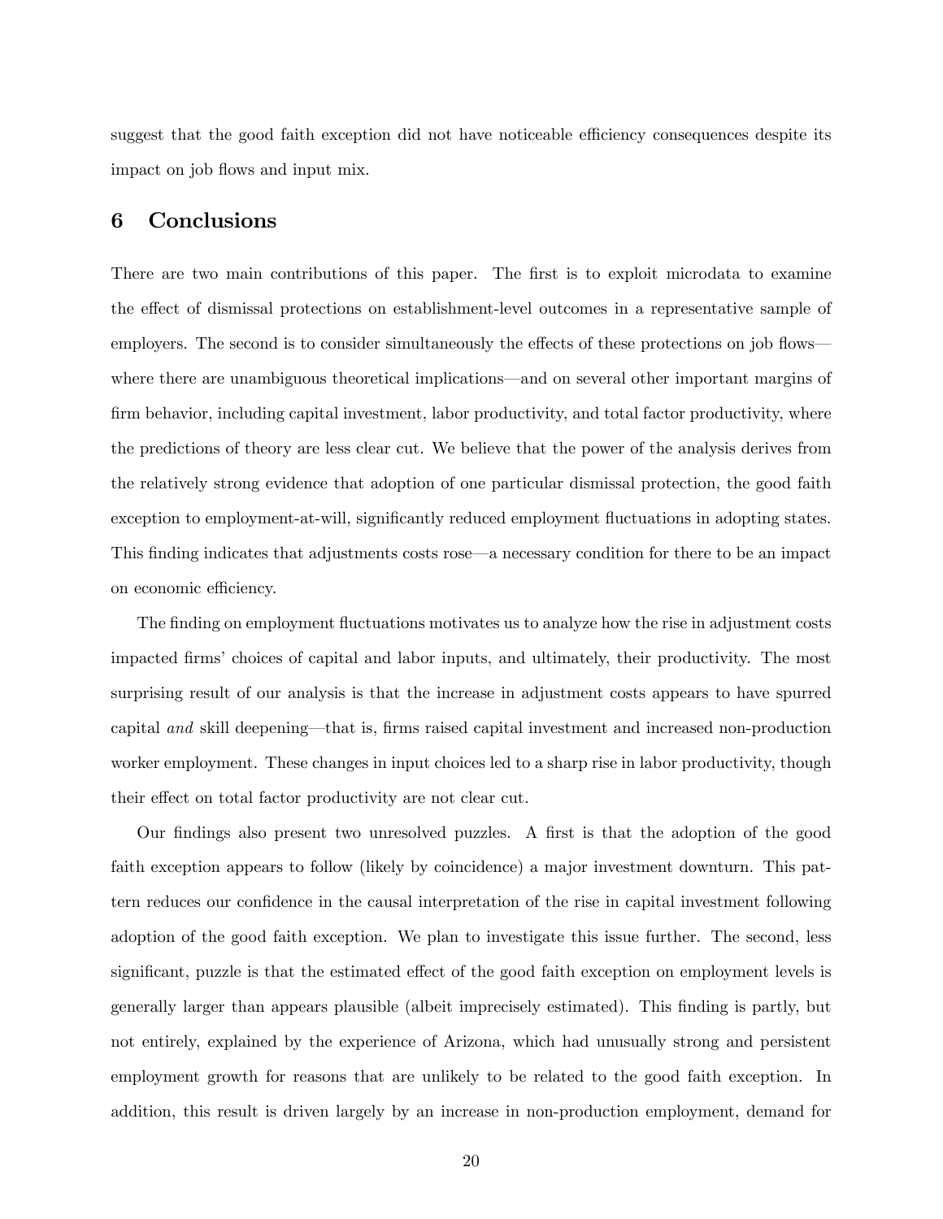suggest that the good faith exception did not have noticeable efficiency consequences despite its impact on job flows and input mix.

## 6 Conclusions

There are two main contributions of this paper. The first is to exploit microdata to examine the effect of dismissal protections on establishment-level outcomes in a representative sample of employers. The second is to consider simultaneously the effects of these protections on job flows—where there are unambiguous theoretical implications—and on several other important margins of firm behavior, including capital investment, labor productivity, and total factor productivity, where the predictions of theory are less clear cut. We believe that the power of the analysis derives from the relatively strong evidence that adoption of one particular dismissal protection, the good faith exception to employment-at-will, significantly reduced employment fluctuations in adopting states. This finding indicates that adjustments costs rose—a necessary condition for there to be an impact on economic efficiency.

The finding on employment fluctuations motivates us to analyze how the rise in adjustment costs impacted firms' choices of capital and labor inputs, and ultimately, their productivity. The most surprising result of our analysis is that the increase in adjustment costs appears to have spurred capital *and* skill deepening—that is, firms raised capital investment and increased non-production worker employment. These changes in input choices led to a sharp rise in labor productivity, though their effect on total factor productivity are not clear cut.

Our findings also present two unresolved puzzles. A first is that the adoption of the good faith exception appears to follow (likely by coincidence) a major investment downturn. This pattern reduces our confidence in the causal interpretation of the rise in capital investment following adoption of the good faith exception. We plan to investigate this issue further. The second, less significant, puzzle is that the estimated effect of the good faith exception on employment levels is generally larger than appears plausible (albeit imprecisely estimated). This finding is partly, but not entirely, explained by the experience of Arizona, which had unusually strong and persistent employment growth for reasons that are unlikely to be related to the good faith exception. In addition, this result is driven largely by an increase in non-production employment, demand for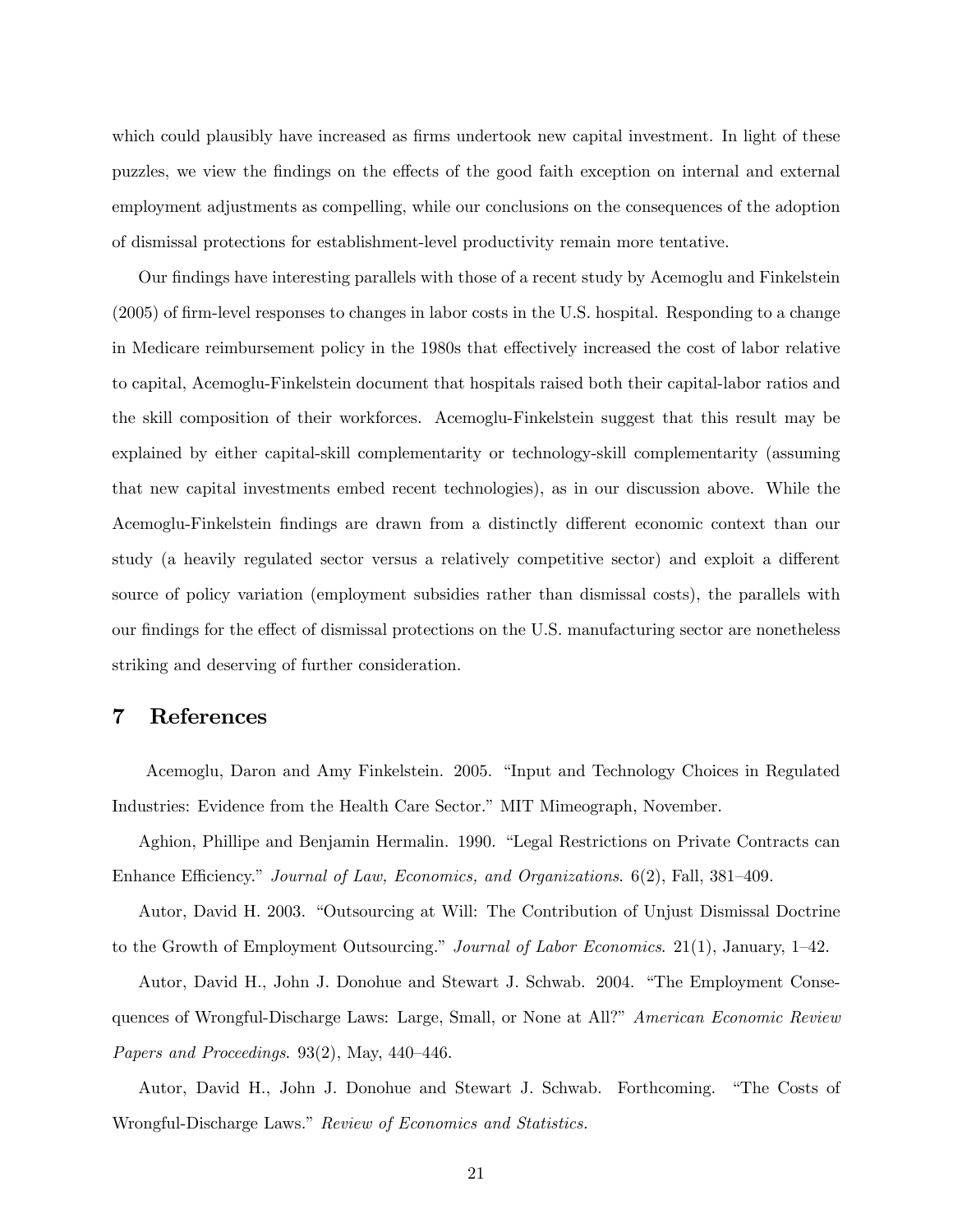which could plausibly have increased as firms undertook new capital investment. In light of these puzzles, we view the findings on the effects of the good faith exception on internal and external employment adjustments as compelling, while our conclusions on the consequences of the adoption of dismissal protections for establishment-level productivity remain more tentative.

Our findings have interesting parallels with those of a recent study by Acemoglu and Finkelstein (2005) of firm-level responses to changes in labor costs in the U.S. hospital. Responding to a change in Medicare reimbursement policy in the 1980s that effectively increased the cost of labor relative to capital, Acemoglu-Finkelstein document that hospitals raised both their capital-labor ratios and the skill composition of their workforces. Acemoglu-Finkelstein suggest that this result may be explained by either capital-skill complementarity or technology-skill complementarity (assuming that new capital investments embed recent technologies), as in our discussion above. While the Acemoglu-Finkelstein findings are drawn from a distinctly different economic context than our study (a heavily regulated sector versus a relatively competitive sector) and exploit a different source of policy variation (employment subsidies rather than dismissal costs), the parallels with our findings for the effect of dismissal protections on the U.S. manufacturing sector are nonetheless striking and deserving of further consideration.

# 7 References

Acemoglu, Daron and Amy Finkelstein. 2005. "Input and Technology Choices in Regulated Industries: Evidence from the Health Care Sector." MIT Mimeograph, November.

Aghion, Phillipe and Benjamin Hermalin. 1990. "Legal Restrictions on Private Contracts can Enhance Efficiency." *Journal of Law, Economics, and Organizations*. 6(2), Fall, 381–409.

Autor, David H. 2003. "Outsourcing at Will: The Contribution of Unjust Dismissal Doctrine to the Growth of Employment Outsourcing." *Journal of Labor Economics*. 21(1), January, 1–42.

Autor, David H., John J. Donohue and Stewart J. Schwab. 2004. "The Employment Consequences of Wrongful-Discharge Laws: Large, Small, or None at All?" *American Economic Review Papers and Proceedings*. 93(2), May, 440–446.

Autor, David H., John J. Donohue and Stewart J. Schwab. Forthcoming. "The Costs of Wrongful-Discharge Laws." *Review of Economics and Statistics.*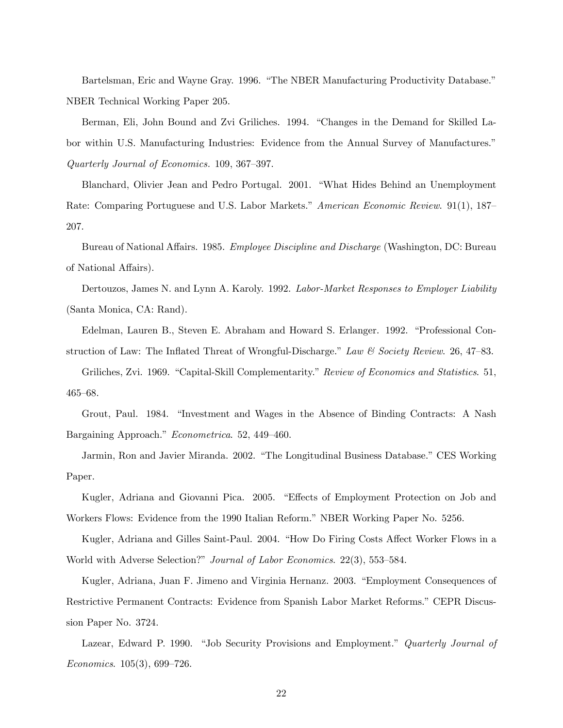Bartelsman, Eric and Wayne Gray. 1996. "The NBER Manufacturing Productivity Database." NBER Technical Working Paper 205.

Berman, Eli, John Bound and Zvi Griliches. 1994. "Changes in the Demand for Skilled Labor within U.S. Manufacturing Industries: Evidence from the Annual Survey of Manufactures." *Quarterly Journal of Economics.* 109, 367–397.

Blanchard, Olivier Jean and Pedro Portugal. 2001. "What Hides Behind an Unemployment Rate: Comparing Portuguese and U.S. Labor Markets." *American Economic Review*. 91(1), 187–207.

Bureau of National Affairs. 1985. *Employee Discipline and Discharge* (Washington, DC: Bureau of National Affairs).

Dertouzos, James N. and Lynn A. Karoly. 1992. *Labor-Market Responses to Employer Liability* (Santa Monica, CA: Rand).

Edelman, Lauren B., Steven E. Abraham and Howard S. Erlanger. 1992. "Professional Construction of Law: The Inflated Threat of Wrongful-Discharge." *Law & Society Review*. 26, 47–83.

Griliches, Zvi. 1969. "Capital-Skill Complementarity." *Review of Economics and Statistics*. 51, 465–68.

Grout, Paul. 1984. "Investment and Wages in the Absence of Binding Contracts: A Nash Bargaining Approach." *Econometrica*. 52, 449–460.

Jarmin, Ron and Javier Miranda. 2002. "The Longitudinal Business Database." CES Working Paper.

Kugler, Adriana and Giovanni Pica. 2005. "Effects of Employment Protection on Job and Workers Flows: Evidence from the 1990 Italian Reform." NBER Working Paper No. 5256.

Kugler, Adriana and Gilles Saint-Paul. 2004. "How Do Firing Costs Affect Worker Flows in a World with Adverse Selection?" *Journal of Labor Economics*. 22(3), 553–584.

Kugler, Adriana, Juan F. Jimeno and Virginia Hernanz. 2003. "Employment Consequences of Restrictive Permanent Contracts: Evidence from Spanish Labor Market Reforms." CEPR Discussion Paper No. 3724.

Lazear, Edward P. 1990. "Job Security Provisions and Employment." *Quarterly Journal of Economics*. 105(3), 699–726.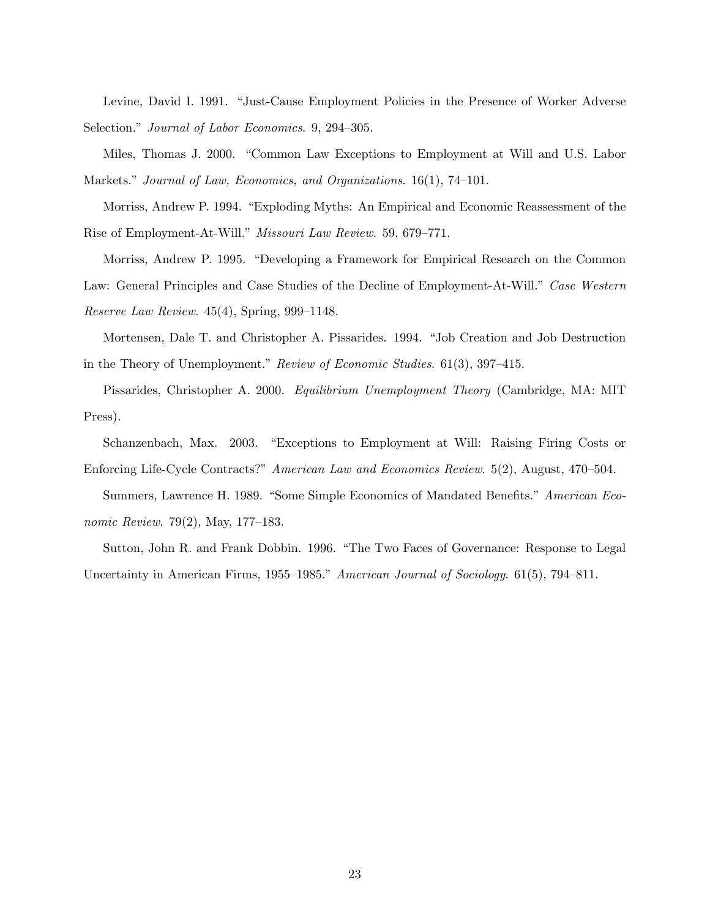Levine, David I. 1991. "Just-Cause Employment Policies in the Presence of Worker Adverse Selection." *Journal of Labor Economics*. 9, 294–305.

Miles, Thomas J. 2000. "Common Law Exceptions to Employment at Will and U.S. Labor Markets." *Journal of Law, Economics, and Organizations*. 16(1), 74–101.

Morriss, Andrew P. 1994. "Exploding Myths: An Empirical and Economic Reassessment of the Rise of Employment-At-Will." *Missouri Law Review*. 59, 679–771.

Morriss, Andrew P. 1995. "Developing a Framework for Empirical Research on the Common Law: General Principles and Case Studies of the Decline of Employment-At-Will." *Case Western Reserve Law Review*. 45(4), Spring, 999–1148.

Mortensen, Dale T. and Christopher A. Pissarides. 1994. "Job Creation and Job Destruction in the Theory of Unemployment." *Review of Economic Studies*. 61(3), 397–415.

Pissarides, Christopher A. 2000. *Equilibrium Unemployment Theory* (Cambridge, MA: MIT Press).

Schanzenbach, Max. 2003. "Exceptions to Employment at Will: Raising Firing Costs or Enforcing Life-Cycle Contracts?" *American Law and Economics Review*. 5(2), August, 470–504.

Summers, Lawrence H. 1989. "Some Simple Economics of Mandated Benefits." *American Economic Review*. 79(2), May, 177–183.

Sutton, John R. and Frank Dobbin. 1996. "The Two Faces of Governance: Response to Legal Uncertainty in American Firms, 1955–1985." *American Journal of Sociology*. 61(5), 794–811.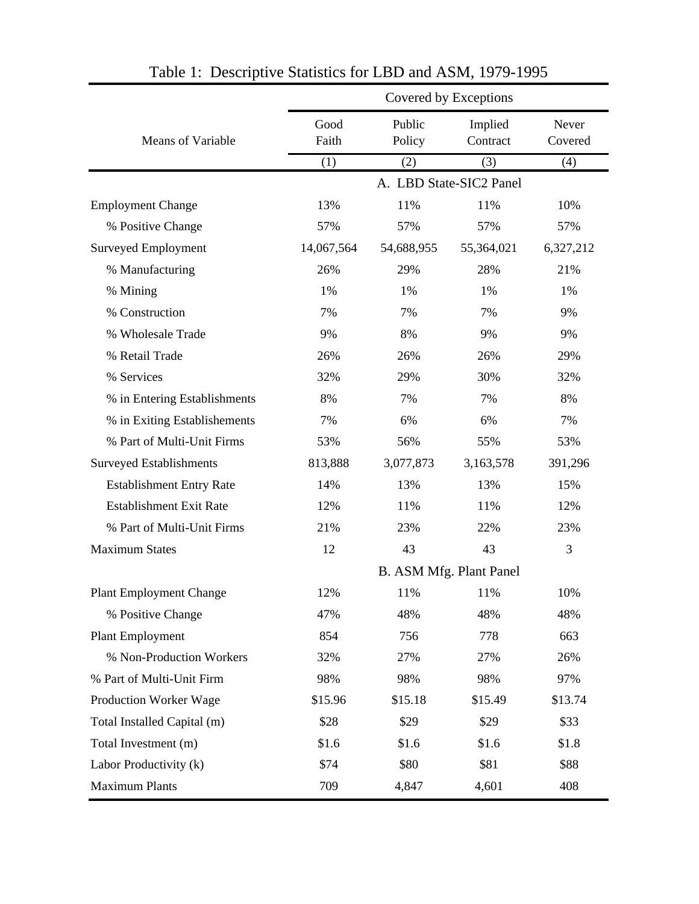Table 1: Descriptive Statistics for LBD and ASM, 1979-1995

| Means of Variable | Covered by Exceptions | | | |
|---|---|---|---|---|
| | Good Faith | Public Policy | Implied Contract | Never Covered |
| | (1) | (2) | (3) | (4) |
| | A. LBD State-SIC2 Panel | | | |
| Employment Change | 13% | 11% | 11% | 10% |
| % Positive Change | 57% | 57% | 57% | 57% |
| Surveyed Employment | 14,067,564 | 54,688,955 | 55,364,021 | 6,327,212 |
| % Manufacturing | 26% | 29% | 28% | 21% |
| % Mining | 1% | 1% | 1% | 1% |
| % Construction | 7% | 7% | 7% | 9% |
| % Wholesale Trade | 9% | 8% | 9% | 9% |
| % Retail Trade | 26% | 26% | 26% | 29% |
| % Services | 32% | 29% | 30% | 32% |
| % in Entering Establishments | 8% | 7% | 7% | 8% |
| % in Exiting Establishements | 7% | 6% | 6% | 7% |
| % Part of Multi-Unit Firms | 53% | 56% | 55% | 53% |
| Surveyed Establishments | 813,888 | 3,077,873 | 3,163,578 | 391,296 |
| Establishment Entry Rate | 14% | 13% | 13% | 15% |
| Establishment Exit Rate | 12% | 11% | 11% | 12% |
| % Part of Multi-Unit Firms | 21% | 23% | 22% | 23% |
| Maximum States | 12 | 43 | 43 | 3 |
| | B. ASM Mfg. Plant Panel | | | |
| Plant Employment Change | 12% | 11% | 11% | 10% |
| % Positive Change | 47% | 48% | 48% | 48% |
| Plant Employment | 854 | 756 | 778 | 663 |
| % Non-Production Workers | 32% | 27% | 27% | 26% |
| % Part of Multi-Unit Firm | 98% | 98% | 98% | 97% |
| Production Worker Wage | $15.96 | $15.18 | $15.49 | $13.74 |
| Total Installed Capital (m) | $28 | $29 | $29 | $33 |
| Total Investment (m) | $1.6 | $1.6 | $1.6 | $1.8 |
| Labor Productivity (k) | $74 | $80 | $81 | $88 |
| Maximum Plants | 709 | 4,847 | 4,601 | 408 |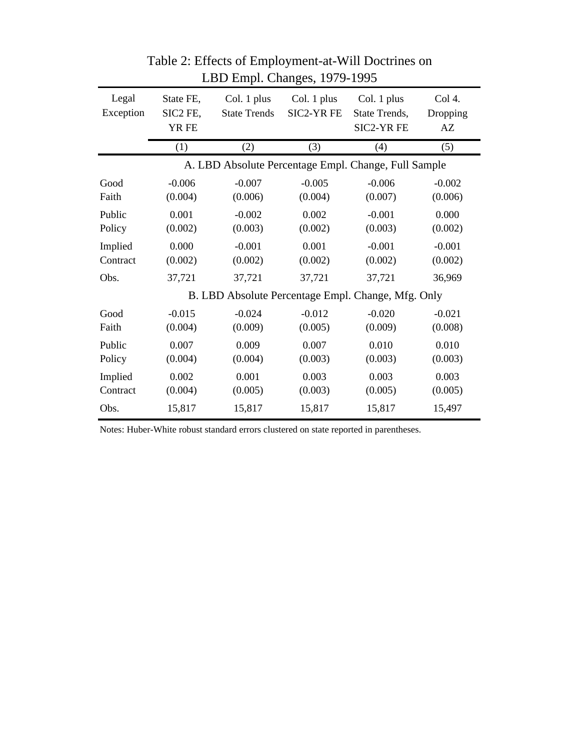Table 2: Effects of Employment-at-Will Doctrines on LBD Empl. Changes, 1979-1995

| Legal Exception | State FE, SIC2 FE, YR FE | Col. 1 plus State Trends | Col. 1 plus SIC2-YR FE | Col. 1 plus State Trends, SIC2-YR FE | Col 4. Dropping AZ |
|---|---|---|---|---|---|
| | (1) | (2) | (3) | (4) | (5) |
| | A. LBD Absolute Percentage Empl. Change, Full Sample | | | | |
| Good Faith | -0.006 | -0.007 | -0.005 | -0.006 | -0.002 |
| | (0.004) | (0.006) | (0.004) | (0.007) | (0.006) |
| Public Policy | 0.001 | -0.002 | 0.002 | -0.001 | 0.000 |
| | (0.002) | (0.003) | (0.002) | (0.003) | (0.002) |
| Implied Contract | 0.000 | -0.001 | 0.001 | -0.001 | -0.001 |
| | (0.002) | (0.002) | (0.002) | (0.002) | (0.002) |
| Obs. | 37,721 | 37,721 | 37,721 | 37,721 | 36,969 |
| | B. LBD Absolute Percentage Empl. Change, Mfg. Only | | | | |
| Good Faith | -0.015 | -0.024 | -0.012 | -0.020 | -0.021 |
| | (0.004) | (0.009) | (0.005) | (0.009) | (0.008) |
| Public Policy | 0.007 | 0.009 | 0.007 | 0.010 | 0.010 |
| | (0.004) | (0.004) | (0.003) | (0.003) | (0.003) |
| Implied Contract | 0.002 | 0.001 | 0.003 | 0.003 | 0.003 |
| | (0.004) | (0.005) | (0.003) | (0.005) | (0.005) |
| Obs. | 15,817 | 15,817 | 15,817 | 15,817 | 15,497 |

Notes: Huber-White robust standard errors clustered on state reported in parentheses.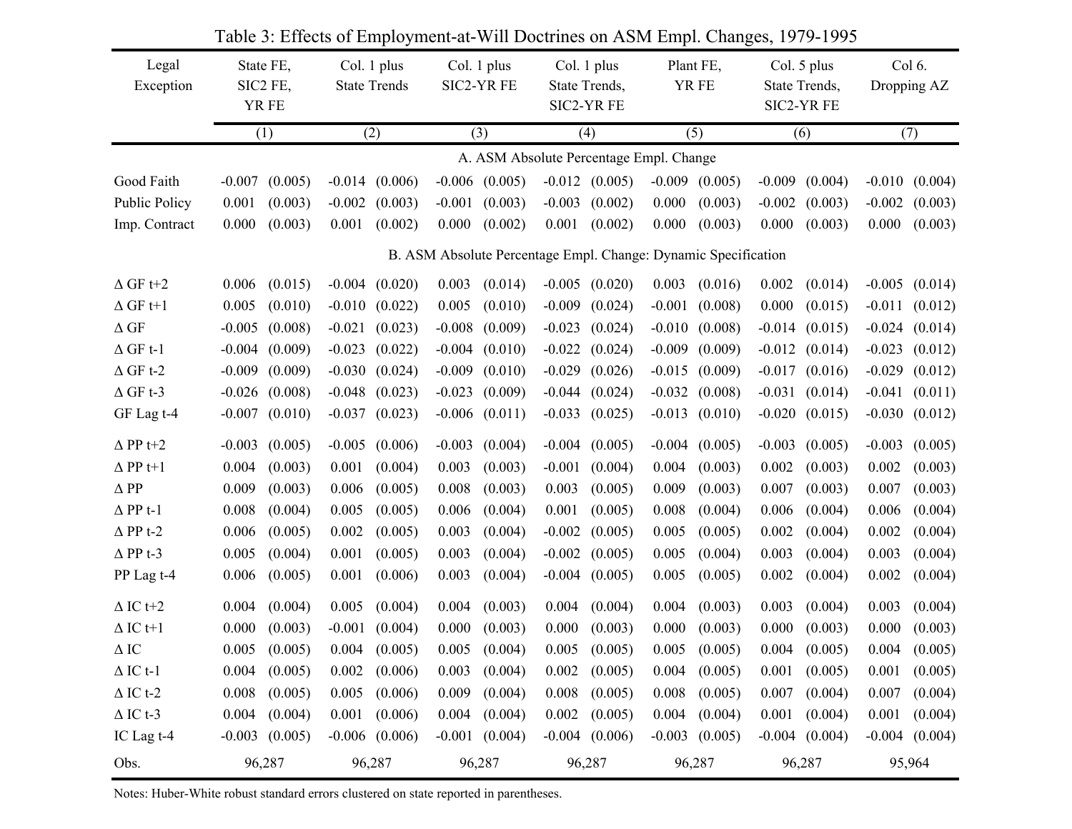Table 3: Effects of Employment-at-Will Doctrines on ASM Empl. Changes, 1979-1995

| Legal Exception | State FE, SIC2 FE, YR FE | | Col. 1 plus State Trends | | Col. 1 plus SIC2-YR FE | | Col. 1 plus State Trends, SIC2-YR FE | | Plant FE, YR FE | | Col. 5 plus State Trends, SIC2-YR FE | | Col 6. Dropping AZ | |
|---|---|---|---|---|---|---|---|---|---|---|---|---|---|---|
| | (1) | | (2) | | (3) | | (4) | | (5) | | (6) | | (7) | |
| **A. ASM Absolute Percentage Empl. Change** | | | | | | | | | | | | | | |
| Good Faith | -0.007 | (0.005) | -0.014 | (0.006) | -0.006 | (0.005) | -0.012 | (0.005) | -0.009 | (0.005) | -0.009 | (0.004) | -0.010 | (0.004) |
| Public Policy | 0.001 | (0.003) | -0.002 | (0.003) | -0.001 | (0.003) | -0.003 | (0.002) | 0.000 | (0.003) | -0.002 | (0.003) | -0.002 | (0.003) |
| Imp. Contract | 0.000 | (0.003) | 0.001 | (0.002) | 0.000 | (0.002) | 0.001 | (0.002) | 0.000 | (0.003) | 0.000 | (0.003) | 0.000 | (0.003) |
| **B. ASM Absolute Percentage Empl. Change: Dynamic Specification** | | | | | | | | | | | | | | |
| Δ GF t+2 | 0.006 | (0.015) | -0.004 | (0.020) | 0.003 | (0.014) | -0.005 | (0.020) | 0.003 | (0.016) | 0.002 | (0.014) | -0.005 | (0.014) |
| Δ GF t+1 | 0.005 | (0.010) | -0.010 | (0.022) | 0.005 | (0.010) | -0.009 | (0.024) | -0.001 | (0.008) | 0.000 | (0.015) | -0.011 | (0.012) |
| Δ GF | -0.005 | (0.008) | -0.021 | (0.023) | -0.008 | (0.009) | -0.023 | (0.024) | -0.010 | (0.008) | -0.014 | (0.015) | -0.024 | (0.014) |
| Δ GF t-1 | -0.004 | (0.009) | -0.023 | (0.022) | -0.004 | (0.010) | -0.022 | (0.024) | -0.009 | (0.009) | -0.012 | (0.014) | -0.023 | (0.012) |
| Δ GF t-2 | -0.009 | (0.009) | -0.030 | (0.024) | -0.009 | (0.010) | -0.029 | (0.026) | -0.015 | (0.009) | -0.017 | (0.016) | -0.029 | (0.012) |
| Δ GF t-3 | -0.026 | (0.008) | -0.048 | (0.023) | -0.023 | (0.009) | -0.044 | (0.024) | -0.032 | (0.008) | -0.031 | (0.014) | -0.041 | (0.011) |
| GF Lag t-4 | -0.007 | (0.010) | -0.037 | (0.023) | -0.006 | (0.011) | -0.033 | (0.025) | -0.013 | (0.010) | -0.020 | (0.015) | -0.030 | (0.012) |
| Δ PP t+2 | -0.003 | (0.005) | -0.005 | (0.006) | -0.003 | (0.004) | -0.004 | (0.005) | -0.004 | (0.005) | -0.003 | (0.005) | -0.003 | (0.005) |
| Δ PP t+1 | 0.004 | (0.003) | 0.001 | (0.004) | 0.003 | (0.003) | -0.001 | (0.004) | 0.004 | (0.003) | 0.002 | (0.003) | 0.002 | (0.003) |
| Δ PP | 0.009 | (0.003) | 0.006 | (0.005) | 0.008 | (0.003) | 0.003 | (0.005) | 0.009 | (0.003) | 0.007 | (0.003) | 0.007 | (0.003) |
| Δ PP t-1 | 0.008 | (0.004) | 0.005 | (0.005) | 0.006 | (0.004) | 0.001 | (0.005) | 0.008 | (0.004) | 0.006 | (0.004) | 0.006 | (0.004) |
| Δ PP t-2 | 0.006 | (0.005) | 0.002 | (0.005) | 0.003 | (0.004) | -0.002 | (0.005) | 0.005 | (0.005) | 0.002 | (0.004) | 0.002 | (0.004) |
| Δ PP t-3 | 0.005 | (0.004) | 0.001 | (0.005) | 0.003 | (0.004) | -0.002 | (0.005) | 0.005 | (0.004) | 0.003 | (0.004) | 0.003 | (0.004) |
| PP Lag t-4 | 0.006 | (0.005) | 0.001 | (0.006) | 0.003 | (0.004) | -0.004 | (0.005) | 0.005 | (0.005) | 0.002 | (0.004) | 0.002 | (0.004) |
| Δ IC t+2 | 0.004 | (0.004) | 0.005 | (0.004) | 0.004 | (0.003) | 0.004 | (0.004) | 0.004 | (0.003) | 0.003 | (0.004) | 0.003 | (0.004) |
| Δ IC t+1 | 0.000 | (0.003) | -0.001 | (0.004) | 0.000 | (0.003) | 0.000 | (0.003) | 0.000 | (0.003) | 0.000 | (0.003) | 0.000 | (0.003) |
| Δ IC | 0.005 | (0.005) | 0.004 | (0.005) | 0.005 | (0.004) | 0.005 | (0.005) | 0.005 | (0.005) | 0.004 | (0.005) | 0.004 | (0.005) |
| Δ IC t-1 | 0.004 | (0.005) | 0.002 | (0.006) | 0.003 | (0.004) | 0.002 | (0.005) | 0.004 | (0.005) | 0.001 | (0.005) | 0.001 | (0.005) |
| Δ IC t-2 | 0.008 | (0.005) | 0.005 | (0.006) | 0.009 | (0.004) | 0.008 | (0.005) | 0.008 | (0.005) | 0.007 | (0.004) | 0.007 | (0.004) |
| Δ IC t-3 | 0.004 | (0.004) | 0.001 | (0.006) | 0.004 | (0.004) | 0.002 | (0.005) | 0.004 | (0.004) | 0.001 | (0.004) | 0.001 | (0.004) |
| IC Lag t-4 | -0.003 | (0.005) | -0.006 | (0.006) | -0.001 | (0.004) | -0.004 | (0.006) | -0.003 | (0.005) | -0.004 | (0.004) | -0.004 | (0.004) |
| Obs. | 96,287 | | 96,287 | | 96,287 | | 96,287 | | 96,287 | | 96,287 | | 95,964 | |

Notes: Huber-White robust standard errors clustered on state reported in parentheses.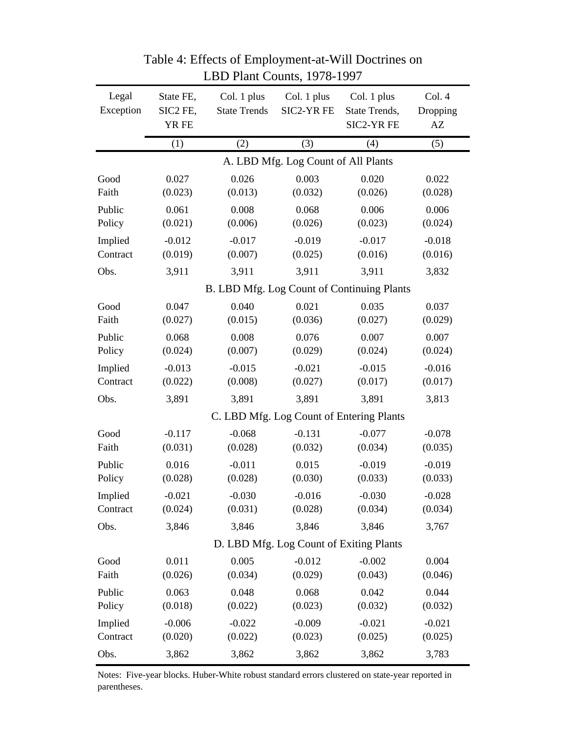# Table 4: Effects of Employment-at-Will Doctrines on LBD Plant Counts, 1978-1997

| Legal Exception | State FE, SIC2 FE, YR FE | Col. 1 plus State Trends | Col. 1 plus SIC2-YR FE | Col. 1 plus State Trends, SIC2-YR FE | Col. 4 Dropping AZ |
|---|---|---|---|---|---|
| | (1) | (2) | (3) | (4) | (5) |
| **A. LBD Mfg. Log Count of All Plants** | | | | | |
| Good Faith | 0.027 | 0.026 | 0.003 | 0.020 | 0.022 |
| | (0.023) | (0.013) | (0.032) | (0.026) | (0.028) |
| Public Policy | 0.061 | 0.008 | 0.068 | 0.006 | 0.006 |
| | (0.021) | (0.006) | (0.026) | (0.023) | (0.024) |
| Implied Contract | -0.012 | -0.017 | -0.019 | -0.017 | -0.018 |
| | (0.019) | (0.007) | (0.025) | (0.016) | (0.016) |
| Obs. | 3,911 | 3,911 | 3,911 | 3,911 | 3,832 |
| **B. LBD Mfg. Log Count of Continuing Plants** | | | | | |
| Good Faith | 0.047 | 0.040 | 0.021 | 0.035 | 0.037 |
| | (0.027) | (0.015) | (0.036) | (0.027) | (0.029) |
| Public Policy | 0.068 | 0.008 | 0.076 | 0.007 | 0.007 |
| | (0.024) | (0.007) | (0.029) | (0.024) | (0.024) |
| Implied Contract | -0.013 | -0.015 | -0.021 | -0.015 | -0.016 |
| | (0.022) | (0.008) | (0.027) | (0.017) | (0.017) |
| Obs. | 3,891 | 3,891 | 3,891 | 3,891 | 3,813 |
| **C. LBD Mfg. Log Count of Entering Plants** | | | | | |
| Good Faith | -0.117 | -0.068 | -0.131 | -0.077 | -0.078 |
| | (0.031) | (0.028) | (0.032) | (0.034) | (0.035) |
| Public Policy | 0.016 | -0.011 | 0.015 | -0.019 | -0.019 |
| | (0.028) | (0.028) | (0.030) | (0.033) | (0.033) |
| Implied Contract | -0.021 | -0.030 | -0.016 | -0.030 | -0.028 |
| | (0.024) | (0.031) | (0.028) | (0.034) | (0.034) |
| Obs. | 3,846 | 3,846 | 3,846 | 3,846 | 3,767 |
| **D. LBD Mfg. Log Count of Exiting Plants** | | | | | |
| Good Faith | 0.011 | 0.005 | -0.012 | -0.002 | 0.004 |
| | (0.026) | (0.034) | (0.029) | (0.043) | (0.046) |
| Public Policy | 0.063 | 0.048 | 0.068 | 0.042 | 0.044 |
| | (0.018) | (0.022) | (0.023) | (0.032) | (0.032) |
| Implied Contract | -0.006 | -0.022 | -0.009 | -0.021 | -0.021 |
| | (0.020) | (0.022) | (0.023) | (0.025) | (0.025) |
| Obs. | 3,862 | 3,862 | 3,862 | 3,862 | 3,783 |

Notes: Five-year blocks. Huber-White robust standard errors clustered on state-year reported in parentheses.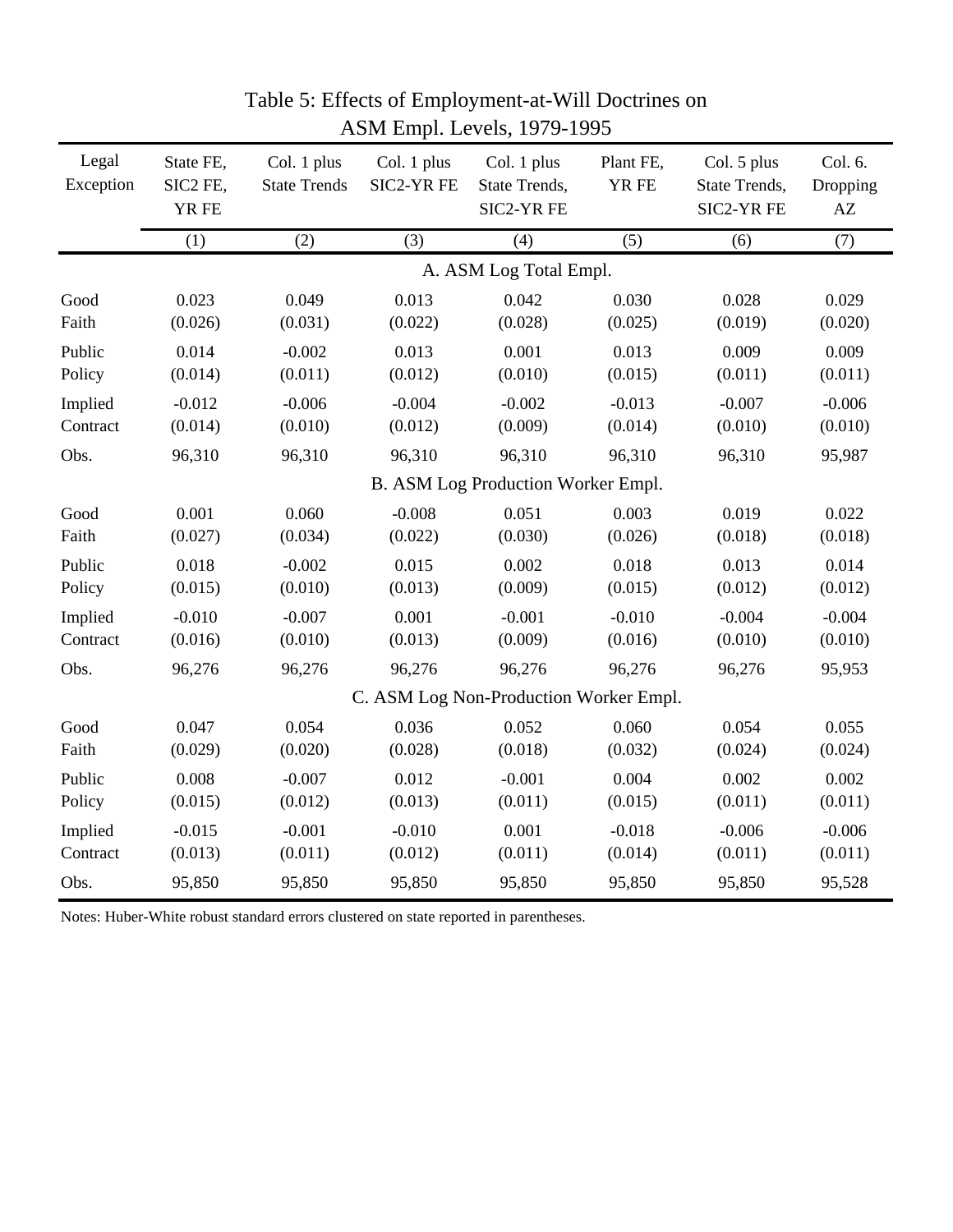Table 5: Effects of Employment-at-Will Doctrines on ASM Empl. Levels, 1979-1995

| Legal Exception | State FE, SIC2 FE, YR FE | Col. 1 plus State Trends | Col. 1 plus SIC2-YR FE | Col. 1 plus State Trends, SIC2-YR FE | Plant FE, YR FE | Col. 5 plus State Trends, SIC2-YR FE | Col. 6. Dropping AZ |
|---|---|---|---|---|---|---|---|
| | (1) | (2) | (3) | (4) | (5) | (6) | (7) |
| **A. ASM Log Total Empl.** | | | | | | | |
| Good Faith | 0.023 | 0.049 | 0.013 | 0.042 | 0.030 | 0.028 | 0.029 |
| | (0.026) | (0.031) | (0.022) | (0.028) | (0.025) | (0.019) | (0.020) |
| Public Policy | 0.014 | -0.002 | 0.013 | 0.001 | 0.013 | 0.009 | 0.009 |
| | (0.014) | (0.011) | (0.012) | (0.010) | (0.015) | (0.011) | (0.011) |
| Implied Contract | -0.012 | -0.006 | -0.004 | -0.002 | -0.013 | -0.007 | -0.006 |
| | (0.014) | (0.010) | (0.012) | (0.009) | (0.014) | (0.010) | (0.010) |
| Obs. | 96,310 | 96,310 | 96,310 | 96,310 | 96,310 | 96,310 | 95,987 |
| **B. ASM Log Production Worker Empl.** | | | | | | | |
| Good Faith | 0.001 | 0.060 | -0.008 | 0.051 | 0.003 | 0.019 | 0.022 |
| | (0.027) | (0.034) | (0.022) | (0.030) | (0.026) | (0.018) | (0.018) |
| Public Policy | 0.018 | -0.002 | 0.015 | 0.002 | 0.018 | 0.013 | 0.014 |
| | (0.015) | (0.010) | (0.013) | (0.009) | (0.015) | (0.012) | (0.012) |
| Implied Contract | -0.010 | -0.007 | 0.001 | -0.001 | -0.010 | -0.004 | -0.004 |
| | (0.016) | (0.010) | (0.013) | (0.009) | (0.016) | (0.010) | (0.010) |
| Obs. | 96,276 | 96,276 | 96,276 | 96,276 | 96,276 | 96,276 | 95,953 |
| **C. ASM Log Non-Production Worker Empl.** | | | | | | | |
| Good Faith | 0.047 | 0.054 | 0.036 | 0.052 | 0.060 | 0.054 | 0.055 |
| | (0.029) | (0.020) | (0.028) | (0.018) | (0.032) | (0.024) | (0.024) |
| Public Policy | 0.008 | -0.007 | 0.012 | -0.001 | 0.004 | 0.002 | 0.002 |
| | (0.015) | (0.012) | (0.013) | (0.011) | (0.015) | (0.011) | (0.011) |
| Implied Contract | -0.015 | -0.001 | -0.010 | 0.001 | -0.018 | -0.006 | -0.006 |
| | (0.013) | (0.011) | (0.012) | (0.011) | (0.014) | (0.011) | (0.011) |
| Obs. | 95,850 | 95,850 | 95,850 | 95,850 | 95,850 | 95,850 | 95,528 |

Notes: Huber-White robust standard errors clustered on state reported in parentheses.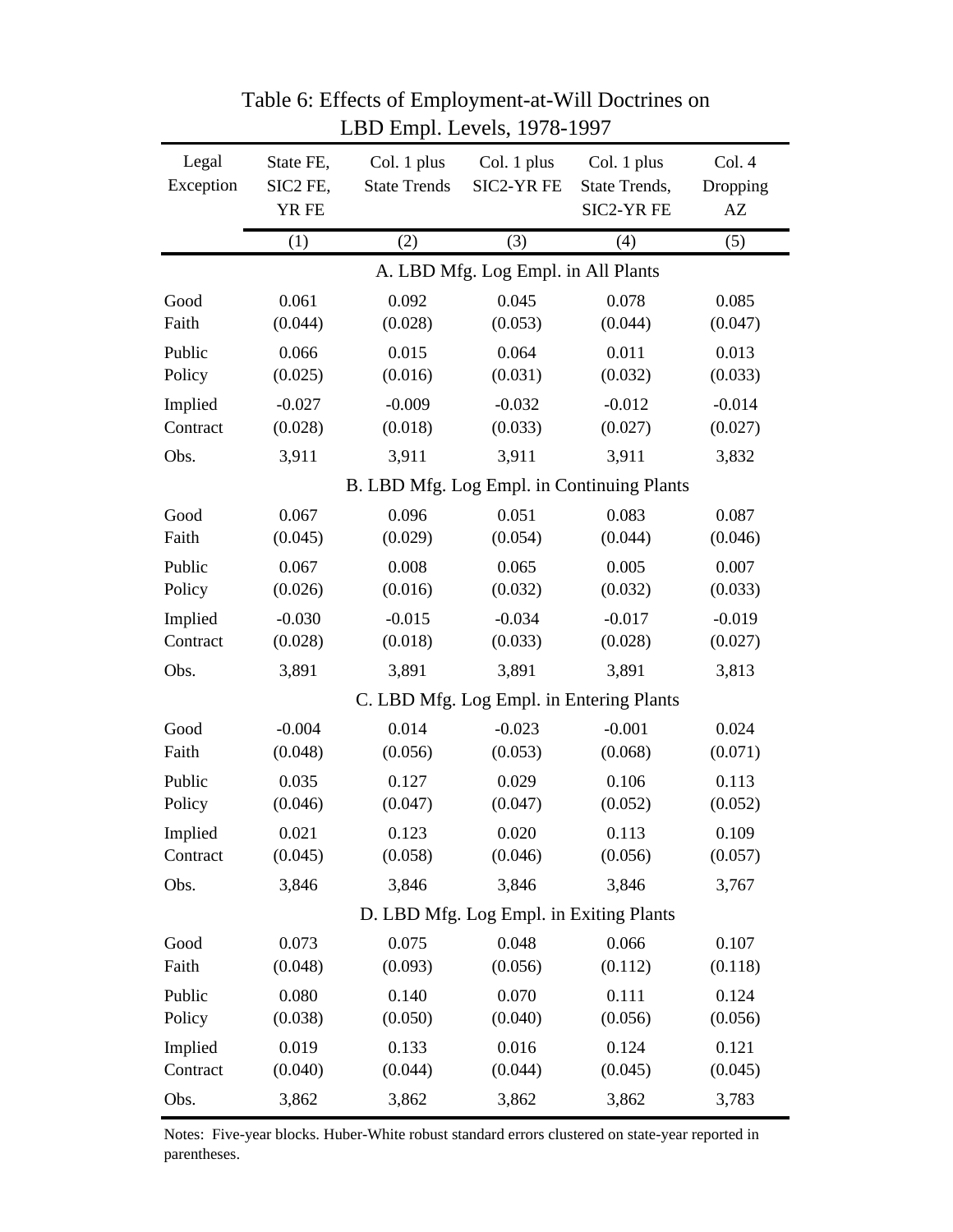Table 6: Effects of Employment-at-Will Doctrines on LBD Empl. Levels, 1978-1997

| Legal Exception | State FE, SIC2 FE, YR FE | Col. 1 plus State Trends | Col. 1 plus SIC2-YR FE | Col. 1 plus State Trends, SIC2-YR FE | Col. 4 Dropping AZ |
|---|---|---|---|---|---|
| | (1) | (2) | (3) | (4) | (5) |
| **A. LBD Mfg. Log Empl. in All Plants** | | | | | |
| Good Faith | 0.061 | 0.092 | 0.045 | 0.078 | 0.085 |
| | (0.044) | (0.028) | (0.053) | (0.044) | (0.047) |
| Public Policy | 0.066 | 0.015 | 0.064 | 0.011 | 0.013 |
| | (0.025) | (0.016) | (0.031) | (0.032) | (0.033) |
| Implied Contract | -0.027 | -0.009 | -0.032 | -0.012 | -0.014 |
| | (0.028) | (0.018) | (0.033) | (0.027) | (0.027) |
| Obs. | 3,911 | 3,911 | 3,911 | 3,911 | 3,832 |
| **B. LBD Mfg. Log Empl. in Continuing Plants** | | | | | |
| Good Faith | 0.067 | 0.096 | 0.051 | 0.083 | 0.087 |
| | (0.045) | (0.029) | (0.054) | (0.044) | (0.046) |
| Public Policy | 0.067 | 0.008 | 0.065 | 0.005 | 0.007 |
| | (0.026) | (0.016) | (0.032) | (0.032) | (0.033) |
| Implied Contract | -0.030 | -0.015 | -0.034 | -0.017 | -0.019 |
| | (0.028) | (0.018) | (0.033) | (0.028) | (0.027) |
| Obs. | 3,891 | 3,891 | 3,891 | 3,891 | 3,813 |
| **C. LBD Mfg. Log Empl. in Entering Plants** | | | | | |
| Good Faith | -0.004 | 0.014 | -0.023 | -0.001 | 0.024 |
| | (0.048) | (0.056) | (0.053) | (0.068) | (0.071) |
| Public Policy | 0.035 | 0.127 | 0.029 | 0.106 | 0.113 |
| | (0.046) | (0.047) | (0.047) | (0.052) | (0.052) |
| Implied Contract | 0.021 | 0.123 | 0.020 | 0.113 | 0.109 |
| | (0.045) | (0.058) | (0.046) | (0.056) | (0.057) |
| Obs. | 3,846 | 3,846 | 3,846 | 3,846 | 3,767 |
| **D. LBD Mfg. Log Empl. in Exiting Plants** | | | | | |
| Good Faith | 0.073 | 0.075 | 0.048 | 0.066 | 0.107 |
| | (0.048) | (0.093) | (0.056) | (0.112) | (0.118) |
| Public Policy | 0.080 | 0.140 | 0.070 | 0.111 | 0.124 |
| | (0.038) | (0.050) | (0.040) | (0.056) | (0.056) |
| Implied Contract | 0.019 | 0.133 | 0.016 | 0.124 | 0.121 |
| | (0.040) | (0.044) | (0.044) | (0.045) | (0.045) |
| Obs. | 3,862 | 3,862 | 3,862 | 3,862 | 3,783 |

Notes: Five-year blocks. Huber-White robust standard errors clustered on state-year reported in parentheses.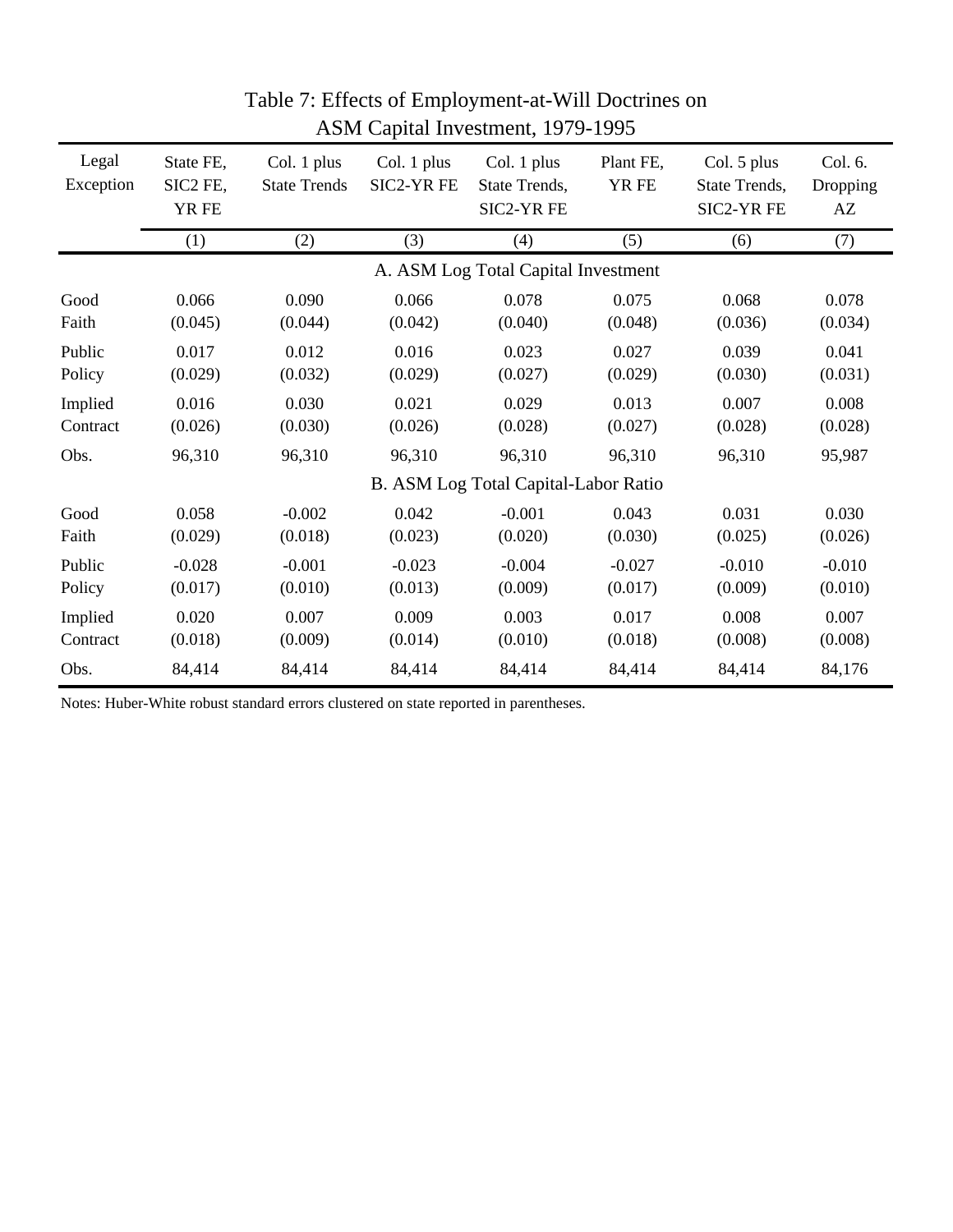# Table 7: Effects of Employment-at-Will Doctrines on ASM Capital Investment, 1979-1995

| Legal Exception | State FE, SIC2 FE, YR FE | Col. 1 plus State Trends | Col. 1 plus SIC2-YR FE | Col. 1 plus State Trends, SIC2-YR FE | Plant FE, YR FE | Col. 5 plus State Trends, SIC2-YR FE | Col. 6. Dropping AZ |
|---|---|---|---|---|---|---|---|
| | (1) | (2) | (3) | (4) | (5) | (6) | (7) |
| **A. ASM Log Total Capital Investment** | | | | | | | |
| Good Faith | 0.066 | 0.090 | 0.066 | 0.078 | 0.075 | 0.068 | 0.078 |
| | (0.045) | (0.044) | (0.042) | (0.040) | (0.048) | (0.036) | (0.034) |
| Public Policy | 0.017 | 0.012 | 0.016 | 0.023 | 0.027 | 0.039 | 0.041 |
| | (0.029) | (0.032) | (0.029) | (0.027) | (0.029) | (0.030) | (0.031) |
| Implied Contract | 0.016 | 0.030 | 0.021 | 0.029 | 0.013 | 0.007 | 0.008 |
| | (0.026) | (0.030) | (0.026) | (0.028) | (0.027) | (0.028) | (0.028) |
| Obs. | 96,310 | 96,310 | 96,310 | 96,310 | 96,310 | 96,310 | 95,987 |
| **B. ASM Log Total Capital-Labor Ratio** | | | | | | | |
| Good Faith | 0.058 | -0.002 | 0.042 | -0.001 | 0.043 | 0.031 | 0.030 |
| | (0.029) | (0.018) | (0.023) | (0.020) | (0.030) | (0.025) | (0.026) |
| Public Policy | -0.028 | -0.001 | -0.023 | -0.004 | -0.027 | -0.010 | -0.010 |
| | (0.017) | (0.010) | (0.013) | (0.009) | (0.017) | (0.009) | (0.010) |
| Implied Contract | 0.020 | 0.007 | 0.009 | 0.003 | 0.017 | 0.008 | 0.007 |
| | (0.018) | (0.009) | (0.014) | (0.010) | (0.018) | (0.008) | (0.008) |
| Obs. | 84,414 | 84,414 | 84,414 | 84,414 | 84,414 | 84,414 | 84,176 |

Notes: Huber-White robust standard errors clustered on state reported in parentheses.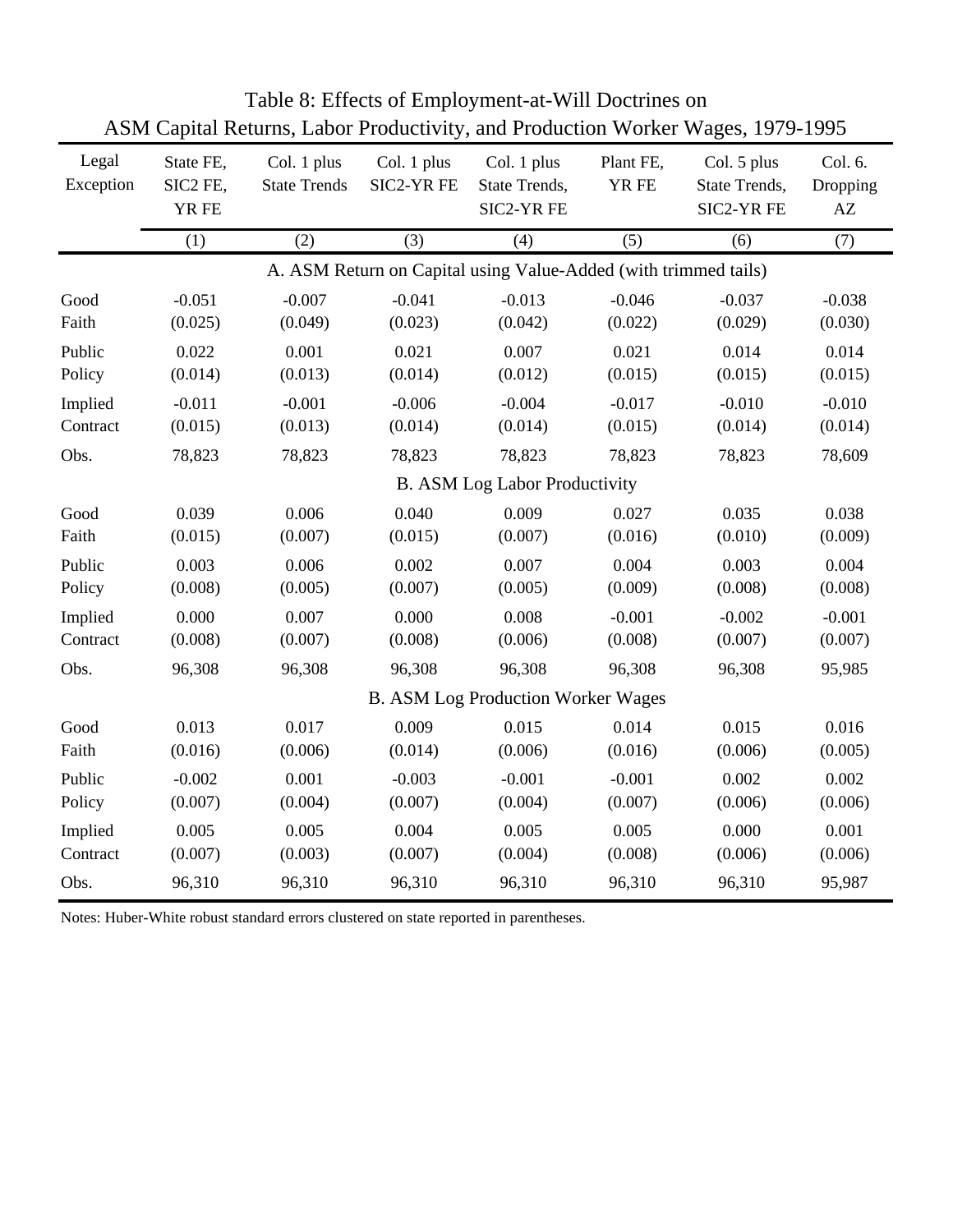# Table 8: Effects of Employment-at-Will Doctrines on ASM Capital Returns, Labor Productivity, and Production Worker Wages, 1979-1995

| Legal Exception | State FE, SIC2 FE, YR FE | Col. 1 plus State Trends | Col. 1 plus SIC2-YR FE | Col. 1 plus State Trends, SIC2-YR FE | Plant FE, YR FE | Col. 5 plus State Trends, SIC2-YR FE | Col. 6. Dropping AZ |
|---|---|---|---|---|---|---|---|
| | (1) | (2) | (3) | (4) | (5) | (6) | (7) |
| **A. ASM Return on Capital using Value-Added (with trimmed tails)** | | | | | | | |
| Good Faith | -0.051 | -0.007 | -0.041 | -0.013 | -0.046 | -0.037 | -0.038 |
| | (0.025) | (0.049) | (0.023) | (0.042) | (0.022) | (0.029) | (0.030) |
| Public Policy | 0.022 | 0.001 | 0.021 | 0.007 | 0.021 | 0.014 | 0.014 |
| | (0.014) | (0.013) | (0.014) | (0.012) | (0.015) | (0.015) | (0.015) |
| Implied Contract | -0.011 | -0.001 | -0.006 | -0.004 | -0.017 | -0.010 | -0.010 |
| | (0.015) | (0.013) | (0.014) | (0.014) | (0.015) | (0.014) | (0.014) |
| Obs. | 78,823 | 78,823 | 78,823 | 78,823 | 78,823 | 78,823 | 78,609 |
| **B. ASM Log Labor Productivity** | | | | | | | |
| Good Faith | 0.039 | 0.006 | 0.040 | 0.009 | 0.027 | 0.035 | 0.038 |
| | (0.015) | (0.007) | (0.015) | (0.007) | (0.016) | (0.010) | (0.009) |
| Public Policy | 0.003 | 0.006 | 0.002 | 0.007 | 0.004 | 0.003 | 0.004 |
| | (0.008) | (0.005) | (0.007) | (0.005) | (0.009) | (0.008) | (0.008) |
| Implied Contract | 0.000 | 0.007 | 0.000 | 0.008 | -0.001 | -0.002 | -0.001 |
| | (0.008) | (0.007) | (0.008) | (0.006) | (0.008) | (0.007) | (0.007) |
| Obs. | 96,308 | 96,308 | 96,308 | 96,308 | 96,308 | 96,308 | 95,985 |
| **B. ASM Log Production Worker Wages** | | | | | | | |
| Good Faith | 0.013 | 0.017 | 0.009 | 0.015 | 0.014 | 0.015 | 0.016 |
| | (0.016) | (0.006) | (0.014) | (0.006) | (0.016) | (0.006) | (0.005) |
| Public Policy | -0.002 | 0.001 | -0.003 | -0.001 | -0.001 | 0.002 | 0.002 |
| | (0.007) | (0.004) | (0.007) | (0.004) | (0.007) | (0.006) | (0.006) |
| Implied Contract | 0.005 | 0.005 | 0.004 | 0.005 | 0.005 | 0.000 | 0.001 |
| | (0.007) | (0.003) | (0.007) | (0.004) | (0.008) | (0.006) | (0.006) |
| Obs. | 96,310 | 96,310 | 96,310 | 96,310 | 96,310 | 96,310 | 95,987 |

Notes: Huber-White robust standard errors clustered on state reported in parentheses.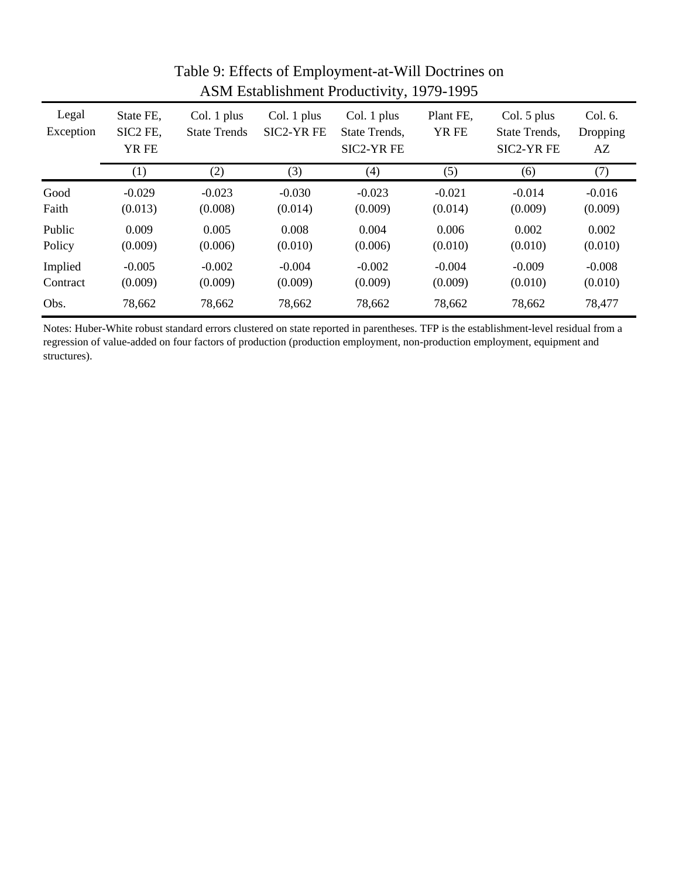## Table 9: Effects of Employment-at-Will Doctrines on ASM Establishment Productivity, 1979-1995

| Legal Exception | State FE, SIC2 FE, YR FE | Col. 1 plus State Trends | Col. 1 plus SIC2-YR FE | Col. 1 plus State Trends, SIC2-YR FE | Plant FE, YR FE | Col. 5 plus State Trends, SIC2-YR FE | Col. 6. Dropping AZ |
|---|---|---|---|---|---|---|---|
| | (1) | (2) | (3) | (4) | (5) | (6) | (7) |
| Good Faith | -0.029 | -0.023 | -0.030 | -0.023 | -0.021 | -0.014 | -0.016 |
| | (0.013) | (0.008) | (0.014) | (0.009) | (0.014) | (0.009) | (0.009) |
| Public Policy | 0.009 | 0.005 | 0.008 | 0.004 | 0.006 | 0.002 | 0.002 |
| | (0.009) | (0.006) | (0.010) | (0.006) | (0.010) | (0.010) | (0.010) |
| Implied Contract | -0.005 | -0.002 | -0.004 | -0.002 | -0.004 | -0.009 | -0.008 |
| | (0.009) | (0.009) | (0.009) | (0.009) | (0.009) | (0.010) | (0.010) |
| Obs. | 78,662 | 78,662 | 78,662 | 78,662 | 78,662 | 78,662 | 78,477 |

Notes: Huber-White robust standard errors clustered on state reported in parentheses. TFP is the establishment-level residual from a regression of value-added on four factors of production (production employment, non-production employment, equipment and structures).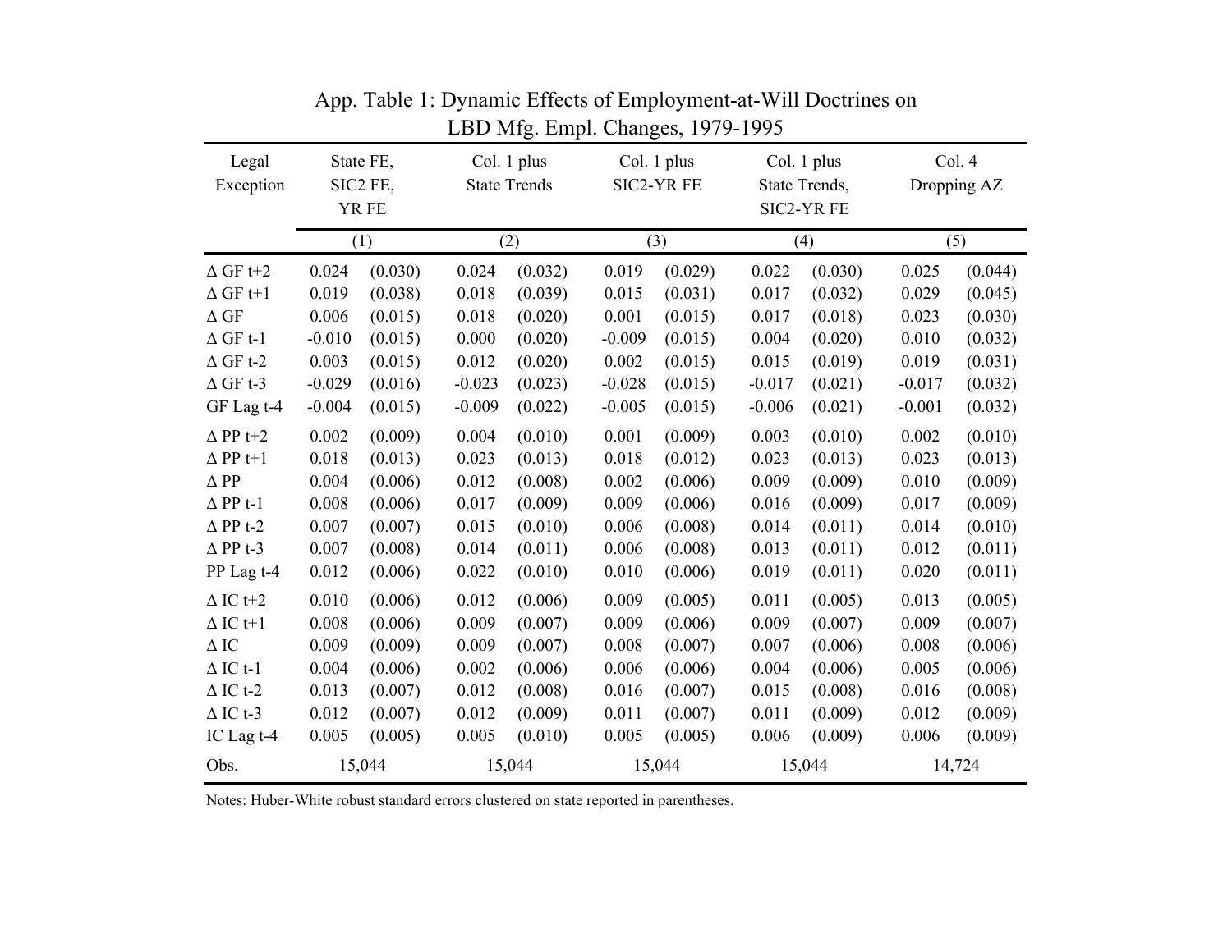App. Table 1: Dynamic Effects of Employment-at-Will Doctrines on LBD Mfg. Empl. Changes, 1979-1995

| Legal Exception | State FE, SIC2 FE, YR FE | | Col. 1 plus State Trends | | Col. 1 plus SIC2-YR FE | | Col. 1 plus State Trends, SIC2-YR FE | | Col. 4 Dropping AZ | |
|---|---|---|---|---|---|---|---|---|---|---|
| | (1) | | (2) | | (3) | | (4) | | (5) | |
| Δ GF t+2 | 0.024 | (0.030) | 0.024 | (0.032) | 0.019 | (0.029) | 0.022 | (0.030) | 0.025 | (0.044) |
| Δ GF t+1 | 0.019 | (0.038) | 0.018 | (0.039) | 0.015 | (0.031) | 0.017 | (0.032) | 0.029 | (0.045) |
| Δ GF | 0.006 | (0.015) | 0.018 | (0.020) | 0.001 | (0.015) | 0.017 | (0.018) | 0.023 | (0.030) |
| Δ GF t-1 | -0.010 | (0.015) | 0.000 | (0.020) | -0.009 | (0.015) | 0.004 | (0.020) | 0.010 | (0.032) |
| Δ GF t-2 | 0.003 | (0.015) | 0.012 | (0.020) | 0.002 | (0.015) | 0.015 | (0.019) | 0.019 | (0.031) |
| Δ GF t-3 | -0.029 | (0.016) | -0.023 | (0.023) | -0.028 | (0.015) | -0.017 | (0.021) | -0.017 | (0.032) |
| GF Lag t-4 | -0.004 | (0.015) | -0.009 | (0.022) | -0.005 | (0.015) | -0.006 | (0.021) | -0.001 | (0.032) |
| Δ PP t+2 | 0.002 | (0.009) | 0.004 | (0.010) | 0.001 | (0.009) | 0.003 | (0.010) | 0.002 | (0.010) |
| Δ PP t+1 | 0.018 | (0.013) | 0.023 | (0.013) | 0.018 | (0.012) | 0.023 | (0.013) | 0.023 | (0.013) |
| Δ PP | 0.004 | (0.006) | 0.012 | (0.008) | 0.002 | (0.006) | 0.009 | (0.009) | 0.010 | (0.009) |
| Δ PP t-1 | 0.008 | (0.006) | 0.017 | (0.009) | 0.009 | (0.006) | 0.016 | (0.009) | 0.017 | (0.009) |
| Δ PP t-2 | 0.007 | (0.007) | 0.015 | (0.010) | 0.006 | (0.008) | 0.014 | (0.011) | 0.014 | (0.010) |
| Δ PP t-3 | 0.007 | (0.008) | 0.014 | (0.011) | 0.006 | (0.008) | 0.013 | (0.011) | 0.012 | (0.011) |
| PP Lag t-4 | 0.012 | (0.006) | 0.022 | (0.010) | 0.010 | (0.006) | 0.019 | (0.011) | 0.020 | (0.011) |
| Δ IC t+2 | 0.010 | (0.006) | 0.012 | (0.006) | 0.009 | (0.005) | 0.011 | (0.005) | 0.013 | (0.005) |
| Δ IC t+1 | 0.008 | (0.006) | 0.009 | (0.007) | 0.009 | (0.006) | 0.009 | (0.007) | 0.009 | (0.007) |
| Δ IC | 0.009 | (0.009) | 0.009 | (0.007) | 0.008 | (0.007) | 0.007 | (0.006) | 0.008 | (0.006) |
| Δ IC t-1 | 0.004 | (0.006) | 0.002 | (0.006) | 0.006 | (0.006) | 0.004 | (0.006) | 0.005 | (0.006) |
| Δ IC t-2 | 0.013 | (0.007) | 0.012 | (0.008) | 0.016 | (0.007) | 0.015 | (0.008) | 0.016 | (0.008) |
| Δ IC t-3 | 0.012 | (0.007) | 0.012 | (0.009) | 0.011 | (0.007) | 0.011 | (0.009) | 0.012 | (0.009) |
| IC Lag t-4 | 0.005 | (0.005) | 0.005 | (0.010) | 0.005 | (0.005) | 0.006 | (0.009) | 0.006 | (0.009) |
| Obs. | 15,044 | | 15,044 | | 15,044 | | 15,044 | | 14,724 | |

Notes: Huber-White robust standard errors clustered on state reported in parentheses.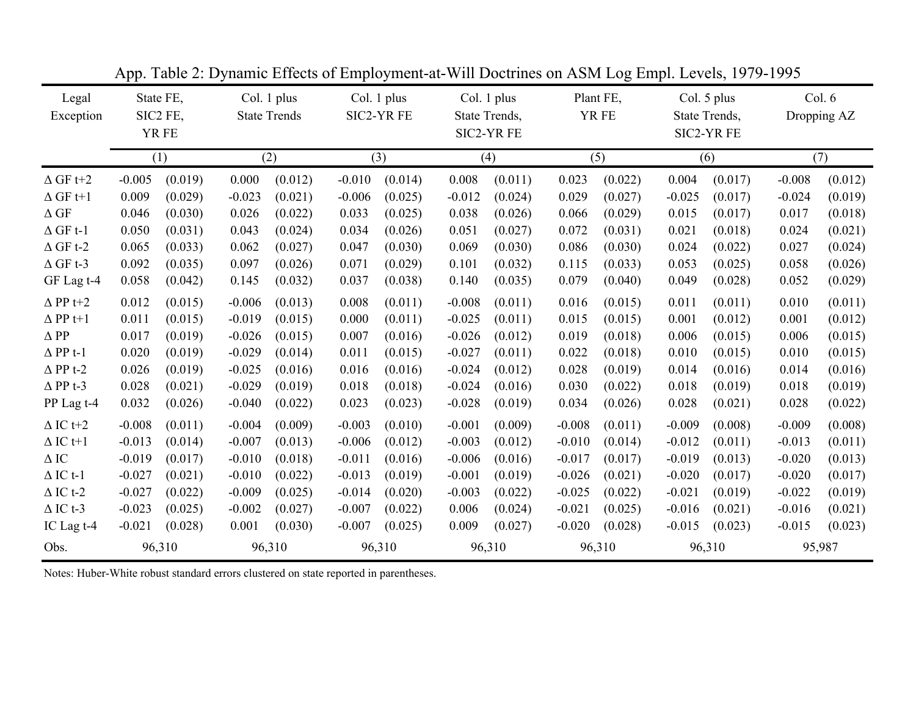App. Table 2: Dynamic Effects of Employment-at-Will Doctrines on ASM Log Empl. Levels, 1979-1995

| Legal Exception | State FE, SIC2 FE, YR FE | | Col. 1 plus State Trends | | Col. 1 plus SIC2-YR FE | | Col. 1 plus State Trends, SIC2-YR FE | | Plant FE, YR FE | | Col. 5 plus State Trends, SIC2-YR FE | | Col. 6 Dropping AZ | |
|---|---|---|---|---|---|---|---|---|---|---|---|---|---|---|
| | (1) | | (2) | | (3) | | (4) | | (5) | | (6) | | (7) | |
| Δ GF t+2 | -0.005 | (0.019) | 0.000 | (0.012) | -0.010 | (0.014) | 0.008 | (0.011) | 0.023 | (0.022) | 0.004 | (0.017) | -0.008 | (0.012) |
| Δ GF t+1 | 0.009 | (0.029) | -0.023 | (0.021) | -0.006 | (0.025) | -0.012 | (0.024) | 0.029 | (0.027) | -0.025 | (0.017) | -0.024 | (0.019) |
| Δ GF | 0.046 | (0.030) | 0.026 | (0.022) | 0.033 | (0.025) | 0.038 | (0.026) | 0.066 | (0.029) | 0.015 | (0.017) | 0.017 | (0.018) |
| Δ GF t-1 | 0.050 | (0.031) | 0.043 | (0.024) | 0.034 | (0.026) | 0.051 | (0.027) | 0.072 | (0.031) | 0.021 | (0.018) | 0.024 | (0.021) |
| Δ GF t-2 | 0.065 | (0.033) | 0.062 | (0.027) | 0.047 | (0.030) | 0.069 | (0.030) | 0.086 | (0.030) | 0.024 | (0.022) | 0.027 | (0.024) |
| Δ GF t-3 | 0.092 | (0.035) | 0.097 | (0.026) | 0.071 | (0.029) | 0.101 | (0.032) | 0.115 | (0.033) | 0.053 | (0.025) | 0.058 | (0.026) |
| GF Lag t-4 | 0.058 | (0.042) | 0.145 | (0.032) | 0.037 | (0.038) | 0.140 | (0.035) | 0.079 | (0.040) | 0.049 | (0.028) | 0.052 | (0.029) |
| Δ PP t+2 | 0.012 | (0.015) | -0.006 | (0.013) | 0.008 | (0.011) | -0.008 | (0.011) | 0.016 | (0.015) | 0.011 | (0.011) | 0.010 | (0.011) |
| Δ PP t+1 | 0.011 | (0.015) | -0.019 | (0.015) | 0.000 | (0.011) | -0.025 | (0.011) | 0.015 | (0.015) | 0.001 | (0.012) | 0.001 | (0.012) |
| Δ PP | 0.017 | (0.019) | -0.026 | (0.015) | 0.007 | (0.016) | -0.026 | (0.012) | 0.019 | (0.018) | 0.006 | (0.015) | 0.006 | (0.015) |
| Δ PP t-1 | 0.020 | (0.019) | -0.029 | (0.014) | 0.011 | (0.015) | -0.027 | (0.011) | 0.022 | (0.018) | 0.010 | (0.015) | 0.010 | (0.015) |
| Δ PP t-2 | 0.026 | (0.019) | -0.025 | (0.016) | 0.016 | (0.016) | -0.024 | (0.012) | 0.028 | (0.019) | 0.014 | (0.016) | 0.014 | (0.016) |
| Δ PP t-3 | 0.028 | (0.021) | -0.029 | (0.019) | 0.018 | (0.018) | -0.024 | (0.016) | 0.030 | (0.022) | 0.018 | (0.019) | 0.018 | (0.019) |
| PP Lag t-4 | 0.032 | (0.026) | -0.040 | (0.022) | 0.023 | (0.023) | -0.028 | (0.019) | 0.034 | (0.026) | 0.028 | (0.021) | 0.028 | (0.022) |
| Δ IC t+2 | -0.008 | (0.011) | -0.004 | (0.009) | -0.003 | (0.010) | -0.001 | (0.009) | -0.008 | (0.011) | -0.009 | (0.008) | -0.009 | (0.008) |
| Δ IC t+1 | -0.013 | (0.014) | -0.007 | (0.013) | -0.006 | (0.012) | -0.003 | (0.012) | -0.010 | (0.014) | -0.012 | (0.011) | -0.013 | (0.011) |
| Δ IC | -0.019 | (0.017) | -0.010 | (0.018) | -0.011 | (0.016) | -0.006 | (0.016) | -0.017 | (0.017) | -0.019 | (0.013) | -0.020 | (0.013) |
| Δ IC t-1 | -0.027 | (0.021) | -0.010 | (0.022) | -0.013 | (0.019) | -0.001 | (0.019) | -0.026 | (0.021) | -0.020 | (0.017) | -0.020 | (0.017) |
| Δ IC t-2 | -0.027 | (0.022) | -0.009 | (0.025) | -0.014 | (0.020) | -0.003 | (0.022) | -0.025 | (0.022) | -0.021 | (0.019) | -0.022 | (0.019) |
| Δ IC t-3 | -0.023 | (0.025) | -0.002 | (0.027) | -0.007 | (0.022) | 0.006 | (0.024) | -0.021 | (0.025) | -0.016 | (0.021) | -0.016 | (0.021) |
| IC Lag t-4 | -0.021 | (0.028) | 0.001 | (0.030) | -0.007 | (0.025) | 0.009 | (0.027) | -0.020 | (0.028) | -0.015 | (0.023) | -0.015 | (0.023) |
| Obs. | 96,310 | | 96,310 | | 96,310 | | 96,310 | | 96,310 | | 96,310 | | 95,987 | |

Notes: Huber-White robust standard errors clustered on state reported in parentheses.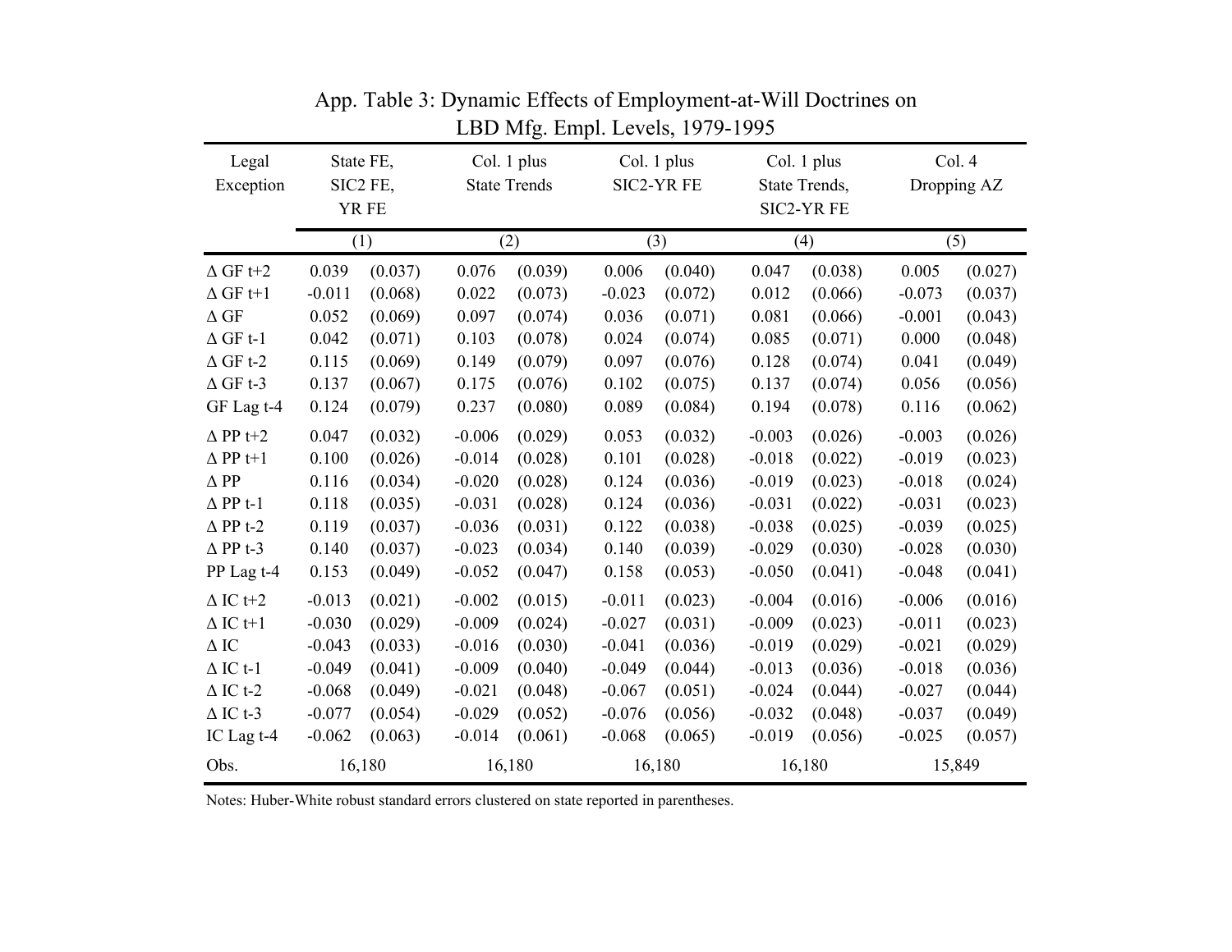App. Table 3: Dynamic Effects of Employment-at-Will Doctrines on LBD Mfg. Empl. Levels, 1979-1995

| Legal Exception | State FE, SIC2 FE, YR FE | | Col. 1 plus State Trends | | Col. 1 plus SIC2-YR FE | | Col. 1 plus State Trends, SIC2-YR FE | | Col. 4 Dropping AZ | |
|---|---|---|---|---|---|---|---|---|---|---|
| | (1) | | (2) | | (3) | | (4) | | (5) | |
| Δ GF t+2 | 0.039 | (0.037) | 0.076 | (0.039) | 0.006 | (0.040) | 0.047 | (0.038) | 0.005 | (0.027) |
| Δ GF t+1 | -0.011 | (0.068) | 0.022 | (0.073) | -0.023 | (0.072) | 0.012 | (0.066) | -0.073 | (0.037) |
| Δ GF | 0.052 | (0.069) | 0.097 | (0.074) | 0.036 | (0.071) | 0.081 | (0.066) | -0.001 | (0.043) |
| Δ GF t-1 | 0.042 | (0.071) | 0.103 | (0.078) | 0.024 | (0.074) | 0.085 | (0.071) | 0.000 | (0.048) |
| Δ GF t-2 | 0.115 | (0.069) | 0.149 | (0.079) | 0.097 | (0.076) | 0.128 | (0.074) | 0.041 | (0.049) |
| Δ GF t-3 | 0.137 | (0.067) | 0.175 | (0.076) | 0.102 | (0.075) | 0.137 | (0.074) | 0.056 | (0.056) |
| GF Lag t-4 | 0.124 | (0.079) | 0.237 | (0.080) | 0.089 | (0.084) | 0.194 | (0.078) | 0.116 | (0.062) |
| Δ PP t+2 | 0.047 | (0.032) | -0.006 | (0.029) | 0.053 | (0.032) | -0.003 | (0.026) | -0.003 | (0.026) |
| Δ PP t+1 | 0.100 | (0.026) | -0.014 | (0.028) | 0.101 | (0.028) | -0.018 | (0.022) | -0.019 | (0.023) |
| Δ PP | 0.116 | (0.034) | -0.020 | (0.028) | 0.124 | (0.036) | -0.019 | (0.023) | -0.018 | (0.024) |
| Δ PP t-1 | 0.118 | (0.035) | -0.031 | (0.028) | 0.124 | (0.036) | -0.031 | (0.022) | -0.031 | (0.023) |
| Δ PP t-2 | 0.119 | (0.037) | -0.036 | (0.031) | 0.122 | (0.038) | -0.038 | (0.025) | -0.039 | (0.025) |
| Δ PP t-3 | 0.140 | (0.037) | -0.023 | (0.034) | 0.140 | (0.039) | -0.029 | (0.030) | -0.028 | (0.030) |
| PP Lag t-4 | 0.153 | (0.049) | -0.052 | (0.047) | 0.158 | (0.053) | -0.050 | (0.041) | -0.048 | (0.041) |
| Δ IC t+2 | -0.013 | (0.021) | -0.002 | (0.015) | -0.011 | (0.023) | -0.004 | (0.016) | -0.006 | (0.016) |
| Δ IC t+1 | -0.030 | (0.029) | -0.009 | (0.024) | -0.027 | (0.031) | -0.009 | (0.023) | -0.011 | (0.023) |
| Δ IC | -0.043 | (0.033) | -0.016 | (0.030) | -0.041 | (0.036) | -0.019 | (0.029) | -0.021 | (0.029) |
| Δ IC t-1 | -0.049 | (0.041) | -0.009 | (0.040) | -0.049 | (0.044) | -0.013 | (0.036) | -0.018 | (0.036) |
| Δ IC t-2 | -0.068 | (0.049) | -0.021 | (0.048) | -0.067 | (0.051) | -0.024 | (0.044) | -0.027 | (0.044) |
| Δ IC t-3 | -0.077 | (0.054) | -0.029 | (0.052) | -0.076 | (0.056) | -0.032 | (0.048) | -0.037 | (0.049) |
| IC Lag t-4 | -0.062 | (0.063) | -0.014 | (0.061) | -0.068 | (0.065) | -0.019 | (0.056) | -0.025 | (0.057) |
| Obs. | 16,180 | | 16,180 | | 16,180 | | 16,180 | | 15,849 | |

Notes: Huber-White robust standard errors clustered on state reported in parentheses.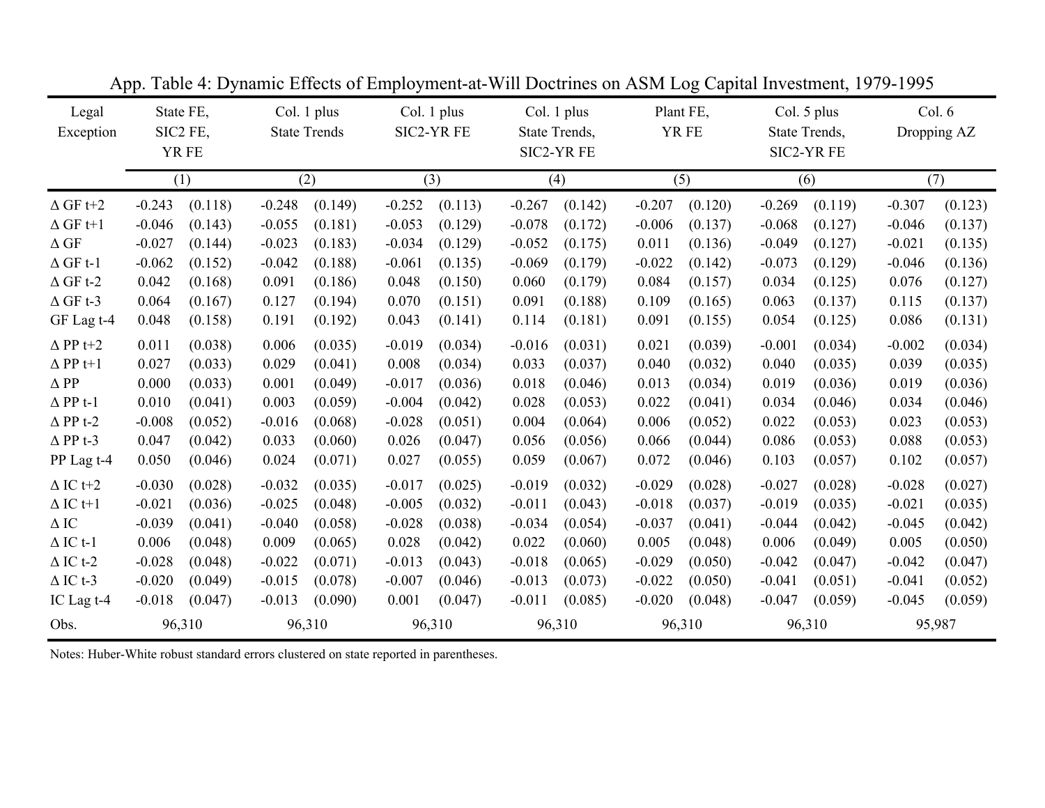App. Table 4: Dynamic Effects of Employment-at-Will Doctrines on ASM Log Capital Investment, 1979-1995

| Legal Exception | State FE, SIC2 FE, YR FE | | Col. 1 plus State Trends | | Col. 1 plus SIC2-YR FE | | Col. 1 plus State Trends, SIC2-YR FE | | Plant FE, YR FE | | Col. 5 plus State Trends, SIC2-YR FE | | Col. 6 Dropping AZ | |
|---|---|---|---|---|---|---|---|---|---|---|---|---|---|---|
| | (1) | | (2) | | (3) | | (4) | | (5) | | (6) | | (7) | |
| Δ GF t+2 | -0.243 | (0.118) | -0.248 | (0.149) | -0.252 | (0.113) | -0.267 | (0.142) | -0.207 | (0.120) | -0.269 | (0.119) | -0.307 | (0.123) |
| Δ GF t+1 | -0.046 | (0.143) | -0.055 | (0.181) | -0.053 | (0.129) | -0.078 | (0.172) | -0.006 | (0.137) | -0.068 | (0.127) | -0.046 | (0.137) |
| Δ GF | -0.027 | (0.144) | -0.023 | (0.183) | -0.034 | (0.129) | -0.052 | (0.175) | 0.011 | (0.136) | -0.049 | (0.127) | -0.021 | (0.135) |
| Δ GF t-1 | -0.062 | (0.152) | -0.042 | (0.188) | -0.061 | (0.135) | -0.069 | (0.179) | -0.022 | (0.142) | -0.073 | (0.129) | -0.046 | (0.136) |
| Δ GF t-2 | 0.042 | (0.168) | 0.091 | (0.186) | 0.048 | (0.150) | 0.060 | (0.179) | 0.084 | (0.157) | 0.034 | (0.125) | 0.076 | (0.127) |
| Δ GF t-3 | 0.064 | (0.167) | 0.127 | (0.194) | 0.070 | (0.151) | 0.091 | (0.188) | 0.109 | (0.165) | 0.063 | (0.137) | 0.115 | (0.137) |
| GF Lag t-4 | 0.048 | (0.158) | 0.191 | (0.192) | 0.043 | (0.141) | 0.114 | (0.181) | 0.091 | (0.155) | 0.054 | (0.125) | 0.086 | (0.131) |
| Δ PP t+2 | 0.011 | (0.038) | 0.006 | (0.035) | -0.019 | (0.034) | -0.016 | (0.031) | 0.021 | (0.039) | -0.001 | (0.034) | -0.002 | (0.034) |
| Δ PP t+1 | 0.027 | (0.033) | 0.029 | (0.041) | 0.008 | (0.034) | 0.033 | (0.037) | 0.040 | (0.032) | 0.040 | (0.035) | 0.039 | (0.035) |
| Δ PP | 0.000 | (0.033) | 0.001 | (0.049) | -0.017 | (0.036) | 0.018 | (0.046) | 0.013 | (0.034) | 0.019 | (0.036) | 0.019 | (0.036) |
| Δ PP t-1 | 0.010 | (0.041) | 0.003 | (0.059) | -0.004 | (0.042) | 0.028 | (0.053) | 0.022 | (0.041) | 0.034 | (0.046) | 0.034 | (0.046) |
| Δ PP t-2 | -0.008 | (0.052) | -0.016 | (0.068) | -0.028 | (0.051) | 0.004 | (0.064) | 0.006 | (0.052) | 0.022 | (0.053) | 0.023 | (0.053) |
| Δ PP t-3 | 0.047 | (0.042) | 0.033 | (0.060) | 0.026 | (0.047) | 0.056 | (0.056) | 0.066 | (0.044) | 0.086 | (0.053) | 0.088 | (0.053) |
| PP Lag t-4 | 0.050 | (0.046) | 0.024 | (0.071) | 0.027 | (0.055) | 0.059 | (0.067) | 0.072 | (0.046) | 0.103 | (0.057) | 0.102 | (0.057) |
| Δ IC t+2 | -0.030 | (0.028) | -0.032 | (0.035) | -0.017 | (0.025) | -0.019 | (0.032) | -0.029 | (0.028) | -0.027 | (0.028) | -0.028 | (0.027) |
| Δ IC t+1 | -0.021 | (0.036) | -0.025 | (0.048) | -0.005 | (0.032) | -0.011 | (0.043) | -0.018 | (0.037) | -0.019 | (0.035) | -0.021 | (0.035) |
| Δ IC | -0.039 | (0.041) | -0.040 | (0.058) | -0.028 | (0.038) | -0.034 | (0.054) | -0.037 | (0.041) | -0.044 | (0.042) | -0.045 | (0.042) |
| Δ IC t-1 | 0.006 | (0.048) | 0.009 | (0.065) | 0.028 | (0.042) | 0.022 | (0.060) | 0.005 | (0.048) | 0.006 | (0.049) | 0.005 | (0.050) |
| Δ IC t-2 | -0.028 | (0.048) | -0.022 | (0.071) | -0.013 | (0.043) | -0.018 | (0.065) | -0.029 | (0.050) | -0.042 | (0.047) | -0.042 | (0.047) |
| Δ IC t-3 | -0.020 | (0.049) | -0.015 | (0.078) | -0.007 | (0.046) | -0.013 | (0.073) | -0.022 | (0.050) | -0.041 | (0.051) | -0.041 | (0.052) |
| IC Lag t-4 | -0.018 | (0.047) | -0.013 | (0.090) | 0.001 | (0.047) | -0.011 | (0.085) | -0.020 | (0.048) | -0.047 | (0.059) | -0.045 | (0.059) |
| Obs. | 96,310 | | 96,310 | | 96,310 | | 96,310 | | 96,310 | | 96,310 | | 95,987 | |

Notes: Huber-White robust standard errors clustered on state reported in parentheses.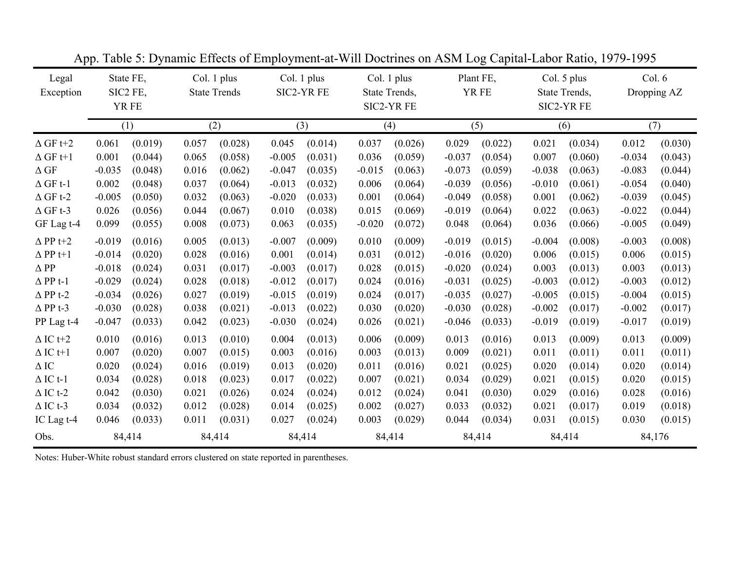App. Table 5: Dynamic Effects of Employment-at-Will Doctrines on ASM Log Capital-Labor Ratio, 1979-1995

| Legal Exception | State FE, SIC2 FE, YR FE | | Col. 1 plus State Trends | | Col. 1 plus SIC2-YR FE | | Col. 1 plus State Trends, SIC2-YR FE | | Plant FE, YR FE | | Col. 5 plus State Trends, SIC2-YR FE | | Col. 6 Dropping AZ | |
|---|---|---|---|---|---|---|---|---|---|---|---|---|---|---|
| | (1) | | (2) | | (3) | | (4) | | (5) | | (6) | | (7) | |
| Δ GF t+2 | 0.061 | (0.019) | 0.057 | (0.028) | 0.045 | (0.014) | 0.037 | (0.026) | 0.029 | (0.022) | 0.021 | (0.034) | 0.012 | (0.030) |
| Δ GF t+1 | 0.001 | (0.044) | 0.065 | (0.058) | -0.005 | (0.031) | 0.036 | (0.059) | -0.037 | (0.054) | 0.007 | (0.060) | -0.034 | (0.043) |
| Δ GF | -0.035 | (0.048) | 0.016 | (0.062) | -0.047 | (0.035) | -0.015 | (0.063) | -0.073 | (0.059) | -0.038 | (0.063) | -0.083 | (0.044) |
| Δ GF t-1 | 0.002 | (0.048) | 0.037 | (0.064) | -0.013 | (0.032) | 0.006 | (0.064) | -0.039 | (0.056) | -0.010 | (0.061) | -0.054 | (0.040) |
| Δ GF t-2 | -0.005 | (0.050) | 0.032 | (0.063) | -0.020 | (0.033) | 0.001 | (0.064) | -0.049 | (0.058) | 0.001 | (0.062) | -0.039 | (0.045) |
| Δ GF t-3 | 0.026 | (0.056) | 0.044 | (0.067) | 0.010 | (0.038) | 0.015 | (0.069) | -0.019 | (0.064) | 0.022 | (0.063) | -0.022 | (0.044) |
| GF Lag t-4 | 0.099 | (0.055) | 0.008 | (0.073) | 0.063 | (0.035) | -0.020 | (0.072) | 0.048 | (0.064) | 0.036 | (0.066) | -0.005 | (0.049) |
| Δ PP t+2 | -0.019 | (0.016) | 0.005 | (0.013) | -0.007 | (0.009) | 0.010 | (0.009) | -0.019 | (0.015) | -0.004 | (0.008) | -0.003 | (0.008) |
| Δ PP t+1 | -0.014 | (0.020) | 0.028 | (0.016) | 0.001 | (0.014) | 0.031 | (0.012) | -0.016 | (0.020) | 0.006 | (0.015) | 0.006 | (0.015) |
| Δ PP | -0.018 | (0.024) | 0.031 | (0.017) | -0.003 | (0.017) | 0.028 | (0.015) | -0.020 | (0.024) | 0.003 | (0.013) | 0.003 | (0.013) |
| Δ PP t-1 | -0.029 | (0.024) | 0.028 | (0.018) | -0.012 | (0.017) | 0.024 | (0.016) | -0.031 | (0.025) | -0.003 | (0.012) | -0.003 | (0.012) |
| Δ PP t-2 | -0.034 | (0.026) | 0.027 | (0.019) | -0.015 | (0.019) | 0.024 | (0.017) | -0.035 | (0.027) | -0.005 | (0.015) | -0.004 | (0.015) |
| Δ PP t-3 | -0.030 | (0.028) | 0.038 | (0.021) | -0.013 | (0.022) | 0.030 | (0.020) | -0.030 | (0.028) | -0.002 | (0.017) | -0.002 | (0.017) |
| PP Lag t-4 | -0.047 | (0.033) | 0.042 | (0.023) | -0.030 | (0.024) | 0.026 | (0.021) | -0.046 | (0.033) | -0.019 | (0.019) | -0.017 | (0.019) |
| Δ IC t+2 | 0.010 | (0.016) | 0.013 | (0.010) | 0.004 | (0.013) | 0.006 | (0.009) | 0.013 | (0.016) | 0.013 | (0.009) | 0.013 | (0.009) |
| Δ IC t+1 | 0.007 | (0.020) | 0.007 | (0.015) | 0.003 | (0.016) | 0.003 | (0.013) | 0.009 | (0.021) | 0.011 | (0.011) | 0.011 | (0.011) |
| Δ IC | 0.020 | (0.024) | 0.016 | (0.019) | 0.013 | (0.020) | 0.011 | (0.016) | 0.021 | (0.025) | 0.020 | (0.014) | 0.020 | (0.014) |
| Δ IC t-1 | 0.034 | (0.028) | 0.018 | (0.023) | 0.017 | (0.022) | 0.007 | (0.021) | 0.034 | (0.029) | 0.021 | (0.015) | 0.020 | (0.015) |
| Δ IC t-2 | 0.042 | (0.030) | 0.021 | (0.026) | 0.024 | (0.024) | 0.012 | (0.024) | 0.041 | (0.030) | 0.029 | (0.016) | 0.028 | (0.016) |
| Δ IC t-3 | 0.034 | (0.032) | 0.012 | (0.028) | 0.014 | (0.025) | 0.002 | (0.027) | 0.033 | (0.032) | 0.021 | (0.017) | 0.019 | (0.018) |
| IC Lag t-4 | 0.046 | (0.033) | 0.011 | (0.031) | 0.027 | (0.024) | 0.003 | (0.029) | 0.044 | (0.034) | 0.031 | (0.015) | 0.030 | (0.015) |
| Obs. | 84,414 | | 84,414 | | 84,414 | | 84,414 | | 84,414 | | 84,414 | | 84,176 | |

Notes: Huber-White robust standard errors clustered on state reported in parentheses.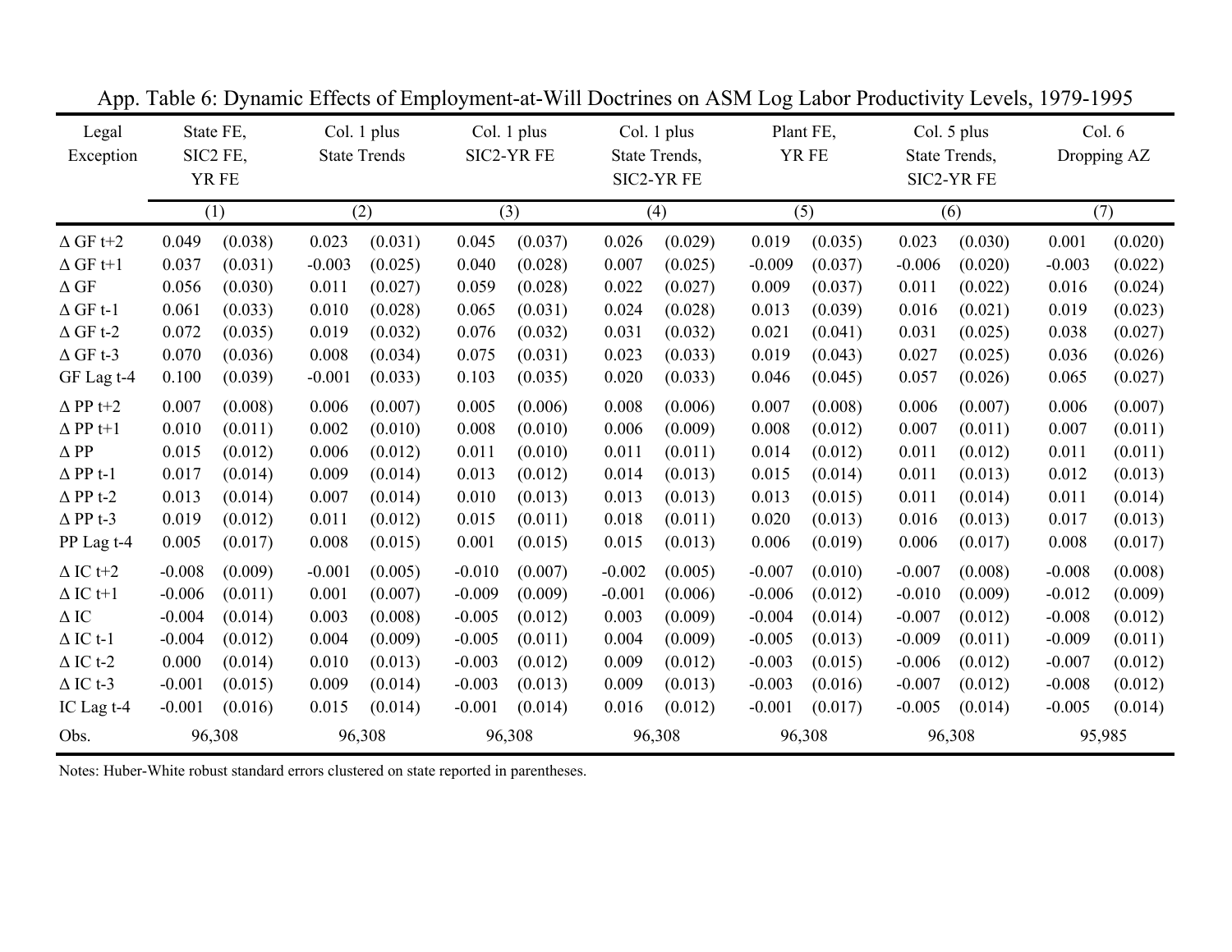App. Table 6: Dynamic Effects of Employment-at-Will Doctrines on ASM Log Labor Productivity Levels, 1979-1995

| Legal Exception | State FE, SIC2 FE, YR FE | | Col. 1 plus State Trends | | Col. 1 plus SIC2-YR FE | | Col. 1 plus State Trends, SIC2-YR FE | | Plant FE, YR FE | | Col. 5 plus State Trends, SIC2-YR FE | | Col. 6 Dropping AZ | |
|---|---|---|---|---|---|---|---|---|---|---|---|---|---|---|
| | (1) | | (2) | | (3) | | (4) | | (5) | | (6) | | (7) | |
| Δ GF t+2 | 0.049 | (0.038) | 0.023 | (0.031) | 0.045 | (0.037) | 0.026 | (0.029) | 0.019 | (0.035) | 0.023 | (0.030) | 0.001 | (0.020) |
| Δ GF t+1 | 0.037 | (0.031) | -0.003 | (0.025) | 0.040 | (0.028) | 0.007 | (0.025) | -0.009 | (0.037) | -0.006 | (0.020) | -0.003 | (0.022) |
| Δ GF | 0.056 | (0.030) | 0.011 | (0.027) | 0.059 | (0.028) | 0.022 | (0.027) | 0.009 | (0.037) | 0.011 | (0.022) | 0.016 | (0.024) |
| Δ GF t-1 | 0.061 | (0.033) | 0.010 | (0.028) | 0.065 | (0.031) | 0.024 | (0.028) | 0.013 | (0.039) | 0.016 | (0.021) | 0.019 | (0.023) |
| Δ GF t-2 | 0.072 | (0.035) | 0.019 | (0.032) | 0.076 | (0.032) | 0.031 | (0.032) | 0.021 | (0.041) | 0.031 | (0.025) | 0.038 | (0.027) |
| Δ GF t-3 | 0.070 | (0.036) | 0.008 | (0.034) | 0.075 | (0.031) | 0.023 | (0.033) | 0.019 | (0.043) | 0.027 | (0.025) | 0.036 | (0.026) |
| GF Lag t-4 | 0.100 | (0.039) | -0.001 | (0.033) | 0.103 | (0.035) | 0.020 | (0.033) | 0.046 | (0.045) | 0.057 | (0.026) | 0.065 | (0.027) |
| Δ PP t+2 | 0.007 | (0.008) | 0.006 | (0.007) | 0.005 | (0.006) | 0.008 | (0.006) | 0.007 | (0.008) | 0.006 | (0.007) | 0.006 | (0.007) |
| Δ PP t+1 | 0.010 | (0.011) | 0.002 | (0.010) | 0.008 | (0.010) | 0.006 | (0.009) | 0.008 | (0.012) | 0.007 | (0.011) | 0.007 | (0.011) |
| Δ PP | 0.015 | (0.012) | 0.006 | (0.012) | 0.011 | (0.010) | 0.011 | (0.011) | 0.014 | (0.012) | 0.011 | (0.012) | 0.011 | (0.011) |
| Δ PP t-1 | 0.017 | (0.014) | 0.009 | (0.014) | 0.013 | (0.012) | 0.014 | (0.013) | 0.015 | (0.014) | 0.011 | (0.013) | 0.012 | (0.013) |
| Δ PP t-2 | 0.013 | (0.014) | 0.007 | (0.014) | 0.010 | (0.013) | 0.013 | (0.013) | 0.013 | (0.015) | 0.011 | (0.014) | 0.011 | (0.014) |
| Δ PP t-3 | 0.019 | (0.012) | 0.011 | (0.012) | 0.015 | (0.011) | 0.018 | (0.011) | 0.020 | (0.013) | 0.016 | (0.013) | 0.017 | (0.013) |
| PP Lag t-4 | 0.005 | (0.017) | 0.008 | (0.015) | 0.001 | (0.015) | 0.015 | (0.013) | 0.006 | (0.019) | 0.006 | (0.017) | 0.008 | (0.017) |
| Δ IC t+2 | -0.008 | (0.009) | -0.001 | (0.005) | -0.010 | (0.007) | -0.002 | (0.005) | -0.007 | (0.010) | -0.007 | (0.008) | -0.008 | (0.008) |
| Δ IC t+1 | -0.006 | (0.011) | 0.001 | (0.007) | -0.009 | (0.009) | -0.001 | (0.006) | -0.006 | (0.012) | -0.010 | (0.009) | -0.012 | (0.009) |
| Δ IC | -0.004 | (0.014) | 0.003 | (0.008) | -0.005 | (0.012) | 0.003 | (0.009) | -0.004 | (0.014) | -0.007 | (0.012) | -0.008 | (0.012) |
| Δ IC t-1 | -0.004 | (0.012) | 0.004 | (0.009) | -0.005 | (0.011) | 0.004 | (0.009) | -0.005 | (0.013) | -0.009 | (0.011) | -0.009 | (0.011) |
| Δ IC t-2 | 0.000 | (0.014) | 0.010 | (0.013) | -0.003 | (0.012) | 0.009 | (0.012) | -0.003 | (0.015) | -0.006 | (0.012) | -0.007 | (0.012) |
| Δ IC t-3 | -0.001 | (0.015) | 0.009 | (0.014) | -0.003 | (0.013) | 0.009 | (0.013) | -0.003 | (0.016) | -0.007 | (0.012) | -0.008 | (0.012) |
| IC Lag t-4 | -0.001 | (0.016) | 0.015 | (0.014) | -0.001 | (0.014) | 0.016 | (0.012) | -0.001 | (0.017) | -0.005 | (0.014) | -0.005 | (0.014) |
| Obs. | 96,308 | | 96,308 | | 96,308 | | 96,308 | | 96,308 | | 96,308 | | 95,985 | |

Notes: Huber-White robust standard errors clustered on state reported in parentheses.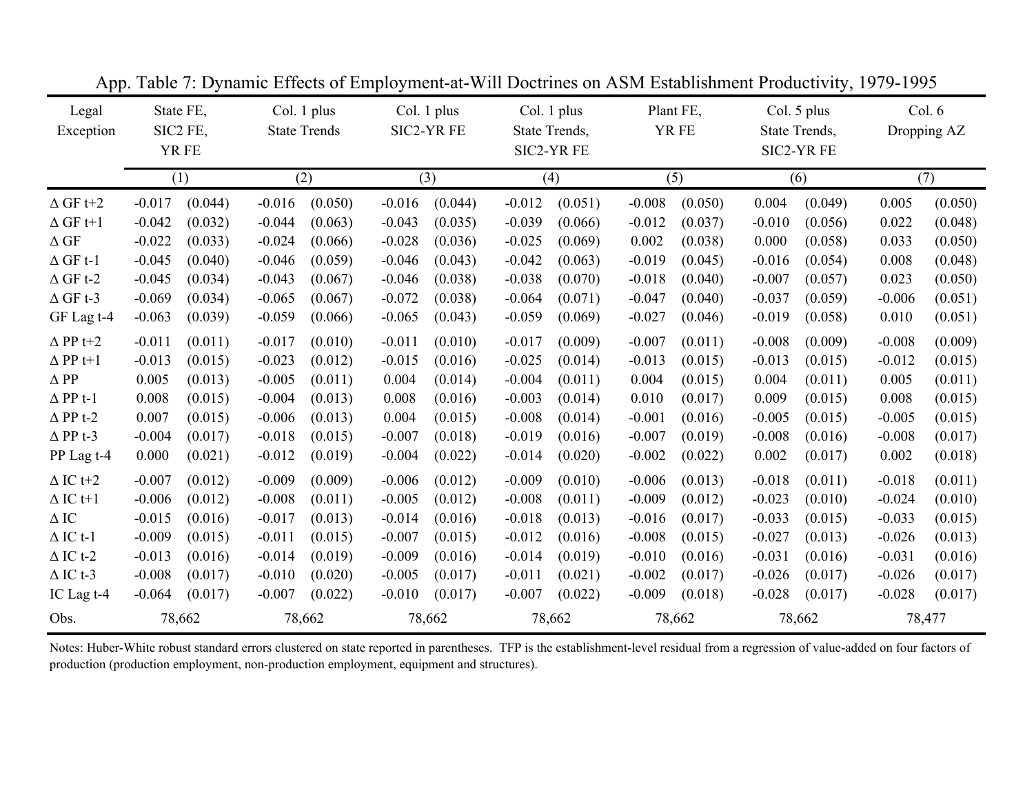## App. Table 7: Dynamic Effects of Employment-at-Will Doctrines on ASM Establishment Productivity, 1979-1995

| Legal Exception | State FE, SIC2 FE, YR FE | | Col. 1 plus State Trends | | Col. 1 plus SIC2-YR FE | | Col. 1 plus State Trends, SIC2-YR FE | | Plant FE, YR FE | | Col. 5 plus State Trends, SIC2-YR FE | | Col. 6 Dropping AZ | |
|---|---|---|---|---|---|---|---|---|---|---|---|---|---|---|
| | (1) | | (2) | | (3) | | (4) | | (5) | | (6) | | (7) | |
| Δ GF t+2 | -0.017 | (0.044) | -0.016 | (0.050) | -0.016 | (0.044) | -0.012 | (0.051) | -0.008 | (0.050) | 0.004 | (0.049) | 0.005 | (0.050) |
| Δ GF t+1 | -0.042 | (0.032) | -0.044 | (0.063) | -0.043 | (0.035) | -0.039 | (0.066) | -0.012 | (0.037) | -0.010 | (0.056) | 0.022 | (0.048) |
| Δ GF | -0.022 | (0.033) | -0.024 | (0.066) | -0.028 | (0.036) | -0.025 | (0.069) | 0.002 | (0.038) | 0.000 | (0.058) | 0.033 | (0.050) |
| Δ GF t-1 | -0.045 | (0.040) | -0.046 | (0.059) | -0.046 | (0.043) | -0.042 | (0.063) | -0.019 | (0.045) | -0.016 | (0.054) | 0.008 | (0.048) |
| Δ GF t-2 | -0.045 | (0.034) | -0.043 | (0.067) | -0.046 | (0.038) | -0.038 | (0.070) | -0.018 | (0.040) | -0.007 | (0.057) | 0.023 | (0.050) |
| Δ GF t-3 | -0.069 | (0.034) | -0.065 | (0.067) | -0.072 | (0.038) | -0.064 | (0.071) | -0.047 | (0.040) | -0.037 | (0.059) | -0.006 | (0.051) |
| GF Lag t-4 | -0.063 | (0.039) | -0.059 | (0.066) | -0.065 | (0.043) | -0.059 | (0.069) | -0.027 | (0.046) | -0.019 | (0.058) | 0.010 | (0.051) |
| Δ PP t+2 | -0.011 | (0.011) | -0.017 | (0.010) | -0.011 | (0.010) | -0.017 | (0.009) | -0.007 | (0.011) | -0.008 | (0.009) | -0.008 | (0.009) |
| Δ PP t+1 | -0.013 | (0.015) | -0.023 | (0.012) | -0.015 | (0.016) | -0.025 | (0.014) | -0.013 | (0.015) | -0.013 | (0.015) | -0.012 | (0.015) |
| Δ PP | 0.005 | (0.013) | -0.005 | (0.011) | 0.004 | (0.014) | -0.004 | (0.011) | 0.004 | (0.015) | 0.004 | (0.011) | 0.005 | (0.011) |
| Δ PP t-1 | 0.008 | (0.015) | -0.004 | (0.013) | 0.008 | (0.016) | -0.003 | (0.014) | 0.010 | (0.017) | 0.009 | (0.015) | 0.008 | (0.015) |
| Δ PP t-2 | 0.007 | (0.015) | -0.006 | (0.013) | 0.004 | (0.015) | -0.008 | (0.014) | -0.001 | (0.016) | -0.005 | (0.015) | -0.005 | (0.015) |
| Δ PP t-3 | -0.004 | (0.017) | -0.018 | (0.015) | -0.007 | (0.018) | -0.019 | (0.016) | -0.007 | (0.019) | -0.008 | (0.016) | -0.008 | (0.017) |
| PP Lag t-4 | 0.000 | (0.021) | -0.012 | (0.019) | -0.004 | (0.022) | -0.014 | (0.020) | -0.002 | (0.022) | 0.002 | (0.017) | 0.002 | (0.018) |
| Δ IC t+2 | -0.007 | (0.012) | -0.009 | (0.009) | -0.006 | (0.012) | -0.009 | (0.010) | -0.006 | (0.013) | -0.018 | (0.011) | -0.018 | (0.011) |
| Δ IC t+1 | -0.006 | (0.012) | -0.008 | (0.011) | -0.005 | (0.012) | -0.008 | (0.011) | -0.009 | (0.012) | -0.023 | (0.010) | -0.024 | (0.010) |
| Δ IC | -0.015 | (0.016) | -0.017 | (0.013) | -0.014 | (0.016) | -0.018 | (0.013) | -0.016 | (0.017) | -0.033 | (0.015) | -0.033 | (0.015) |
| Δ IC t-1 | -0.009 | (0.015) | -0.011 | (0.015) | -0.007 | (0.015) | -0.012 | (0.016) | -0.008 | (0.015) | -0.027 | (0.013) | -0.026 | (0.013) |
| Δ IC t-2 | -0.013 | (0.016) | -0.014 | (0.019) | -0.009 | (0.016) | -0.014 | (0.019) | -0.010 | (0.016) | -0.031 | (0.016) | -0.031 | (0.016) |
| Δ IC t-3 | -0.008 | (0.017) | -0.010 | (0.020) | -0.005 | (0.017) | -0.011 | (0.021) | -0.002 | (0.017) | -0.026 | (0.017) | -0.026 | (0.017) |
| IC Lag t-4 | -0.064 | (0.017) | -0.007 | (0.022) | -0.010 | (0.017) | -0.007 | (0.022) | -0.009 | (0.018) | -0.028 | (0.017) | -0.028 | (0.017) |
| Obs. | 78,662 | | 78,662 | | 78,662 | | 78,662 | | 78,662 | | 78,662 | | 78,477 | |

Notes: Huber-White robust standard errors clustered on state reported in parentheses. TFP is the establishment-level residual from a regression of value-added on four factors of production (production employment, non-production employment, equipment and structures).